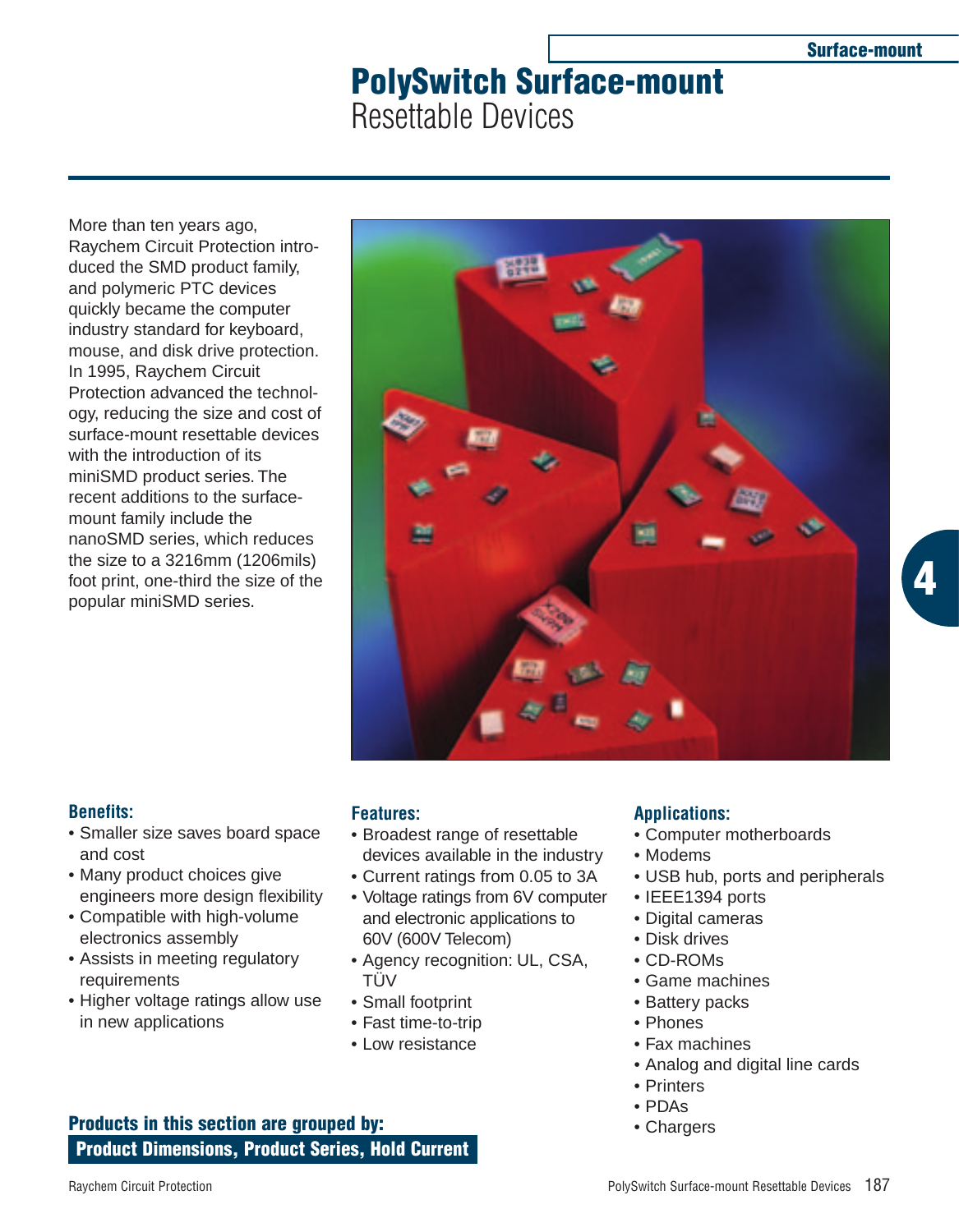# PolySwitch Surface-mount

## Resettable Devices

More than ten years ago, Raychem Circuit Protection introduced the SMD product family, and polymeric PTC devices quickly became the computer industry standard for keyboard, mouse, and disk drive protection. In 1995, Raychem Circuit Protection advanced the technology, reducing the size and cost of surface-mount resettable devices with the introduction of its miniSMD product series. The recent additions to the surface-mount family include the nanoSMD series, which reduces the size to a 3216mm (1206mils) foot print, one-third the size of the popular miniSMD series.

### Benefits:

- Smaller size saves board space and cost
- Many product choices give engineers more design flexibility
- Compatible with high-volume electronics assembly
- Assists in meeting regulatory requirements
- Higher voltage ratings allow use in new applications

### Features:

- Broadest range of resettable devices available in the industry
- Current ratings from 0.05 to 3A
- Voltage ratings from 6V computer and electronic applications to 60V (600V Telecom)
- Agency recognition: UL, CSA, TÜV
- Small footprint
- Fast time-to-trip
- Low resistance

### Applications:

- Computer motherboards
- Modems
- USB hub, ports and peripherals
- IEEE1394 ports
- Digital cameras
- Disk drives
- CD-ROMs
- Game machines
- Battery packs
- Phones
- Fax machines
- Analog and digital line cards
- Printers
- PDAs
- Chargers

**Products in this section are grouped by:**

**Product Dimensions, Product Series, Hold Current**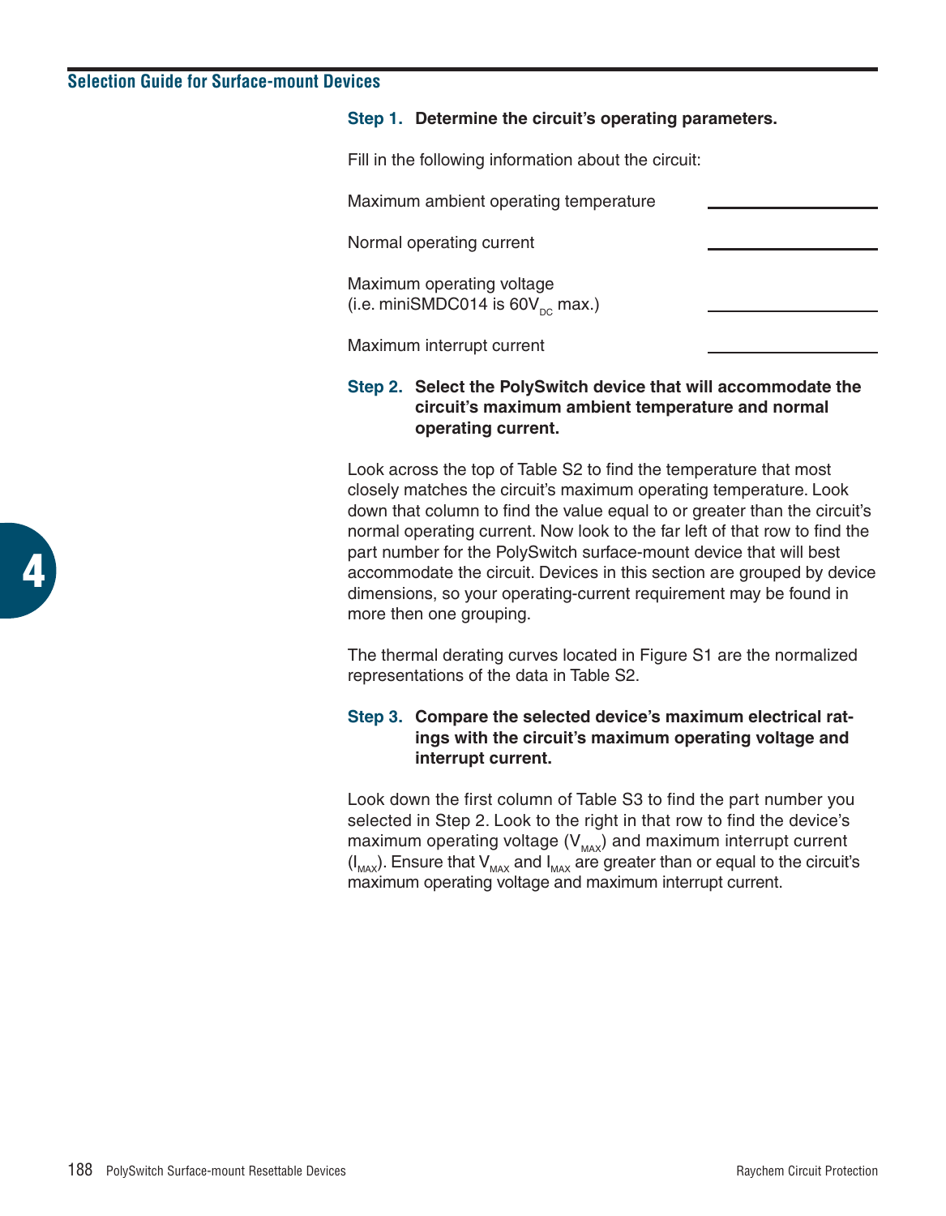## Selection Guide for Surface-mount Devices

**Step 1. Determine the circuit's operating parameters.**

Fill in the following information about the circuit:

Maximum ambient operating temperature \_\_\_\_\_\_\_\_\_\_\_\_\_\_\_\_

Normal operating current \_\_\_\_\_\_\_\_\_\_\_\_\_\_\_\_

Maximum operating voltage
(i.e. miniSMDC014 is $60V_{DC}$ max.) \_\_\_\_\_\_\_\_\_\_\_\_\_\_\_\_

Maximum interrupt current \_\_\_\_\_\_\_\_\_\_\_\_\_\_\_\_

**Step 2. Select the PolySwitch device that will accommodate the circuit's maximum ambient temperature and normal operating current.**

Look across the top of Table S2 to find the temperature that most closely matches the circuit's maximum operating temperature. Look down that column to find the value equal to or greater than the circuit's normal operating current. Now look to the far left of that row to find the part number for the PolySwitch surface-mount device that will best accommodate the circuit. Devices in this section are grouped by device dimensions, so your operating-current requirement may be found in more then one grouping.

The thermal derating curves located in Figure S1 are the normalized representations of the data in Table S2.

**Step 3. Compare the selected device's maximum electrical ratings with the circuit's maximum operating voltage and interrupt current.**

Look down the first column of Table S3 to find the part number you selected in Step 2. Look to the right in that row to find the device's maximum operating voltage ($V_{MAX}$) and maximum interrupt current ($I_{MAX}$). Ensure that $V_{MAX}$ and $I_{MAX}$ are greater than or equal to the circuit's maximum operating voltage and maximum interrupt current.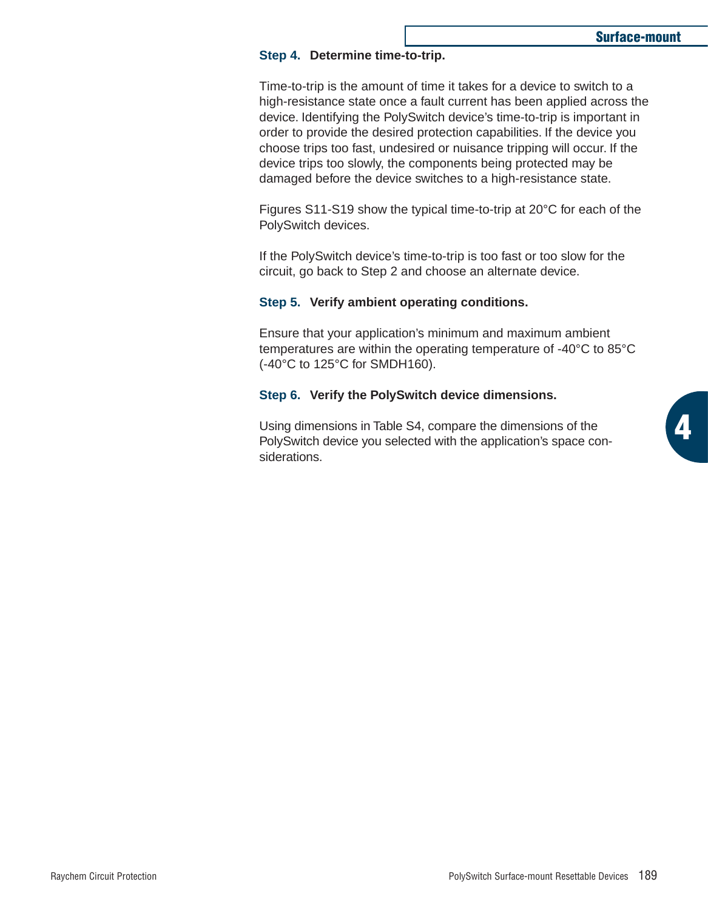### Step 4. Determine time-to-trip.

Time-to-trip is the amount of time it takes for a device to switch to a high-resistance state once a fault current has been applied across the device. Identifying the PolySwitch device's time-to-trip is important in order to provide the desired protection capabilities. If the device you choose trips too fast, undesired or nuisance tripping will occur. If the device trips too slowly, the components being protected may be damaged before the device switches to a high-resistance state.

Figures S11-S19 show the typical time-to-trip at 20°C for each of the PolySwitch devices.

If the PolySwitch device's time-to-trip is too fast or too slow for the circuit, go back to Step 2 and choose an alternate device.

### Step 5. Verify ambient operating conditions.

Ensure that your application's minimum and maximum ambient temperatures are within the operating temperature of -40°C to 85°C (-40°C to 125°C for SMDH160).

### Step 6. Verify the PolySwitch device dimensions.

Using dimensions in Table S4, compare the dimensions of the PolySwitch device you selected with the application's space considerations.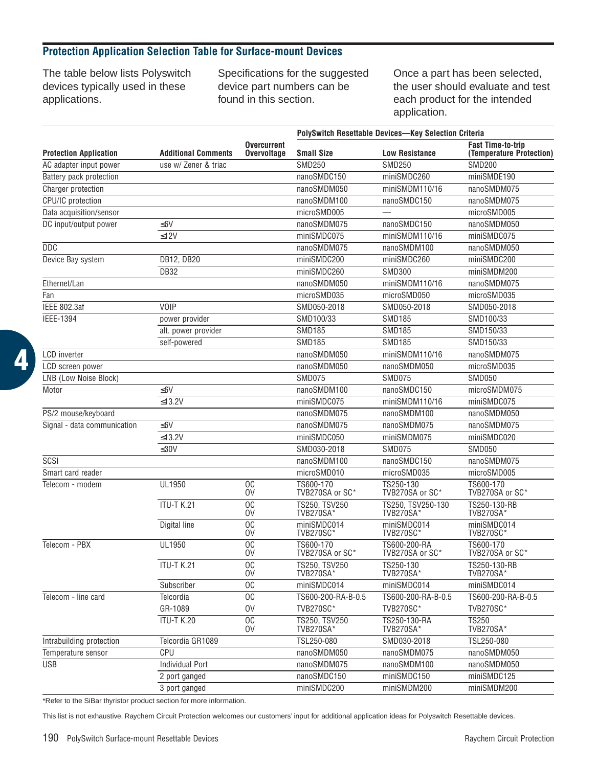## Protection Application Selection Table for Surface-mount Devices

The table below lists Polyswitch devices typically used in these applications.

Specifications for the suggested device part numbers can be found in this section.

Once a part has been selected, the user should evaluate and test each product for the intended application.

| Protection Application | Additional Comments | Overcurrent Overvoltage | PolySwitch Resettable Devices—Key Selection Criteria | | |
|---|---|---|---|---|---|
| | | | Small Size | Low Resistance | Fast Time-to-trip (Temperature Protection) |
| AC adapter input power | use w/ Zener & triac | | SMD250 | SMD250 | SMD200 |
| Battery pack protection | | | nanoSMDC150 | miniSMDC260 | miniSMDE190 |
| Charger protection | | | nanoSMDM050 | miniSMDM110/16 | nanoSMDM075 |
| CPU/IC protection | | | nanoSMDM100 | nanoSMDC150 | nanoSMDM075 |
| Data acquisition/sensor | | | microSMD005 | — | microSMD005 |
| DC input/output power | ≤6V | | nanoSMDM075 | nanoSMDC150 | nanoSMDM050 |
| | ≤12V | | miniSMDC075 | miniSMDM110/16 | miniSMDC075 |
| DDC | | | nanoSMDM075 | nanoSMDM100 | nanoSMDM050 |
| Device Bay system | DB12, DB20 | | miniSMDC200 | miniSMDC260 | miniSMDC200 |
| | DB32 | | miniSMDC260 | SMD300 | miniSMDM200 |
| Ethernet/Lan | | | nanoSMDM050 | miniSMDM110/16 | nanoSMDM075 |
| Fan | | | microSMD035 | microSMD050 | microSMD035 |
| IEEE 802.3af | VOIP | | SMD050-2018 | SMD050-2018 | SMD050-2018 |
| IEEE-1394 | power provider | | SMD100/33 | SMD185 | SMD100/33 |
| | alt. power provider | | SMD185 | SMD185 | SMD150/33 |
| | self-powered | | SMD185 | SMD185 | SMD150/33 |
| LCD inverter | | | nanoSMDM050 | miniSMDM110/16 | nanoSMDM075 |
| LCD screen power | | | nanoSMDM050 | nanoSMDM050 | microSMD035 |
| LNB (Low Noise Block) | | | SMD075 | SMD075 | SMD050 |
| Motor | ≤6V | | nanoSMDM100 | nanoSMDC150 | microSMDM075 |
| | ≤13.2V | | miniSMDC075 | miniSMDM110/16 | miniSMDC075 |
| PS/2 mouse/keyboard | | | nanoSMDM075 | nanoSMDM100 | nanoSMDM050 |
| Signal - data communication | ≤6V | | nanoSMDM075 | nanoSMDM075 | nanoSMDM075 |
| | ≤13.2V | | miniSMDC050 | miniSMDM075 | miniSMDC020 |
| | ≤30V | | SMD030-2018 | SMD075 | SMD050 |
| SCSI | | | nanoSMDM100 | nanoSMDC150 | nanoSMDM075 |
| Smart card reader | | | microSMD010 | microSMD035 | microSMD005 |
| Telecom - modem | UL1950 | OC OV | TS600-170 TVB270SA or SC* | TS250-130 TVB270SA or SC* | TS600-170 TVB270SA or SC* |
| | ITU-T K.21 | OC OV | TS250, TSV250 TVB270SA* | TS250, TSV250-130 TVB270SA* | TS250-130-RB TVB270SA* |
| | Digital line | OC OV | miniSMDC014 TVB270SC* | miniSMDC014 TVB270SC* | miniSMDC014 TVB270SC* |
| Telecom - PBX | UL1950 | OC OV | TS600-170 TVB270SA or SC* | TS600-200-RA TVB270SA or SC* | TS600-170 TVB270SA or SC* |
| | ITU-T K.21 | OC OV | TS250, TSV250 TVB270SA* | TS250-130 TVB270SA* | TS250-130-RB TVB270SA* |
| | Subscriber | OC | miniSMDC014 | miniSMDC014 | miniSMDC014 |
| Telecom - line card | Telcordia | OC | TS600-200-RA-B-0.5 | TS600-200-RA-B-0.5 | TS600-200-RA-B-0.5 |
| | GR-1089 | OV | TVB270SC* | TVB270SC* | TVB270SC* |
| | ITU-T K.20 | OC OV | TS250, TSV250 TVB270SA* | TS250-130-RA TVB270SA* | TS250 TVB270SA* |
| Intrabuilding protection | Telcordia GR1089 | | TSL250-080 | SMD030-2018 | TSL250-080 |
| Temperature sensor | CPU | | nanoSMDM050 | nanoSMDM075 | nanoSMDM050 |
| USB | Individual Port | | nanoSMDM075 | nanoSMDM100 | nanoSMDM050 |
| | 2 port ganged | | nanoSMDC150 | miniSMDC150 | miniSMDC125 |
| | 3 port ganged | | miniSMDC200 | miniSMDM200 | miniSMDM200 |

*Refer to the SiBar thyristor product section for more information.

This list is not exhaustive. Raychem Circuit Protection welcomes our customers' input for additional application ideas for Polyswitch Resettable devices.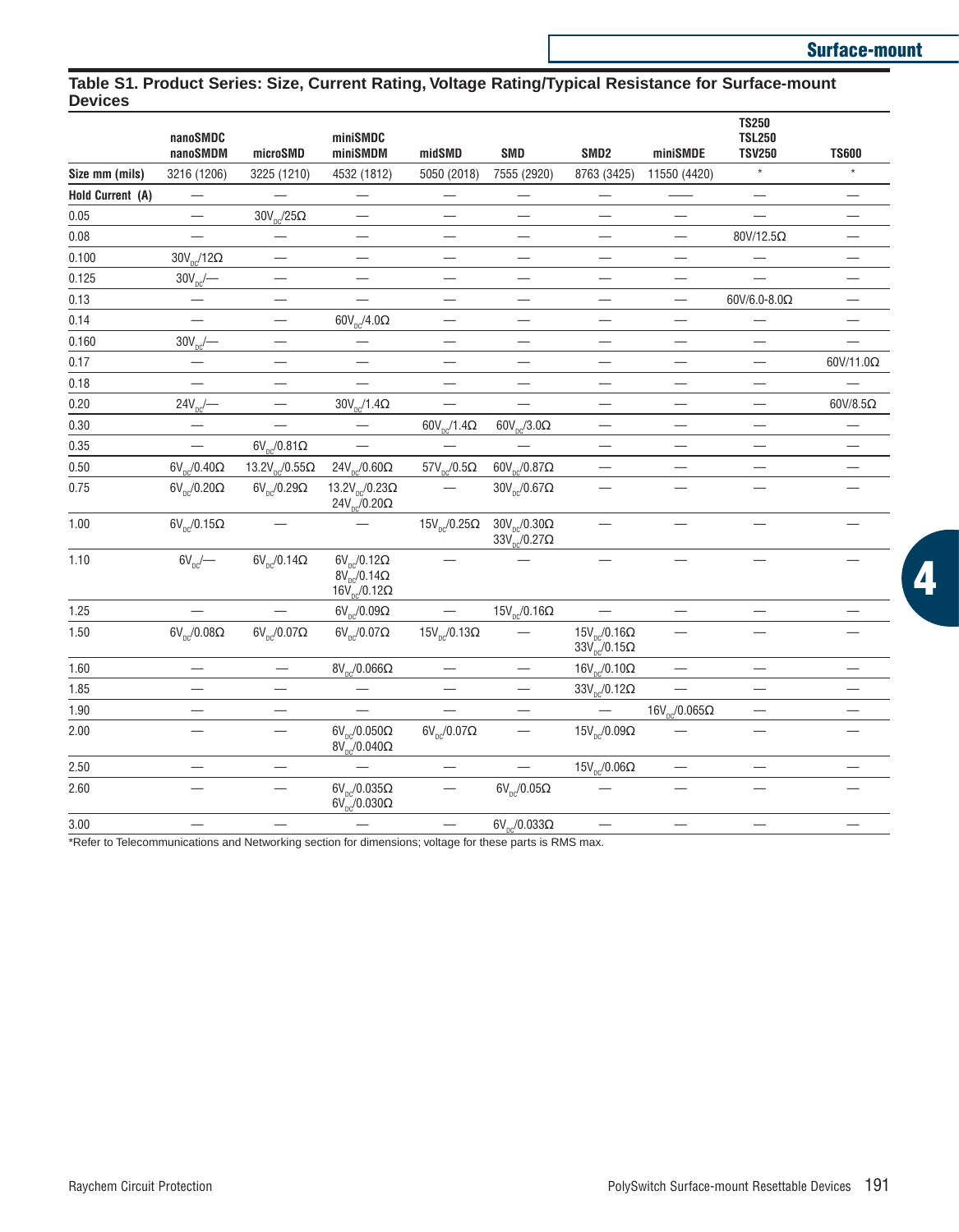## Table S1. Product Series: Size, Current Rating, Voltage Rating/Typical Resistance for Surface-mount Devices

| | nanoSMDC nanoSMDM | microSMD | miniSMDC miniSMDM | midSMD | SMD | SMD2 | miniSMDE | TS250 TSL250 TSV250 | TS600 |
|---|---|---|---|---|---|---|---|---|---|
| Size mm (mils) | 3216 (1206) | 3225 (1210) | 4532 (1812) | 5050 (2018) | 7555 (2920) | 8763 (3425) | 11550 (4420) | * | * |
| **Hold Current (A)** | — | — | — | — | — | — | —— | — | — |
| 0.05 | — | $30V_{DC}$/25Ω | — | — | — | — | — | — | — |
| 0.08 | — | — | — | — | — | — | — | 80V/12.5Ω | — |
| 0.100 | $30V_{DC}$/12Ω | — | — | — | — | — | — | — | — |
| 0.125 | $30V_{DC}$/— | — | — | — | — | — | — | — | — |
| 0.13 | — | — | — | — | — | — | — | 60V/6.0-8.0Ω | — |
| 0.14 | — | — | $60V_{DC}$/4.0Ω | — | — | — | — | — | — |
| 0.160 | $30V_{DC}$/— | — | — | — | — | — | — | — | — |
| 0.17 | — | — | — | — | — | — | — | — | 60V/11.0Ω |
| 0.18 | — | — | — | — | — | — | — | — | — |
| 0.20 | $24V_{DC}$/— | — | $30V_{DC}$/1.4Ω | — | — | — | — | — | 60V/8.5Ω |
| 0.30 | — | — | — | $60V_{DC}$/1.4Ω | $60V_{DC}$/3.0Ω | — | — | — | — |
| 0.35 | — | $6V_{DC}$/0.81Ω | — | — | — | — | — | — | — |
| 0.50 | $6V_{DC}$/0.40Ω | $13.2V_{DC}$/0.55Ω | $24V_{DC}$/0.60Ω | $57V_{DC}$/0.5Ω | $60V_{DC}$/0.87Ω | — | — | — | — |
| 0.75 | $6V_{DC}$/0.20Ω | $6V_{DC}$/0.29Ω | $13.2V_{DC}$/0.23Ω $24V_{DC}$/0.20Ω | — | $30V_{DC}$/0.67Ω | — | — | — | — |
| 1.00 | $6V_{DC}$/0.15Ω | — | — | $15V_{DC}$/0.25Ω | $30V_{DC}$/0.30Ω $33V_{DC}$/0.27Ω | — | — | — | — |
| 1.10 | $6V_{DC}$/— | $6V_{DC}$/0.14Ω | $6V_{DC}$/0.12Ω $8V_{DC}$/0.14Ω $16V_{DC}$/0.12Ω | — | — | — | — | — | — |
| 1.25 | — | — | $6V_{DC}$/0.09Ω | — | $15V_{DC}$/0.16Ω | — | — | — | — |
| 1.50 | $6V_{DC}$/0.08Ω | $6V_{DC}$/0.07Ω | $6V_{DC}$/0.07Ω | $15V_{DC}$/0.13Ω | — | $15V_{DC}$/0.16Ω $33V_{DC}$/0.15Ω | — | — | — |
| 1.60 | — | — | $8V_{DC}$/0.066Ω | — | — | $16V_{DC}$/0.10Ω | — | — | — |
| 1.85 | — | — | — | — | — | $33V_{DC}$/0.12Ω | — | — | — |
| 1.90 | — | — | — | — | — | — | $16V_{DC}$/0.065Ω | — | — |
| 2.00 | — | — | $6V_{DC}$/0.050Ω $8V_{DC}$/0.040Ω | $6V_{DC}$/0.07Ω | — | $15V_{DC}$/0.09Ω | — | — | — |
| 2.50 | — | — | — | — | — | $15V_{DC}$/0.06Ω | — | — | — |
| 2.60 | — | — | $6V_{DC}$/0.035Ω $6V_{DC}$/0.030Ω | — | $6V_{DC}$/0.05Ω | — | — | — | — |
| 3.00 | — | — | — | — | $6V_{DC}$/0.033Ω | — | — | — | — |

*Refer to Telecommunications and Networking section for dimensions; voltage for these parts is RMS max.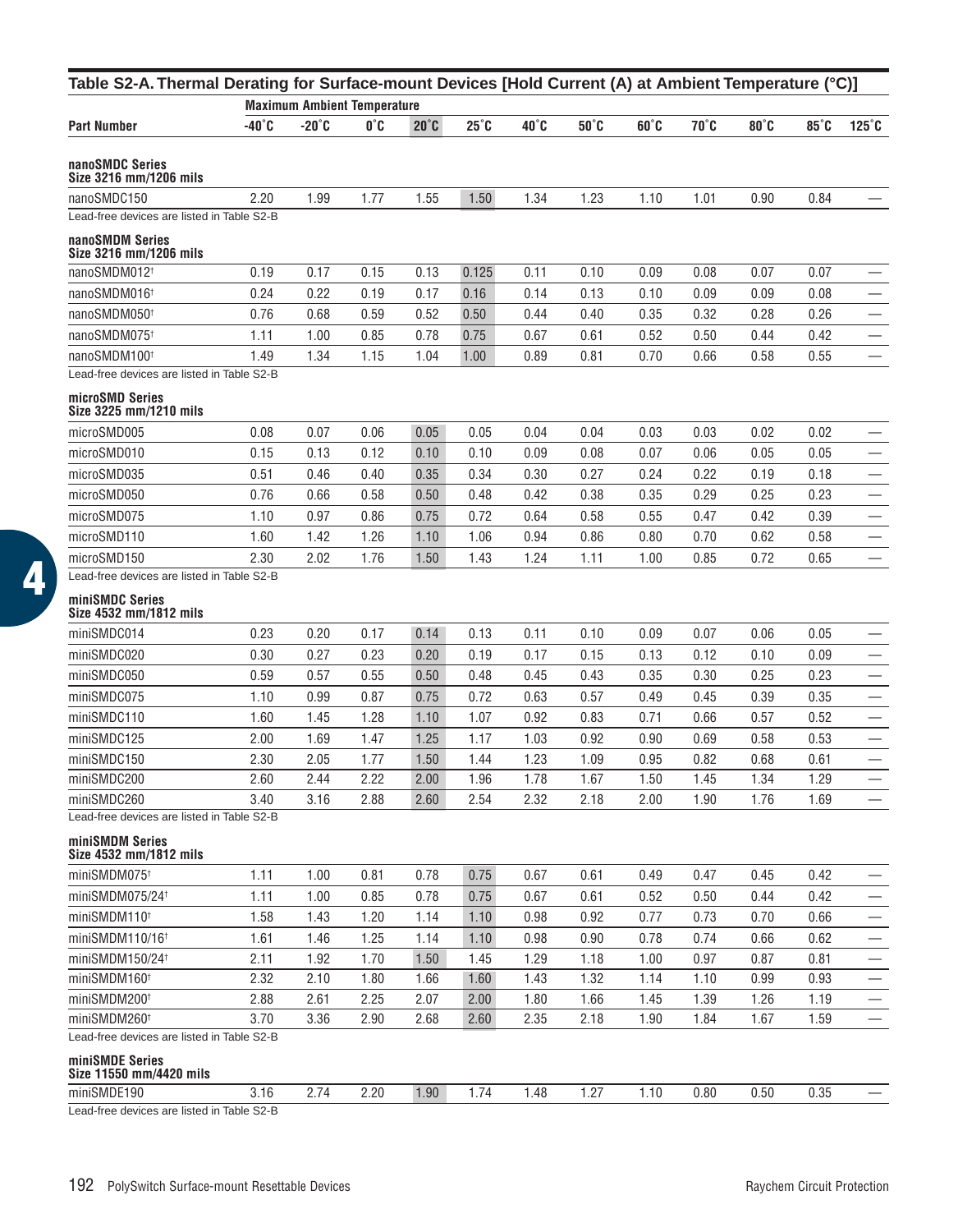## Table S2-A. Thermal Derating for Surface-mount Devices [Hold Current (A) at Ambient Temperature (°C)]

| Part Number | Maximum Ambient Temperature | | | | | | | | | | | |
|---|---|---|---|---|---|---|---|---|---|---|---|---|
| | -40°C | -20°C | 0°C | 20°C | 25°C | 40°C | 50°C | 60°C | 70°C | 80°C | 85°C | 125°C |
| **nanoSMDC Series Size 3216 mm/1206 mils** | | | | | | | | | | | | |
| nanoSMDC150 | 2.20 | 1.99 | 1.77 | 1.55 | 1.50 | 1.34 | 1.23 | 1.10 | 1.01 | 0.90 | 0.84 | — |
| Lead-free devices are listed in Table S2-B | | | | | | | | | | | | |
| **nanoSMDM Series Size 3216 mm/1206 mils** | | | | | | | | | | | | |
| nanoSMDM012† | 0.19 | 0.17 | 0.15 | 0.13 | 0.125 | 0.11 | 0.10 | 0.09 | 0.08 | 0.07 | 0.07 | — |
| nanoSMDM016† | 0.24 | 0.22 | 0.19 | 0.17 | 0.16 | 0.14 | 0.13 | 0.10 | 0.09 | 0.09 | 0.08 | — |
| nanoSMDM050† | 0.76 | 0.68 | 0.59 | 0.52 | 0.50 | 0.44 | 0.40 | 0.35 | 0.32 | 0.28 | 0.26 | — |
| nanoSMDM075† | 1.11 | 1.00 | 0.85 | 0.78 | 0.75 | 0.67 | 0.61 | 0.52 | 0.50 | 0.44 | 0.42 | — |
| nanoSMDM100† | 1.49 | 1.34 | 1.15 | 1.04 | 1.00 | 0.89 | 0.81 | 0.70 | 0.66 | 0.58 | 0.55 | — |
| Lead-free devices are listed in Table S2-B | | | | | | | | | | | | |
| **microSMD Series Size 3225 mm/1210 mils** | | | | | | | | | | | | |
| microSMD005 | 0.08 | 0.07 | 0.06 | 0.05 | 0.05 | 0.04 | 0.04 | 0.03 | 0.03 | 0.02 | 0.02 | — |
| microSMD010 | 0.15 | 0.13 | 0.12 | 0.10 | 0.10 | 0.09 | 0.08 | 0.07 | 0.06 | 0.05 | 0.05 | — |
| microSMD035 | 0.51 | 0.46 | 0.40 | 0.35 | 0.34 | 0.30 | 0.27 | 0.24 | 0.22 | 0.19 | 0.18 | — |
| microSMD050 | 0.76 | 0.66 | 0.58 | 0.50 | 0.48 | 0.42 | 0.38 | 0.35 | 0.29 | 0.25 | 0.23 | — |
| microSMD075 | 1.10 | 0.97 | 0.86 | 0.75 | 0.72 | 0.64 | 0.58 | 0.55 | 0.47 | 0.42 | 0.39 | — |
| microSMD110 | 1.60 | 1.42 | 1.26 | 1.10 | 1.06 | 0.94 | 0.86 | 0.80 | 0.70 | 0.62 | 0.58 | — |
| microSMD150 | 2.30 | 2.02 | 1.76 | 1.50 | 1.43 | 1.24 | 1.11 | 1.00 | 0.85 | 0.72 | 0.65 | — |
| Lead-free devices are listed in Table S2-B | | | | | | | | | | | | |
| **miniSMDC Series Size 4532 mm/1812 mils** | | | | | | | | | | | | |
| miniSMDC014 | 0.23 | 0.20 | 0.17 | 0.14 | 0.13 | 0.11 | 0.10 | 0.09 | 0.07 | 0.06 | 0.05 | — |
| miniSMDC020 | 0.30 | 0.27 | 0.23 | 0.20 | 0.19 | 0.17 | 0.15 | 0.13 | 0.12 | 0.10 | 0.09 | — |
| miniSMDC050 | 0.59 | 0.57 | 0.55 | 0.50 | 0.48 | 0.45 | 0.43 | 0.35 | 0.30 | 0.25 | 0.23 | — |
| miniSMDC075 | 1.10 | 0.99 | 0.87 | 0.75 | 0.72 | 0.63 | 0.57 | 0.49 | 0.45 | 0.39 | 0.35 | — |
| miniSMDC110 | 1.60 | 1.45 | 1.28 | 1.10 | 1.07 | 0.92 | 0.83 | 0.71 | 0.66 | 0.57 | 0.52 | — |
| miniSMDC125 | 2.00 | 1.69 | 1.47 | 1.25 | 1.17 | 1.03 | 0.92 | 0.90 | 0.69 | 0.58 | 0.53 | — |
| miniSMDC150 | 2.30 | 2.05 | 1.77 | 1.50 | 1.44 | 1.23 | 1.09 | 0.95 | 0.82 | 0.68 | 0.61 | — |
| miniSMDC200 | 2.60 | 2.44 | 2.22 | 2.00 | 1.96 | 1.78 | 1.67 | 1.50 | 1.45 | 1.34 | 1.29 | — |
| miniSMDC260 | 3.40 | 3.16 | 2.88 | 2.60 | 2.54 | 2.32 | 2.18 | 2.00 | 1.90 | 1.76 | 1.69 | — |
| Lead-free devices are listed in Table S2-B | | | | | | | | | | | | |
| **miniSMDM Series Size 4532 mm/1812 mils** | | | | | | | | | | | | |
| miniSMDM075† | 1.11 | 1.00 | 0.81 | 0.78 | 0.75 | 0.67 | 0.61 | 0.49 | 0.47 | 0.45 | 0.42 | — |
| miniSMDM075/24† | 1.11 | 1.00 | 0.85 | 0.78 | 0.75 | 0.67 | 0.61 | 0.52 | 0.50 | 0.44 | 0.42 | — |
| miniSMDM110† | 1.58 | 1.43 | 1.20 | 1.14 | 1.10 | 0.98 | 0.92 | 0.77 | 0.73 | 0.70 | 0.66 | — |
| miniSMDM110/16† | 1.61 | 1.46 | 1.25 | 1.14 | 1.10 | 0.98 | 0.90 | 0.78 | 0.74 | 0.66 | 0.62 | — |
| miniSMDM150/24† | 2.11 | 1.92 | 1.70 | 1.50 | 1.45 | 1.29 | 1.18 | 1.00 | 0.97 | 0.87 | 0.81 | — |
| miniSMDM160† | 2.32 | 2.10 | 1.80 | 1.66 | 1.60 | 1.43 | 1.32 | 1.14 | 1.10 | 0.99 | 0.93 | — |
| miniSMDM200† | 2.88 | 2.61 | 2.25 | 2.07 | 2.00 | 1.80 | 1.66 | 1.45 | 1.39 | 1.26 | 1.19 | — |
| miniSMDM260† | 3.70 | 3.36 | 2.90 | 2.68 | 2.60 | 2.35 | 2.18 | 1.90 | 1.84 | 1.67 | 1.59 | — |
| Lead-free devices are listed in Table S2-B | | | | | | | | | | | | |
| **miniSMDE Series Size 11550 mm/4420 mils** | | | | | | | | | | | | |
| miniSMDE190 | 3.16 | 2.74 | 2.20 | 1.90 | 1.74 | 1.48 | 1.27 | 1.10 | 0.80 | 0.50 | 0.35 | — |

Lead-free devices are listed in Table S2-B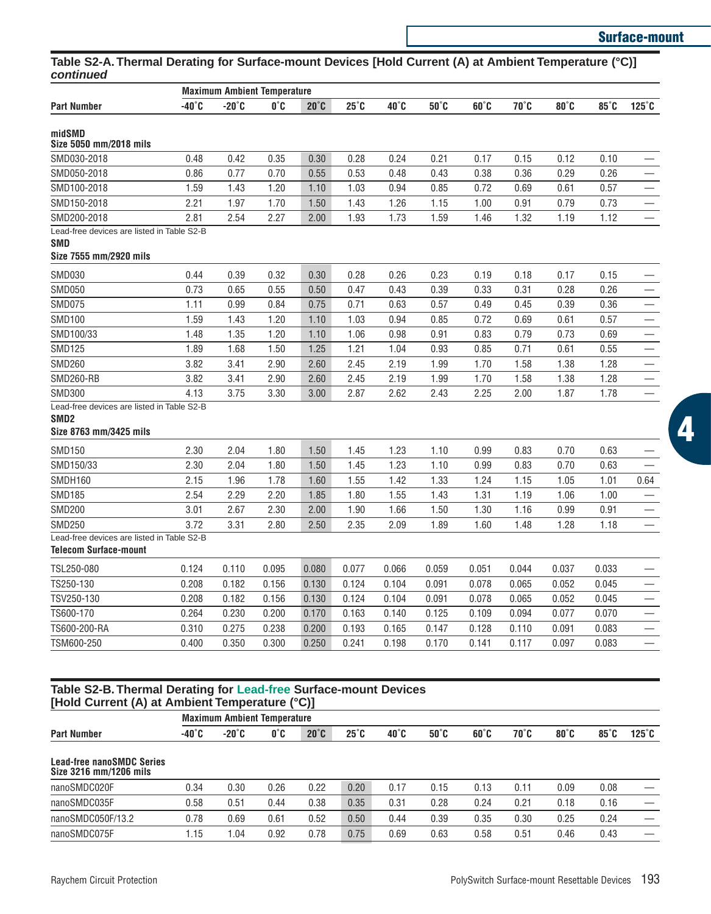## Table S2-A. Thermal Derating for Surface-mount Devices [Hold Current (A) at Ambient Temperature (°C)] *continued*

| Part Number | Maximum Ambient Temperature | | | | | | | | | | | |
|---|---|---|---|---|---|---|---|---|---|---|---|---|
| | -40°C | -20°C | 0°C | 20°C | 25°C | 40°C | 50°C | 60°C | 70°C | 80°C | 85°C | 125°C |
| **midSMD Size 5050 mm/2018 mils** | | | | | | | | | | | | |
| SMD030-2018 | 0.48 | 0.42 | 0.35 | 0.30 | 0.28 | 0.24 | 0.21 | 0.17 | 0.15 | 0.12 | 0.10 | — |
| SMD050-2018 | 0.86 | 0.77 | 0.70 | 0.55 | 0.53 | 0.48 | 0.43 | 0.38 | 0.36 | 0.29 | 0.26 | — |
| SMD100-2018 | 1.59 | 1.43 | 1.20 | 1.10 | 1.03 | 0.94 | 0.85 | 0.72 | 0.69 | 0.61 | 0.57 | — |
| SMD150-2018 | 2.21 | 1.97 | 1.70 | 1.50 | 1.43 | 1.26 | 1.15 | 1.00 | 0.91 | 0.79 | 0.73 | — |
| SMD200-2018 | 2.81 | 2.54 | 2.27 | 2.00 | 1.93 | 1.73 | 1.59 | 1.46 | 1.32 | 1.19 | 1.12 | — |
| Lead-free devices are listed in Table S2-B | | | | | | | | | | | | |
| **SMD Size 7555 mm/2920 mils** | | | | | | | | | | | | |
| SMD030 | 0.44 | 0.39 | 0.32 | 0.30 | 0.28 | 0.26 | 0.23 | 0.19 | 0.18 | 0.17 | 0.15 | — |
| SMD050 | 0.73 | 0.65 | 0.55 | 0.50 | 0.47 | 0.43 | 0.39 | 0.33 | 0.31 | 0.28 | 0.26 | — |
| SMD075 | 1.11 | 0.99 | 0.84 | 0.75 | 0.71 | 0.63 | 0.57 | 0.49 | 0.45 | 0.39 | 0.36 | — |
| SMD100 | 1.59 | 1.43 | 1.20 | 1.10 | 1.03 | 0.94 | 0.85 | 0.72 | 0.69 | 0.61 | 0.57 | — |
| SMD100/33 | 1.48 | 1.35 | 1.20 | 1.10 | 1.06 | 0.98 | 0.91 | 0.83 | 0.79 | 0.73 | 0.69 | — |
| SMD125 | 1.89 | 1.68 | 1.50 | 1.25 | 1.21 | 1.04 | 0.93 | 0.85 | 0.71 | 0.61 | 0.55 | — |
| SMD260 | 3.82 | 3.41 | 2.90 | 2.60 | 2.45 | 2.19 | 1.99 | 1.70 | 1.58 | 1.38 | 1.28 | — |
| SMD260-RB | 3.82 | 3.41 | 2.90 | 2.60 | 2.45 | 2.19 | 1.99 | 1.70 | 1.58 | 1.38 | 1.28 | — |
| SMD300 | 4.13 | 3.75 | 3.30 | 3.00 | 2.87 | 2.62 | 2.43 | 2.25 | 2.00 | 1.87 | 1.78 | — |
| Lead-free devices are listed in Table S2-B | | | | | | | | | | | | |
| **SMD2 Size 8763 mm/3425 mils** | | | | | | | | | | | | |
| SMD150 | 2.30 | 2.04 | 1.80 | 1.50 | 1.45 | 1.23 | 1.10 | 0.99 | 0.83 | 0.70 | 0.63 | — |
| SMD150/33 | 2.30 | 2.04 | 1.80 | 1.50 | 1.45 | 1.23 | 1.10 | 0.99 | 0.83 | 0.70 | 0.63 | — |
| SMDH160 | 2.15 | 1.96 | 1.78 | 1.60 | 1.55 | 1.42 | 1.33 | 1.24 | 1.15 | 1.05 | 1.01 | 0.64 |
| SMD185 | 2.54 | 2.29 | 2.20 | 1.85 | 1.80 | 1.55 | 1.43 | 1.31 | 1.19 | 1.06 | 1.00 | — |
| SMD200 | 3.01 | 2.67 | 2.30 | 2.00 | 1.90 | 1.66 | 1.50 | 1.30 | 1.16 | 0.99 | 0.91 | — |
| SMD250 | 3.72 | 3.31 | 2.80 | 2.50 | 2.35 | 2.09 | 1.89 | 1.60 | 1.48 | 1.28 | 1.18 | — |
| Lead-free devices are listed in Table S2-B | | | | | | | | | | | | |
| **Telecom Surface-mount** | | | | | | | | | | | | |
| TSL250-080 | 0.124 | 0.110 | 0.095 | 0.080 | 0.077 | 0.066 | 0.059 | 0.051 | 0.044 | 0.037 | 0.033 | — |
| TS250-130 | 0.208 | 0.182 | 0.156 | 0.130 | 0.124 | 0.104 | 0.091 | 0.078 | 0.065 | 0.052 | 0.045 | — |
| TSV250-130 | 0.208 | 0.182 | 0.156 | 0.130 | 0.124 | 0.104 | 0.091 | 0.078 | 0.065 | 0.052 | 0.045 | — |
| TS600-170 | 0.264 | 0.230 | 0.200 | 0.170 | 0.163 | 0.140 | 0.125 | 0.109 | 0.094 | 0.077 | 0.070 | — |
| TS600-200-RA | 0.310 | 0.275 | 0.238 | 0.200 | 0.193 | 0.165 | 0.147 | 0.128 | 0.110 | 0.091 | 0.083 | — |
| TSM600-250 | 0.400 | 0.350 | 0.300 | 0.250 | 0.241 | 0.198 | 0.170 | 0.141 | 0.117 | 0.097 | 0.083 | — |

## Table S2-B. Thermal Derating for Lead-free Surface-mount Devices [Hold Current (A) at Ambient Temperature (°C)]

| Part Number | Maximum Ambient Temperature | | | | | | | | | | | |
|---|---|---|---|---|---|---|---|---|---|---|---|---|
| | -40°C | -20°C | 0°C | 20°C | 25°C | 40°C | 50°C | 60°C | 70°C | 80°C | 85°C | 125°C |
| **Lead-free nanoSMDC Series Size 3216 mm/1206 mils** | | | | | | | | | | | | |
| nanoSMDC020F | 0.34 | 0.30 | 0.26 | 0.22 | 0.20 | 0.17 | 0.15 | 0.13 | 0.11 | 0.09 | 0.08 | — |
| nanoSMDC035F | 0.58 | 0.51 | 0.44 | 0.38 | 0.35 | 0.31 | 0.28 | 0.24 | 0.21 | 0.18 | 0.16 | — |
| nanoSMDC050F/13.2 | 0.78 | 0.69 | 0.61 | 0.52 | 0.50 | 0.44 | 0.39 | 0.35 | 0.30 | 0.25 | 0.24 | — |
| nanoSMDC075F | 1.15 | 1.04 | 0.92 | 0.78 | 0.75 | 0.69 | 0.63 | 0.58 | 0.51 | 0.46 | 0.43 | — |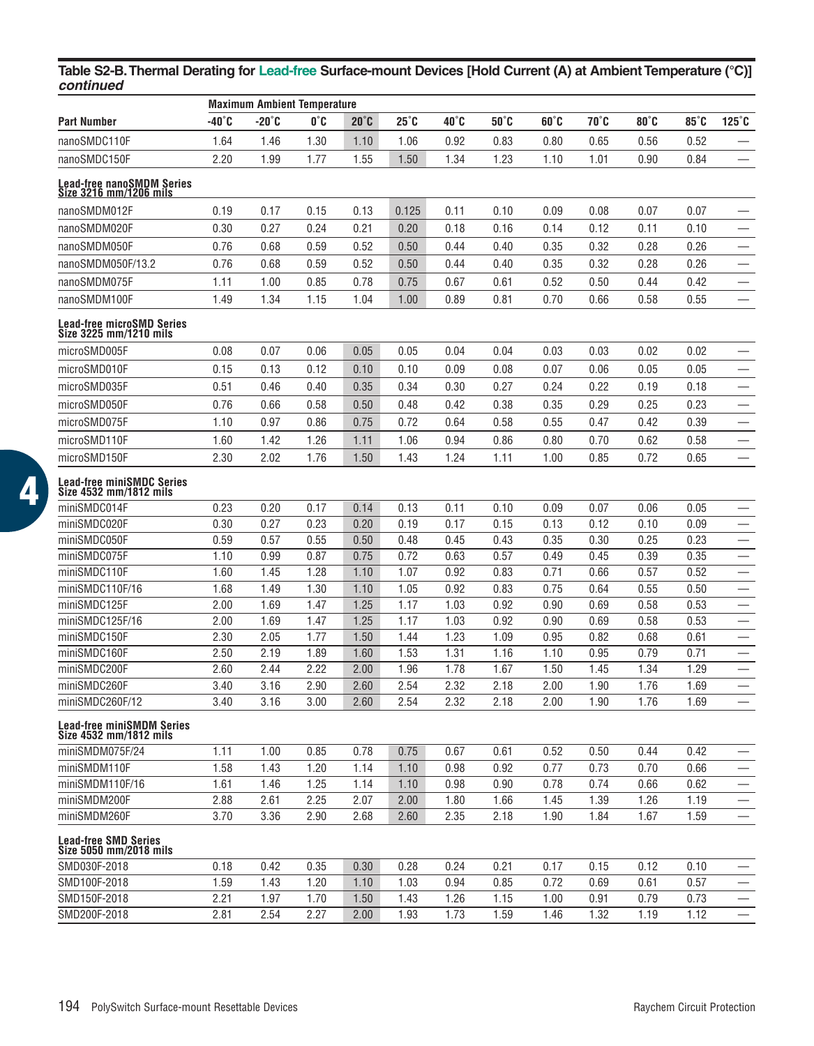## Table S2-B. Thermal Derating for Lead-free Surface-mount Devices [Hold Current (A) at Ambient Temperature (°C)] *continued*

| Part Number | Maximum Ambient Temperature | | | | | | | | | | | |
|---|---|---|---|---|---|---|---|---|---|---|---|---|
| | -40°C | -20°C | 0°C | 20°C | 25°C | 40°C | 50°C | 60°C | 70°C | 80°C | 85°C | 125°C |
| nanoSMDC110F | 1.64 | 1.46 | 1.30 | 1.10 | 1.06 | 0.92 | 0.83 | 0.80 | 0.65 | 0.56 | 0.52 | — |
| nanoSMDC150F | 2.20 | 1.99 | 1.77 | 1.55 | 1.50 | 1.34 | 1.23 | 1.10 | 1.01 | 0.90 | 0.84 | — |
| **Lead-free nanoSMDM Series Size 3216 mm/1206 mils** | | | | | | | | | | | | |
| nanoSMDM012F | 0.19 | 0.17 | 0.15 | 0.13 | 0.125 | 0.11 | 0.10 | 0.09 | 0.08 | 0.07 | 0.07 | — |
| nanoSMDM020F | 0.30 | 0.27 | 0.24 | 0.21 | 0.20 | 0.18 | 0.16 | 0.14 | 0.12 | 0.11 | 0.10 | — |
| nanoSMDM050F | 0.76 | 0.68 | 0.59 | 0.52 | 0.50 | 0.44 | 0.40 | 0.35 | 0.32 | 0.28 | 0.26 | — |
| nanoSMDM050F/13.2 | 0.76 | 0.68 | 0.59 | 0.52 | 0.50 | 0.44 | 0.40 | 0.35 | 0.32 | 0.28 | 0.26 | — |
| nanoSMDM075F | 1.11 | 1.00 | 0.85 | 0.78 | 0.75 | 0.67 | 0.61 | 0.52 | 0.50 | 0.44 | 0.42 | — |
| nanoSMDM100F | 1.49 | 1.34 | 1.15 | 1.04 | 1.00 | 0.89 | 0.81 | 0.70 | 0.66 | 0.58 | 0.55 | — |
| **Lead-free microSMD Series Size 3225 mm/1210 mils** | | | | | | | | | | | | |
| microSMD005F | 0.08 | 0.07 | 0.06 | 0.05 | 0.05 | 0.04 | 0.04 | 0.03 | 0.03 | 0.02 | 0.02 | — |
| microSMD010F | 0.15 | 0.13 | 0.12 | 0.10 | 0.10 | 0.09 | 0.08 | 0.07 | 0.06 | 0.05 | 0.05 | — |
| microSMD035F | 0.51 | 0.46 | 0.40 | 0.35 | 0.34 | 0.30 | 0.27 | 0.24 | 0.22 | 0.19 | 0.18 | — |
| microSMD050F | 0.76 | 0.66 | 0.58 | 0.50 | 0.48 | 0.42 | 0.38 | 0.35 | 0.29 | 0.25 | 0.23 | — |
| microSMD075F | 1.10 | 0.97 | 0.86 | 0.75 | 0.72 | 0.64 | 0.58 | 0.55 | 0.47 | 0.42 | 0.39 | — |
| microSMD110F | 1.60 | 1.42 | 1.26 | 1.11 | 1.06 | 0.94 | 0.86 | 0.80 | 0.70 | 0.62 | 0.58 | — |
| microSMD150F | 2.30 | 2.02 | 1.76 | 1.50 | 1.43 | 1.24 | 1.11 | 1.00 | 0.85 | 0.72 | 0.65 | — |
| **Lead-free miniSMDC Series Size 4532 mm/1812 mils** | | | | | | | | | | | | |
| miniSMDC014F | 0.23 | 0.20 | 0.17 | 0.14 | 0.13 | 0.11 | 0.10 | 0.09 | 0.07 | 0.06 | 0.05 | — |
| miniSMDC020F | 0.30 | 0.27 | 0.23 | 0.20 | 0.19 | 0.17 | 0.15 | 0.13 | 0.12 | 0.10 | 0.09 | — |
| miniSMDC050F | 0.59 | 0.57 | 0.55 | 0.50 | 0.48 | 0.45 | 0.43 | 0.35 | 0.30 | 0.25 | 0.23 | — |
| miniSMDC075F | 1.10 | 0.99 | 0.87 | 0.75 | 0.72 | 0.63 | 0.57 | 0.49 | 0.45 | 0.39 | 0.35 | — |
| miniSMDC110F | 1.60 | 1.45 | 1.28 | 1.10 | 1.07 | 0.92 | 0.83 | 0.71 | 0.66 | 0.57 | 0.52 | — |
| miniSMDC110F/16 | 1.68 | 1.49 | 1.30 | 1.10 | 1.05 | 0.92 | 0.83 | 0.75 | 0.64 | 0.55 | 0.50 | — |
| miniSMDC125F | 2.00 | 1.69 | 1.47 | 1.25 | 1.17 | 1.03 | 0.92 | 0.90 | 0.69 | 0.58 | 0.53 | — |
| miniSMDC125F/16 | 2.00 | 1.69 | 1.47 | 1.25 | 1.17 | 1.03 | 0.92 | 0.90 | 0.69 | 0.58 | 0.53 | — |
| miniSMDC150F | 2.30 | 2.05 | 1.77 | 1.50 | 1.44 | 1.23 | 1.09 | 0.95 | 0.82 | 0.68 | 0.61 | — |
| miniSMDC160F | 2.50 | 2.19 | 1.89 | 1.60 | 1.53 | 1.31 | 1.16 | 1.10 | 0.95 | 0.79 | 0.71 | — |
| miniSMDC200F | 2.60 | 2.44 | 2.22 | 2.00 | 1.96 | 1.78 | 1.67 | 1.50 | 1.45 | 1.34 | 1.29 | — |
| miniSMDC260F | 3.40 | 3.16 | 2.90 | 2.60 | 2.54 | 2.32 | 2.18 | 2.00 | 1.90 | 1.76 | 1.69 | — |
| miniSMDC260F/12 | 3.40 | 3.16 | 3.00 | 2.60 | 2.54 | 2.32 | 2.18 | 2.00 | 1.90 | 1.76 | 1.69 | — |
| **Lead-free miniSMDM Series Size 4532 mm/1812 mils** | | | | | | | | | | | | |
| miniSMDM075F/24 | 1.11 | 1.00 | 0.85 | 0.78 | 0.75 | 0.67 | 0.61 | 0.52 | 0.50 | 0.44 | 0.42 | — |
| miniSMDM110F | 1.58 | 1.43 | 1.20 | 1.14 | 1.10 | 0.98 | 0.92 | 0.77 | 0.73 | 0.70 | 0.66 | — |
| miniSMDM110F/16 | 1.61 | 1.46 | 1.25 | 1.14 | 1.10 | 0.98 | 0.90 | 0.78 | 0.74 | 0.66 | 0.62 | — |
| miniSMDM200F | 2.88 | 2.61 | 2.25 | 2.07 | 2.00 | 1.80 | 1.66 | 1.45 | 1.39 | 1.26 | 1.19 | — |
| miniSMDM260F | 3.70 | 3.36 | 2.90 | 2.68 | 2.60 | 2.35 | 2.18 | 1.90 | 1.84 | 1.67 | 1.59 | — |
| **Lead-free SMD Series Size 5050 mm/2018 mils** | | | | | | | | | | | | |
| SMD030F-2018 | 0.18 | 0.42 | 0.35 | 0.30 | 0.28 | 0.24 | 0.21 | 0.17 | 0.15 | 0.12 | 0.10 | — |
| SMD100F-2018 | 1.59 | 1.43 | 1.20 | 1.10 | 1.03 | 0.94 | 0.85 | 0.72 | 0.69 | 0.61 | 0.57 | — |
| SMD150F-2018 | 2.21 | 1.97 | 1.70 | 1.50 | 1.43 | 1.26 | 1.15 | 1.00 | 0.91 | 0.79 | 0.73 | — |
| SMD200F-2018 | 2.81 | 2.54 | 2.27 | 2.00 | 1.93 | 1.73 | 1.59 | 1.46 | 1.32 | 1.19 | 1.12 | — |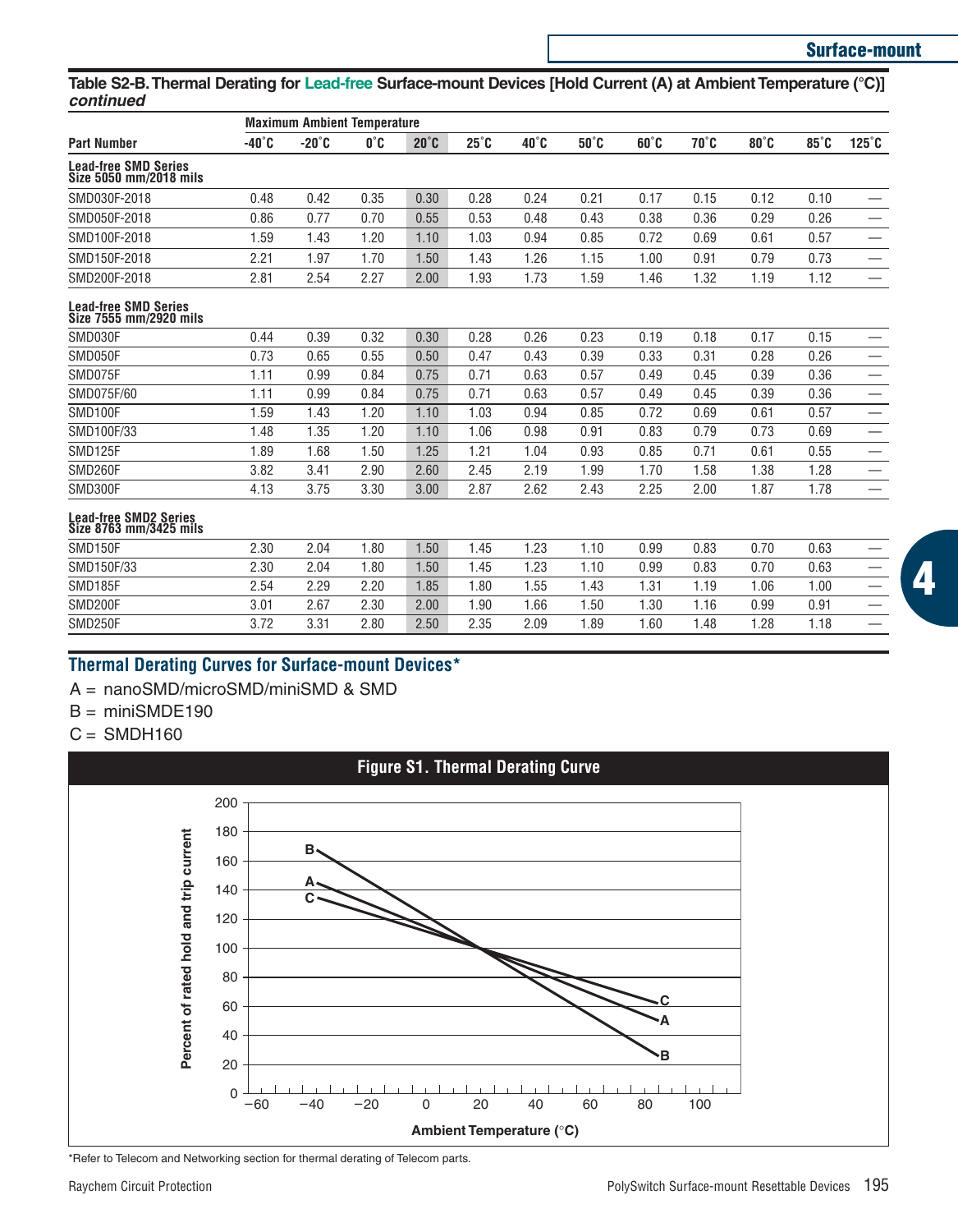**Table S2-B. Thermal Derating for Lead-free Surface-mount Devices [Hold Current (A) at Ambient Temperature (°C)] *continued***

| | Maximum Ambient Temperature | | | | | | | | | | | |
|---|---|---|---|---|---|---|---|---|---|---|---|---|
| **Part Number** | **-40°C** | **-20°C** | **0°C** | **20°C** | **25°C** | **40°C** | **50°C** | **60°C** | **70°C** | **80°C** | **85°C** | **125°C** |
| **Lead-free SMD Series Size 5050 mm/2018 mils** | | | | | | | | | | | | |
| SMD030F-2018 | 0.48 | 0.42 | 0.35 | 0.30 | 0.28 | 0.24 | 0.21 | 0.17 | 0.15 | 0.12 | 0.10 | — |
| SMD050F-2018 | 0.86 | 0.77 | 0.70 | 0.55 | 0.53 | 0.48 | 0.43 | 0.38 | 0.36 | 0.29 | 0.26 | — |
| SMD100F-2018 | 1.59 | 1.43 | 1.20 | 1.10 | 1.03 | 0.94 | 0.85 | 0.72 | 0.69 | 0.61 | 0.57 | — |
| SMD150F-2018 | 2.21 | 1.97 | 1.70 | 1.50 | 1.43 | 1.26 | 1.15 | 1.00 | 0.91 | 0.79 | 0.73 | — |
| SMD200F-2018 | 2.81 | 2.54 | 2.27 | 2.00 | 1.93 | 1.73 | 1.59 | 1.46 | 1.32 | 1.19 | 1.12 | — |
| **Lead-free SMD Series Size 7555 mm/2920 mils** | | | | | | | | | | | | |
| SMD030F | 0.44 | 0.39 | 0.32 | 0.30 | 0.28 | 0.26 | 0.23 | 0.19 | 0.18 | 0.17 | 0.15 | — |
| SMD050F | 0.73 | 0.65 | 0.55 | 0.50 | 0.47 | 0.43 | 0.39 | 0.33 | 0.31 | 0.28 | 0.26 | — |
| SMD075F | 1.11 | 0.99 | 0.84 | 0.75 | 0.71 | 0.63 | 0.57 | 0.49 | 0.45 | 0.39 | 0.36 | — |
| SMD075F/60 | 1.11 | 0.99 | 0.84 | 0.75 | 0.71 | 0.63 | 0.57 | 0.49 | 0.45 | 0.39 | 0.36 | — |
| SMD100F | 1.59 | 1.43 | 1.20 | 1.10 | 1.03 | 0.94 | 0.85 | 0.72 | 0.69 | 0.61 | 0.57 | — |
| SMD100F/33 | 1.48 | 1.35 | 1.20 | 1.10 | 1.06 | 0.98 | 0.91 | 0.83 | 0.79 | 0.73 | 0.69 | — |
| SMD125F | 1.89 | 1.68 | 1.50 | 1.25 | 1.21 | 1.04 | 0.93 | 0.85 | 0.71 | 0.61 | 0.55 | — |
| SMD260F | 3.82 | 3.41 | 2.90 | 2.60 | 2.45 | 2.19 | 1.99 | 1.70 | 1.58 | 1.38 | 1.28 | — |
| SMD300F | 4.13 | 3.75 | 3.30 | 3.00 | 2.87 | 2.62 | 2.43 | 2.25 | 2.00 | 1.87 | 1.78 | — |
| **Lead-free SMD2 Series Size 8763 mm/3425 mils** | | | | | | | | | | | | |
| SMD150F | 2.30 | 2.04 | 1.80 | 1.50 | 1.45 | 1.23 | 1.10 | 0.99 | 0.83 | 0.70 | 0.63 | — |
| SMD150F/33 | 2.30 | 2.04 | 1.80 | 1.50 | 1.45 | 1.23 | 1.10 | 0.99 | 0.83 | 0.70 | 0.63 | — |
| SMD185F | 2.54 | 2.29 | 2.20 | 1.85 | 1.80 | 1.55 | 1.43 | 1.31 | 1.19 | 1.06 | 1.00 | — |
| SMD200F | 3.01 | 2.67 | 2.30 | 2.00 | 1.90 | 1.66 | 1.50 | 1.30 | 1.16 | 0.99 | 0.91 | — |
| SMD250F | 3.72 | 3.31 | 2.80 | 2.50 | 2.35 | 2.09 | 1.89 | 1.60 | 1.48 | 1.28 | 1.18 | — |

## Thermal Derating Curves for Surface-mount Devices*

A = nanoSMD/microSMD/miniSMD & SMD

B = miniSMDE190

C = SMDH160

**Figure S1. Thermal Derating Curve**

*Refer to Telecom and Networking section for thermal derating of Telecom parts.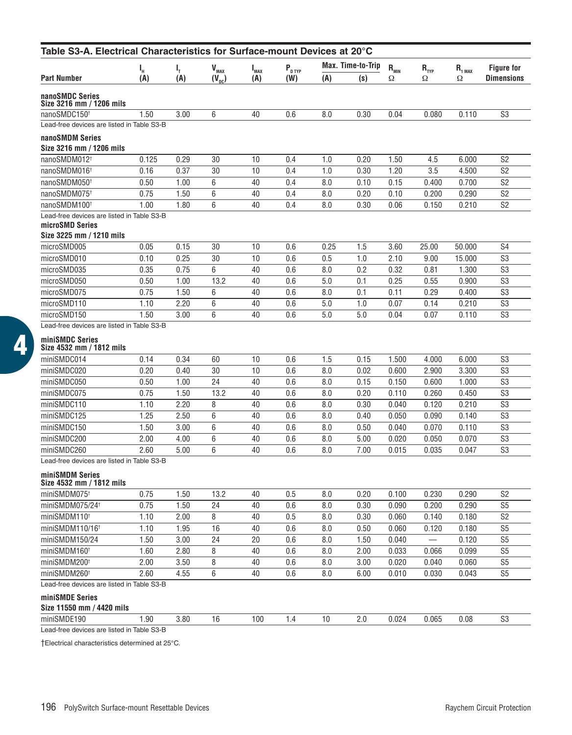## Table S3-A. Electrical Characteristics for Surface-mount Devices at 20°C

| Part Number | $I_H$ (A) | $I_T$ (A) | $V_{MAX}$ ($V_{DC}$) | $I_{MAX}$ (A) | $P_{D\ TYP}$ (W) | Max. Time-to-Trip (A) | Max. Time-to-Trip (s) | $R_{MIN}$ Ω | $R_{TYP}$ Ω | $R_{1\ MAX}$ Ω | Figure for Dimensions |
|---|---|---|---|---|---|---|---|---|---|---|---|
| **nanoSMDC Series Size 3216 mm / 1206 mils** | | | | | | | | | | | |
| nanoSMDC150† | 1.50 | 3.00 | 6 | 40 | 0.6 | 8.0 | 0.30 | 0.04 | 0.080 | 0.110 | S3 |
| Lead-free devices are listed in Table S3-B | | | | | | | | | | | |
| **nanoSMDM Series Size 3216 mm / 1206 mils** | | | | | | | | | | | |
| nanoSMDM012† | 0.125 | 0.29 | 30 | 10 | 0.4 | 1.0 | 0.20 | 1.50 | 4.5 | 6.000 | S2 |
| nanoSMDM016† | 0.16 | 0.37 | 30 | 10 | 0.4 | 1.0 | 0.30 | 1.20 | 3.5 | 4.500 | S2 |
| nanoSMDM050† | 0.50 | 1.00 | 6 | 40 | 0.4 | 8.0 | 0.10 | 0.15 | 0.400 | 0.700 | S2 |
| nanoSMDM075† | 0.75 | 1.50 | 6 | 40 | 0.4 | 8.0 | 0.20 | 0.10 | 0.200 | 0.290 | S2 |
| nanoSMDM100† | 1.00 | 1.80 | 6 | 40 | 0.4 | 8.0 | 0.30 | 0.06 | 0.150 | 0.210 | S2 |
| Lead-free devices are listed in Table S3-B | | | | | | | | | | | |
| **microSMD Series Size 3225 mm / 1210 mils** | | | | | | | | | | | |
| microSMD005 | 0.05 | 0.15 | 30 | 10 | 0.6 | 0.25 | 1.5 | 3.60 | 25.00 | 50.000 | S4 |
| microSMD010 | 0.10 | 0.25 | 30 | 10 | 0.6 | 0.5 | 1.0 | 2.10 | 9.00 | 15.000 | S3 |
| microSMD035 | 0.35 | 0.75 | 6 | 40 | 0.6 | 8.0 | 0.2 | 0.32 | 0.81 | 1.300 | S3 |
| microSMD050 | 0.50 | 1.00 | 13.2 | 40 | 0.6 | 5.0 | 0.1 | 0.25 | 0.55 | 0.900 | S3 |
| microSMD075 | 0.75 | 1.50 | 6 | 40 | 0.6 | 8.0 | 0.1 | 0.11 | 0.29 | 0.400 | S3 |
| microSMD110 | 1.10 | 2.20 | 6 | 40 | 0.6 | 5.0 | 1.0 | 0.07 | 0.14 | 0.210 | S3 |
| microSMD150 | 1.50 | 3.00 | 6 | 40 | 0.6 | 5.0 | 5.0 | 0.04 | 0.07 | 0.110 | S3 |
| Lead-free devices are listed in Table S3-B | | | | | | | | | | | |
| **miniSMDC Series Size 4532 mm / 1812 mils** | | | | | | | | | | | |
| miniSMDC014 | 0.14 | 0.34 | 60 | 10 | 0.6 | 1.5 | 0.15 | 1.500 | 4.000 | 6.000 | S3 |
| miniSMDC020 | 0.20 | 0.40 | 30 | 10 | 0.6 | 8.0 | 0.02 | 0.600 | 2.900 | 3.300 | S3 |
| miniSMDC050 | 0.50 | 1.00 | 24 | 40 | 0.6 | 8.0 | 0.15 | 0.150 | 0.600 | 1.000 | S3 |
| miniSMDC075 | 0.75 | 1.50 | 13.2 | 40 | 0.6 | 8.0 | 0.20 | 0.110 | 0.260 | 0.450 | S3 |
| miniSMDC110 | 1.10 | 2.20 | 8 | 40 | 0.6 | 8.0 | 0.30 | 0.040 | 0.120 | 0.210 | S3 |
| miniSMDC125 | 1.25 | 2.50 | 6 | 40 | 0.6 | 8.0 | 0.40 | 0.050 | 0.090 | 0.140 | S3 |
| miniSMDC150 | 1.50 | 3.00 | 6 | 40 | 0.6 | 8.0 | 0.50 | 0.040 | 0.070 | 0.110 | S3 |
| miniSMDC200 | 2.00 | 4.00 | 6 | 40 | 0.6 | 8.0 | 5.00 | 0.020 | 0.050 | 0.070 | S3 |
| miniSMDC260 | 2.60 | 5.00 | 6 | 40 | 0.6 | 8.0 | 7.00 | 0.015 | 0.035 | 0.047 | S3 |
| Lead-free devices are listed in Table S3-B | | | | | | | | | | | |
| **miniSMDM Series Size 4532 mm / 1812 mils** | | | | | | | | | | | |
| miniSMDM075† | 0.75 | 1.50 | 13.2 | 40 | 0.5 | 8.0 | 0.20 | 0.100 | 0.230 | 0.290 | S2 |
| miniSMDM075/24† | 0.75 | 1.50 | 24 | 40 | 0.6 | 8.0 | 0.30 | 0.090 | 0.200 | 0.290 | S5 |
| miniSMDM110† | 1.10 | 2.00 | 8 | 40 | 0.5 | 8.0 | 0.30 | 0.060 | 0.140 | 0.180 | S2 |
| miniSMDM110/16† | 1.10 | 1.95 | 16 | 40 | 0.6 | 8.0 | 0.50 | 0.060 | 0.120 | 0.180 | S5 |
| miniSMDM150/24 | 1.50 | 3.00 | 24 | 20 | 0.6 | 8.0 | 1.50 | 0.040 | — | 0.120 | S5 |
| miniSMDM160† | 1.60 | 2.80 | 8 | 40 | 0.6 | 8.0 | 2.00 | 0.033 | 0.066 | 0.099 | S5 |
| miniSMDM200† | 2.00 | 3.50 | 8 | 40 | 0.6 | 8.0 | 3.00 | 0.020 | 0.040 | 0.060 | S5 |
| miniSMDM260† | 2.60 | 4.55 | 6 | 40 | 0.6 | 8.0 | 6.00 | 0.010 | 0.030 | 0.043 | S5 |
| Lead-free devices are listed in Table S3-B | | | | | | | | | | | |
| **miniSMDE Series Size 11550 mm / 4420 mils** | | | | | | | | | | | |
| miniSMDE190 | 1.90 | 3.80 | 16 | 100 | 1.4 | 10 | 2.0 | 0.024 | 0.065 | 0.08 | S3 |
| Lead-free devices are listed in Table S3-B | | | | | | | | | | | |

†Electrical characteristics determined at 25°C.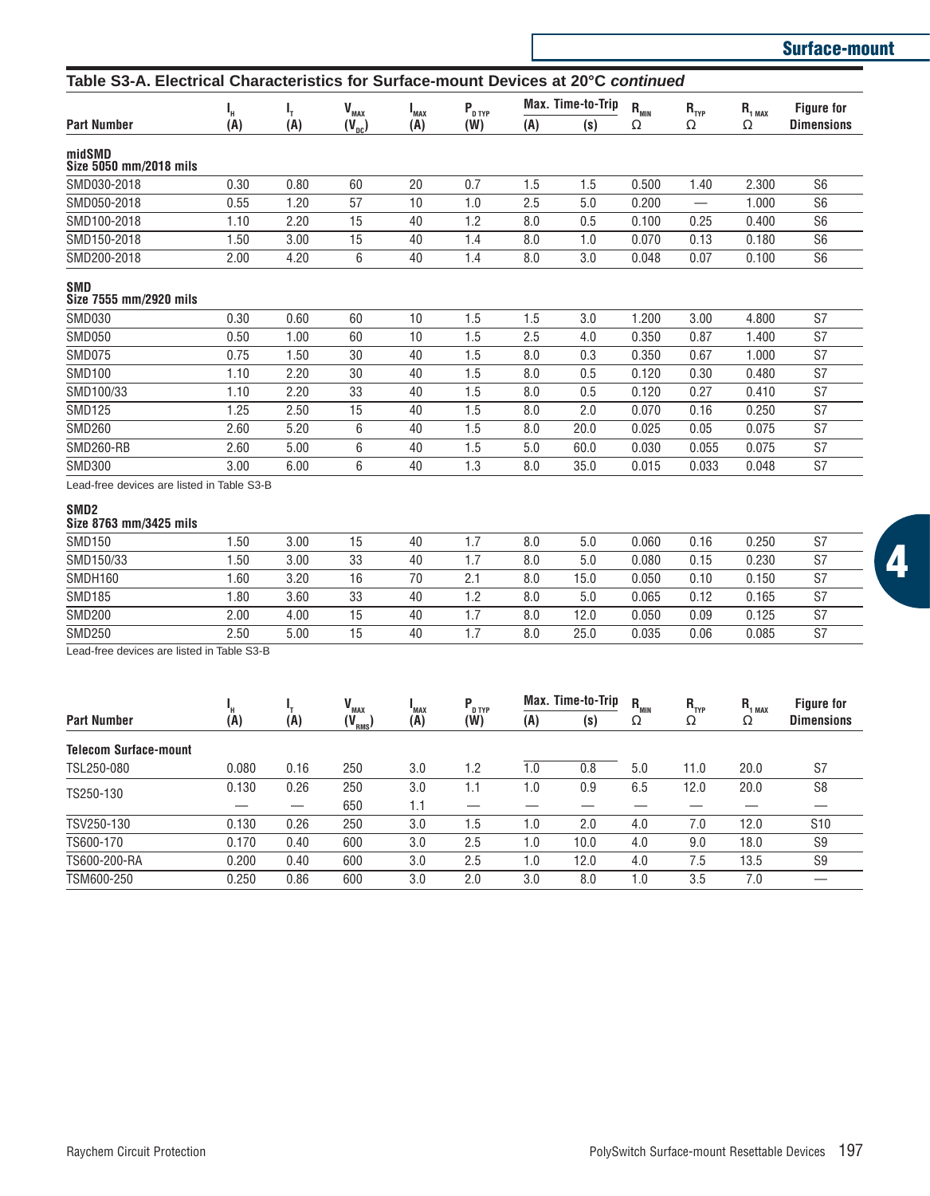## Table S3-A. Electrical Characteristics for Surface-mount Devices at 20°C *continued*

| Part Number | $I_H$ (A) | $I_T$ (A) | $V_{MAX}$ ($V_{DC}$) | $I_{MAX}$ (A) | $P_{D\ TYP}$ (W) | Max. Time-to-Trip (A) | Max. Time-to-Trip (s) | $R_{MIN}$ Ω | $R_{TYP}$ Ω | $R_{1\ MAX}$ Ω | Figure for Dimensions |
|---|---|---|---|---|---|---|---|---|---|---|---|
| **midSMD Size 5050 mm/2018 mils** | | | | | | | | | | | |
| SMD030-2018 | 0.30 | 0.80 | 60 | 20 | 0.7 | 1.5 | 1.5 | 0.500 | 1.40 | 2.300 | S6 |
| SMD050-2018 | 0.55 | 1.20 | 57 | 10 | 1.0 | 2.5 | 5.0 | 0.200 | — | 1.000 | S6 |
| SMD100-2018 | 1.10 | 2.20 | 15 | 40 | 1.2 | 8.0 | 0.5 | 0.100 | 0.25 | 0.400 | S6 |
| SMD150-2018 | 1.50 | 3.00 | 15 | 40 | 1.4 | 8.0 | 1.0 | 0.070 | 0.13 | 0.180 | S6 |
| SMD200-2018 | 2.00 | 4.20 | 6 | 40 | 1.4 | 8.0 | 3.0 | 0.048 | 0.07 | 0.100 | S6 |
| **SMD Size 7555 mm/2920 mils** | | | | | | | | | | | |
| SMD030 | 0.30 | 0.60 | 60 | 10 | 1.5 | 1.5 | 3.0 | 1.200 | 3.00 | 4.800 | S7 |
| SMD050 | 0.50 | 1.00 | 60 | 10 | 1.5 | 2.5 | 4.0 | 0.350 | 0.87 | 1.400 | S7 |
| SMD075 | 0.75 | 1.50 | 30 | 40 | 1.5 | 8.0 | 0.3 | 0.350 | 0.67 | 1.000 | S7 |
| SMD100 | 1.10 | 2.20 | 30 | 40 | 1.5 | 8.0 | 0.5 | 0.120 | 0.30 | 0.480 | S7 |
| SMD100/33 | 1.10 | 2.20 | 33 | 40 | 1.5 | 8.0 | 0.5 | 0.120 | 0.27 | 0.410 | S7 |
| SMD125 | 1.25 | 2.50 | 15 | 40 | 1.5 | 8.0 | 2.0 | 0.070 | 0.16 | 0.250 | S7 |
| SMD260 | 2.60 | 5.20 | 6 | 40 | 1.5 | 8.0 | 20.0 | 0.025 | 0.05 | 0.075 | S7 |
| SMD260-RB | 2.60 | 5.00 | 6 | 40 | 1.5 | 5.0 | 60.0 | 0.030 | 0.055 | 0.075 | S7 |
| SMD300 | 3.00 | 6.00 | 6 | 40 | 1.3 | 8.0 | 35.0 | 0.015 | 0.033 | 0.048 | S7 |

Lead-free devices are listed in Table S3-B

| Part Number | $I_H$ (A) | $I_T$ (A) | $V_{MAX}$ ($V_{DC}$) | $I_{MAX}$ (A) | $P_{D\ TYP}$ (W) | Max. Time-to-Trip (A) | Max. Time-to-Trip (s) | $R_{MIN}$ Ω | $R_{TYP}$ Ω | $R_{1\ MAX}$ Ω | Figure for Dimensions |
|---|---|---|---|---|---|---|---|---|---|---|---|
| **SMD2 Size 8763 mm/3425 mils** | | | | | | | | | | | |
| SMD150 | 1.50 | 3.00 | 15 | 40 | 1.7 | 8.0 | 5.0 | 0.060 | 0.16 | 0.250 | S7 |
| SMD150/33 | 1.50 | 3.00 | 33 | 40 | 1.7 | 8.0 | 5.0 | 0.080 | 0.15 | 0.230 | S7 |
| SMDH160 | 1.60 | 3.20 | 16 | 70 | 2.1 | 8.0 | 15.0 | 0.050 | 0.10 | 0.150 | S7 |
| SMD185 | 1.80 | 3.60 | 33 | 40 | 1.2 | 8.0 | 5.0 | 0.065 | 0.12 | 0.165 | S7 |
| SMD200 | 2.00 | 4.00 | 15 | 40 | 1.7 | 8.0 | 12.0 | 0.050 | 0.09 | 0.125 | S7 |
| SMD250 | 2.50 | 5.00 | 15 | 40 | 1.7 | 8.0 | 25.0 | 0.035 | 0.06 | 0.085 | S7 |

Lead-free devices are listed in Table S3-B

| Part Number | $I_H$ (A) | $I_T$ (A) | $V_{MAX}$ ($V_{RMS}$) | $I_{MAX}$ (A) | $P_{D\ TYP}$ (W) | Max. Time-to-Trip (A) | Max. Time-to-Trip (s) | $R_{MIN}$ Ω | $R_{TYP}$ Ω | $R_{1\ MAX}$ Ω | Figure for Dimensions |
|---|---|---|---|---|---|---|---|---|---|---|---|
| **Telecom Surface-mount** | | | | | | | | | | | |
| TSL250-080 | 0.080 | 0.16 | 250 | 3.0 | 1.2 | 1.0 | 0.8 | 5.0 | 11.0 | 20.0 | S7 |
| TS250-130 | 0.130 | 0.26 | 250 | 3.0 | 1.1 | 1.0 | 0.9 | 6.5 | 12.0 | 20.0 | S8 |
| | — | — | 650 | 1.1 | — | — | — | — | — | — | — |
| TSV250-130 | 0.130 | 0.26 | 250 | 3.0 | 1.5 | 1.0 | 2.0 | 4.0 | 7.0 | 12.0 | S10 |
| TS600-170 | 0.170 | 0.40 | 600 | 3.0 | 2.5 | 1.0 | 10.0 | 4.0 | 9.0 | 18.0 | S9 |
| TS600-200-RA | 0.200 | 0.40 | 600 | 3.0 | 2.5 | 1.0 | 12.0 | 4.0 | 7.5 | 13.5 | S9 |
| TSM600-250 | 0.250 | 0.86 | 600 | 3.0 | 2.0 | 3.0 | 8.0 | 1.0 | 3.5 | 7.0 | — |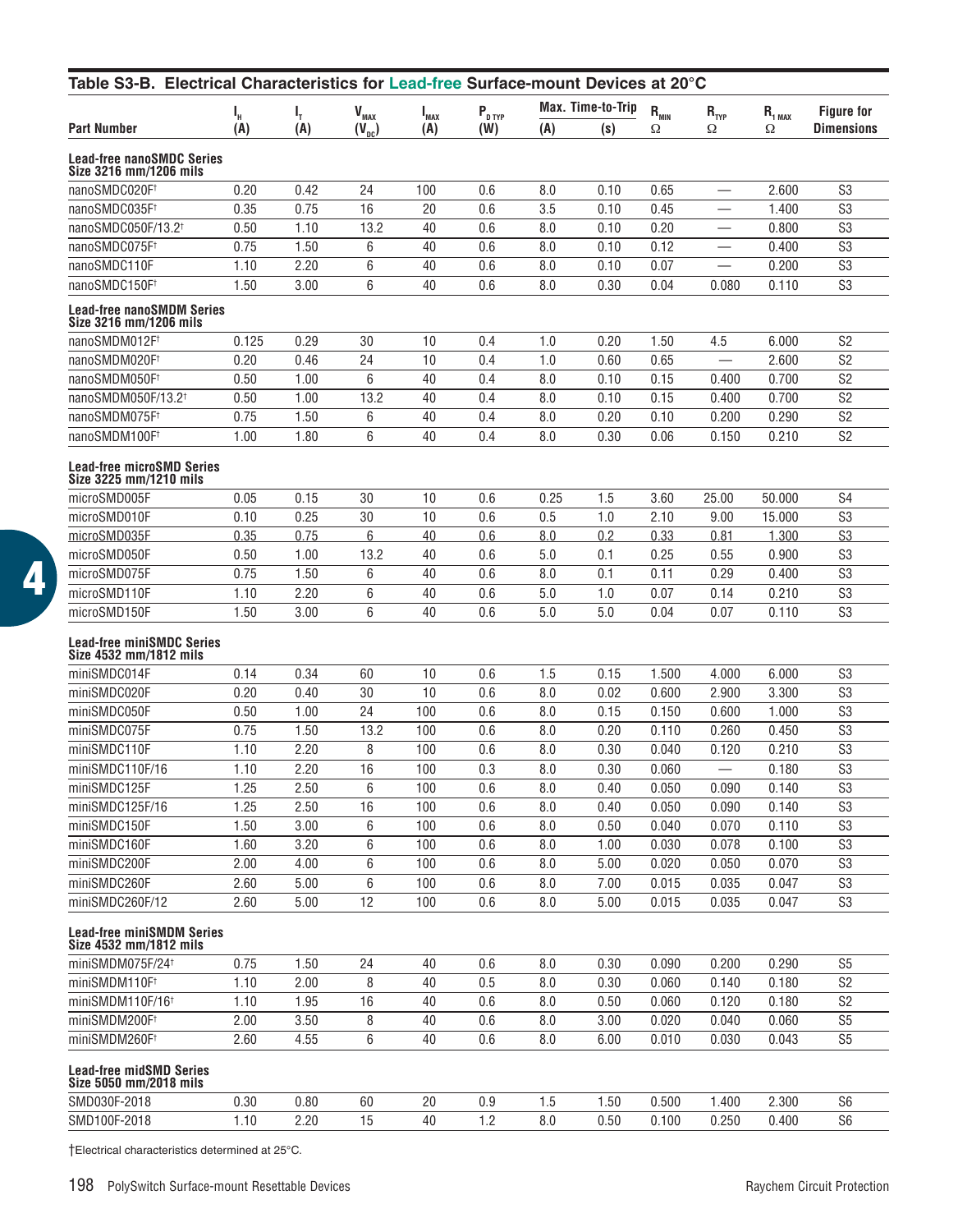## Table S3-B. Electrical Characteristics for Lead-free Surface-mount Devices at 20°C

| Part Number | $I_H$ (A) | $I_T$ (A) | $V_{MAX}$ ($V_{DC}$) | $I_{MAX}$ (A) | $P_{D\ TYP}$ (W) | Max. Time-to-Trip (A) | Max. Time-to-Trip (s) | $R_{MIN}$ Ω | $R_{TYP}$ Ω | $R_{1\ MAX}$ Ω | Figure for Dimensions |
|---|---|---|---|---|---|---|---|---|---|---|---|
| **Lead-free nanoSMDC Series Size 3216 mm/1206 mils** | | | | | | | | | | | |
| nanoSMDC020F† | 0.20 | 0.42 | 24 | 100 | 0.6 | 8.0 | 0.10 | 0.65 | — | 2.600 | S3 |
| nanoSMDC035F† | 0.35 | 0.75 | 16 | 20 | 0.6 | 3.5 | 0.10 | 0.45 | — | 1.400 | S3 |
| nanoSMDC050F/13.2† | 0.50 | 1.10 | 13.2 | 40 | 0.6 | 8.0 | 0.10 | 0.20 | — | 0.800 | S3 |
| nanoSMDC075F† | 0.75 | 1.50 | 6 | 40 | 0.6 | 8.0 | 0.10 | 0.12 | — | 0.400 | S3 |
| nanoSMDC110F | 1.10 | 2.20 | 6 | 40 | 0.6 | 8.0 | 0.10 | 0.07 | — | 0.200 | S3 |
| nanoSMDC150F† | 1.50 | 3.00 | 6 | 40 | 0.6 | 8.0 | 0.30 | 0.04 | 0.080 | 0.110 | S3 |
| **Lead-free nanoSMDM Series Size 3216 mm/1206 mils** | | | | | | | | | | | |
| nanoSMDM012F† | 0.125 | 0.29 | 30 | 10 | 0.4 | 1.0 | 0.20 | 1.50 | 4.5 | 6.000 | S2 |
| nanoSMDM020F† | 0.20 | 0.46 | 24 | 10 | 0.4 | 1.0 | 0.60 | 0.65 | — | 2.600 | S2 |
| nanoSMDM050F† | 0.50 | 1.00 | 6 | 40 | 0.4 | 8.0 | 0.10 | 0.15 | 0.400 | 0.700 | S2 |
| nanoSMDM050F/13.2† | 0.50 | 1.00 | 13.2 | 40 | 0.4 | 8.0 | 0.10 | 0.15 | 0.400 | 0.700 | S2 |
| nanoSMDM075F† | 0.75 | 1.50 | 6 | 40 | 0.4 | 8.0 | 0.20 | 0.10 | 0.200 | 0.290 | S2 |
| nanoSMDM100F† | 1.00 | 1.80 | 6 | 40 | 0.4 | 8.0 | 0.30 | 0.06 | 0.150 | 0.210 | S2 |
| **Lead-free microSMD Series Size 3225 mm/1210 mils** | | | | | | | | | | | |
| microSMD005F | 0.05 | 0.15 | 30 | 10 | 0.6 | 0.25 | 1.5 | 3.60 | 25.00 | 50.000 | S4 |
| microSMD010F | 0.10 | 0.25 | 30 | 10 | 0.6 | 0.5 | 1.0 | 2.10 | 9.00 | 15.000 | S3 |
| microSMD035F | 0.35 | 0.75 | 6 | 40 | 0.6 | 8.0 | 0.2 | 0.33 | 0.81 | 1.300 | S3 |
| microSMD050F | 0.50 | 1.00 | 13.2 | 40 | 0.6 | 5.0 | 0.1 | 0.25 | 0.55 | 0.900 | S3 |
| microSMD075F | 0.75 | 1.50 | 6 | 40 | 0.6 | 8.0 | 0.1 | 0.11 | 0.29 | 0.400 | S3 |
| microSMD110F | 1.10 | 2.20 | 6 | 40 | 0.6 | 5.0 | 1.0 | 0.07 | 0.14 | 0.210 | S3 |
| microSMD150F | 1.50 | 3.00 | 6 | 40 | 0.6 | 5.0 | 5.0 | 0.04 | 0.07 | 0.110 | S3 |
| **Lead-free miniSMDC Series Size 4532 mm/1812 mils** | | | | | | | | | | | |
| miniSMDC014F | 0.14 | 0.34 | 60 | 10 | 0.6 | 1.5 | 0.15 | 1.500 | 4.000 | 6.000 | S3 |
| miniSMDC020F | 0.20 | 0.40 | 30 | 10 | 0.6 | 8.0 | 0.02 | 0.600 | 2.900 | 3.300 | S3 |
| miniSMDC050F | 0.50 | 1.00 | 24 | 100 | 0.6 | 8.0 | 0.15 | 0.150 | 0.600 | 1.000 | S3 |
| miniSMDC075F | 0.75 | 1.50 | 13.2 | 100 | 0.6 | 8.0 | 0.20 | 0.110 | 0.260 | 0.450 | S3 |
| miniSMDC110F | 1.10 | 2.20 | 8 | 100 | 0.6 | 8.0 | 0.30 | 0.040 | 0.120 | 0.210 | S3 |
| miniSMDC110F/16 | 1.10 | 2.20 | 16 | 100 | 0.3 | 8.0 | 0.30 | 0.060 | — | 0.180 | S3 |
| miniSMDC125F | 1.25 | 2.50 | 6 | 100 | 0.6 | 8.0 | 0.40 | 0.050 | 0.090 | 0.140 | S3 |
| miniSMDC125F/16 | 1.25 | 2.50 | 16 | 100 | 0.6 | 8.0 | 0.40 | 0.050 | 0.090 | 0.140 | S3 |
| miniSMDC150F | 1.50 | 3.00 | 6 | 100 | 0.6 | 8.0 | 0.50 | 0.040 | 0.070 | 0.110 | S3 |
| miniSMDC160F | 1.60 | 3.20 | 6 | 100 | 0.6 | 8.0 | 1.00 | 0.030 | 0.078 | 0.100 | S3 |
| miniSMDC200F | 2.00 | 4.00 | 6 | 100 | 0.6 | 8.0 | 5.00 | 0.020 | 0.050 | 0.070 | S3 |
| miniSMDC260F | 2.60 | 5.00 | 6 | 100 | 0.6 | 8.0 | 7.00 | 0.015 | 0.035 | 0.047 | S3 |
| miniSMDC260F/12 | 2.60 | 5.00 | 12 | 100 | 0.6 | 8.0 | 5.00 | 0.015 | 0.035 | 0.047 | S3 |
| **Lead-free miniSMDM Series Size 4532 mm/1812 mils** | | | | | | | | | | | |
| miniSMDM075F/24† | 0.75 | 1.50 | 24 | 40 | 0.6 | 8.0 | 0.30 | 0.090 | 0.200 | 0.290 | S5 |
| miniSMDM110F† | 1.10 | 2.00 | 8 | 40 | 0.5 | 8.0 | 0.30 | 0.060 | 0.140 | 0.180 | S2 |
| miniSMDM110F/16† | 1.10 | 1.95 | 16 | 40 | 0.6 | 8.0 | 0.50 | 0.060 | 0.120 | 0.180 | S2 |
| miniSMDM200F† | 2.00 | 3.50 | 8 | 40 | 0.6 | 8.0 | 3.00 | 0.020 | 0.040 | 0.060 | S5 |
| miniSMDM260F† | 2.60 | 4.55 | 6 | 40 | 0.6 | 8.0 | 6.00 | 0.010 | 0.030 | 0.043 | S5 |
| **Lead-free midSMD Series Size 5050 mm/2018 mils** | | | | | | | | | | | |
| SMD030F-2018 | 0.30 | 0.80 | 60 | 20 | 0.9 | 1.5 | 1.50 | 0.500 | 1.400 | 2.300 | S6 |
| SMD100F-2018 | 1.10 | 2.20 | 15 | 40 | 1.2 | 8.0 | 0.50 | 0.100 | 0.250 | 0.400 | S6 |

†Electrical characteristics determined at 25°C.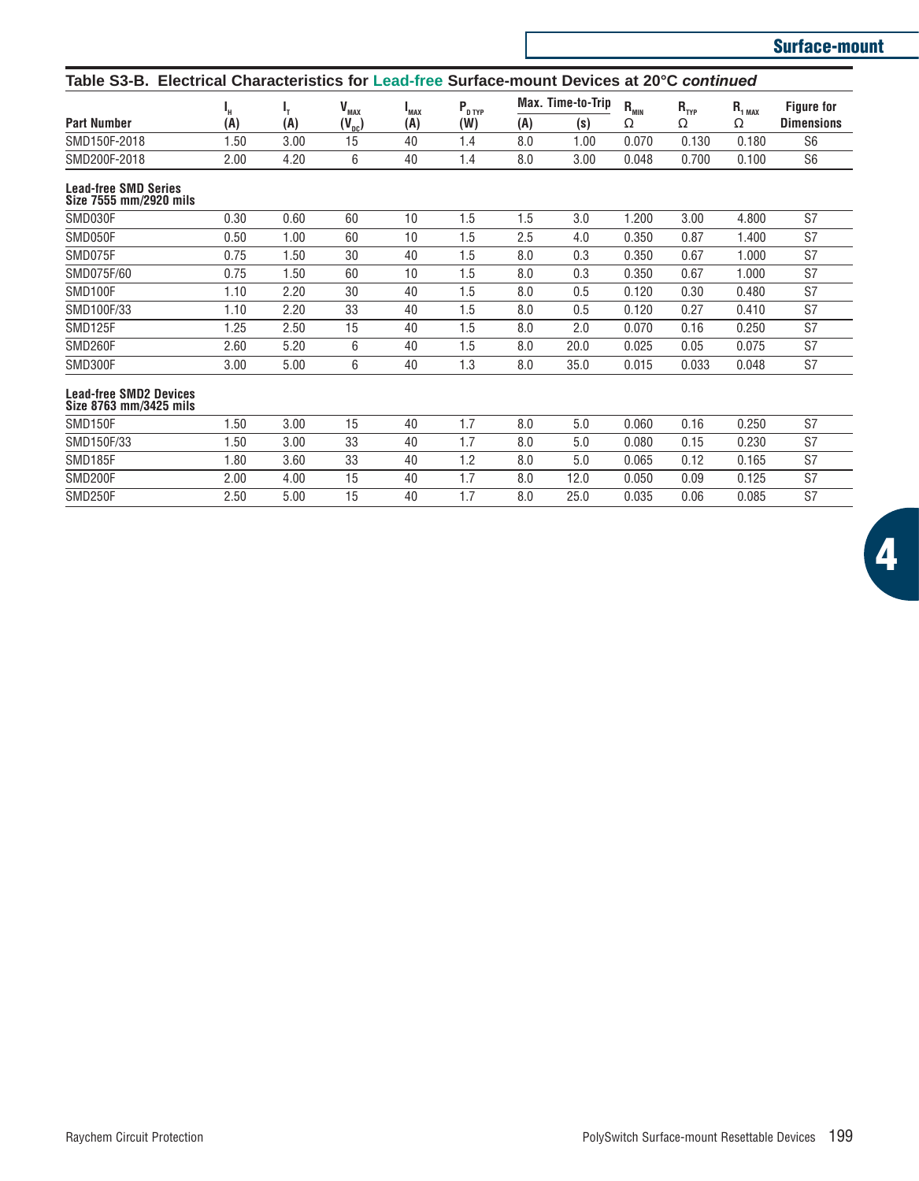## Table S3-B. Electrical Characteristics for Lead-free Surface-mount Devices at 20°C *continued*

| Part Number | $I_H$ (A) | $I_T$ (A) | $V_{MAX}$ ($V_{DC}$) | $I_{MAX}$ (A) | $P_{D\,TYP}$ (W) | Max. Time-to-Trip (A) | Max. Time-to-Trip (s) | $R_{MIN}$ Ω | $R_{TYP}$ Ω | $R_{1\,MAX}$ Ω | Figure for Dimensions |
|---|---|---|---|---|---|---|---|---|---|---|---|
| SMD150F-2018 | 1.50 | 3.00 | 15 | 40 | 1.4 | 8.0 | 1.00 | 0.070 | 0.130 | 0.180 | S6 |
| SMD200F-2018 | 2.00 | 4.20 | 6 | 40 | 1.4 | 8.0 | 3.00 | 0.048 | 0.700 | 0.100 | S6 |
| **Lead-free SMD Series Size 7555 mm/2920 mils** | | | | | | | | | | | |
| SMD030F | 0.30 | 0.60 | 60 | 10 | 1.5 | 1.5 | 3.0 | 1.200 | 3.00 | 4.800 | S7 |
| SMD050F | 0.50 | 1.00 | 60 | 10 | 1.5 | 2.5 | 4.0 | 0.350 | 0.87 | 1.400 | S7 |
| SMD075F | 0.75 | 1.50 | 30 | 40 | 1.5 | 8.0 | 0.3 | 0.350 | 0.67 | 1.000 | S7 |
| SMD075F/60 | 0.75 | 1.50 | 60 | 10 | 1.5 | 8.0 | 0.3 | 0.350 | 0.67 | 1.000 | S7 |
| SMD100F | 1.10 | 2.20 | 30 | 40 | 1.5 | 8.0 | 0.5 | 0.120 | 0.30 | 0.480 | S7 |
| SMD100F/33 | 1.10 | 2.20 | 33 | 40 | 1.5 | 8.0 | 0.5 | 0.120 | 0.27 | 0.410 | S7 |
| SMD125F | 1.25 | 2.50 | 15 | 40 | 1.5 | 8.0 | 2.0 | 0.070 | 0.16 | 0.250 | S7 |
| SMD260F | 2.60 | 5.20 | 6 | 40 | 1.5 | 8.0 | 20.0 | 0.025 | 0.05 | 0.075 | S7 |
| SMD300F | 3.00 | 5.00 | 6 | 40 | 1.3 | 8.0 | 35.0 | 0.015 | 0.033 | 0.048 | S7 |
| **Lead-free SMD2 Devices Size 8763 mm/3425 mils** | | | | | | | | | | | |
| SMD150F | 1.50 | 3.00 | 15 | 40 | 1.7 | 8.0 | 5.0 | 0.060 | 0.16 | 0.250 | S7 |
| SMD150F/33 | 1.50 | 3.00 | 33 | 40 | 1.7 | 8.0 | 5.0 | 0.080 | 0.15 | 0.230 | S7 |
| SMD185F | 1.80 | 3.60 | 33 | 40 | 1.2 | 8.0 | 5.0 | 0.065 | 0.12 | 0.165 | S7 |
| SMD200F | 2.00 | 4.00 | 15 | 40 | 1.7 | 8.0 | 12.0 | 0.050 | 0.09 | 0.125 | S7 |
| SMD250F | 2.50 | 5.00 | 15 | 40 | 1.7 | 8.0 | 25.0 | 0.035 | 0.06 | 0.085 | S7 |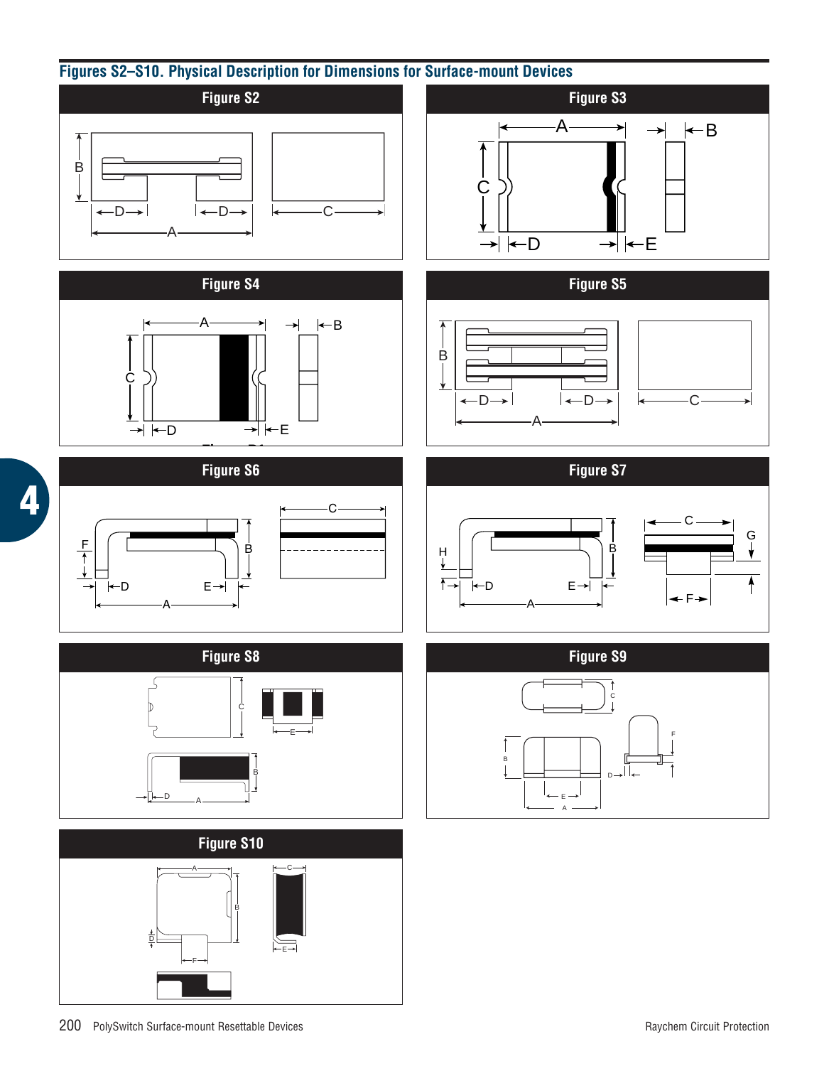## Figures S2–S10. Physical Description for Dimensions for Surface-mount Devices

**Figure S2**

**Figure S3**

**Figure S4**

**Figure S5**

**Figure S6**

**Figure S7**

**Figure S8**

**Figure S9**

**Figure S10**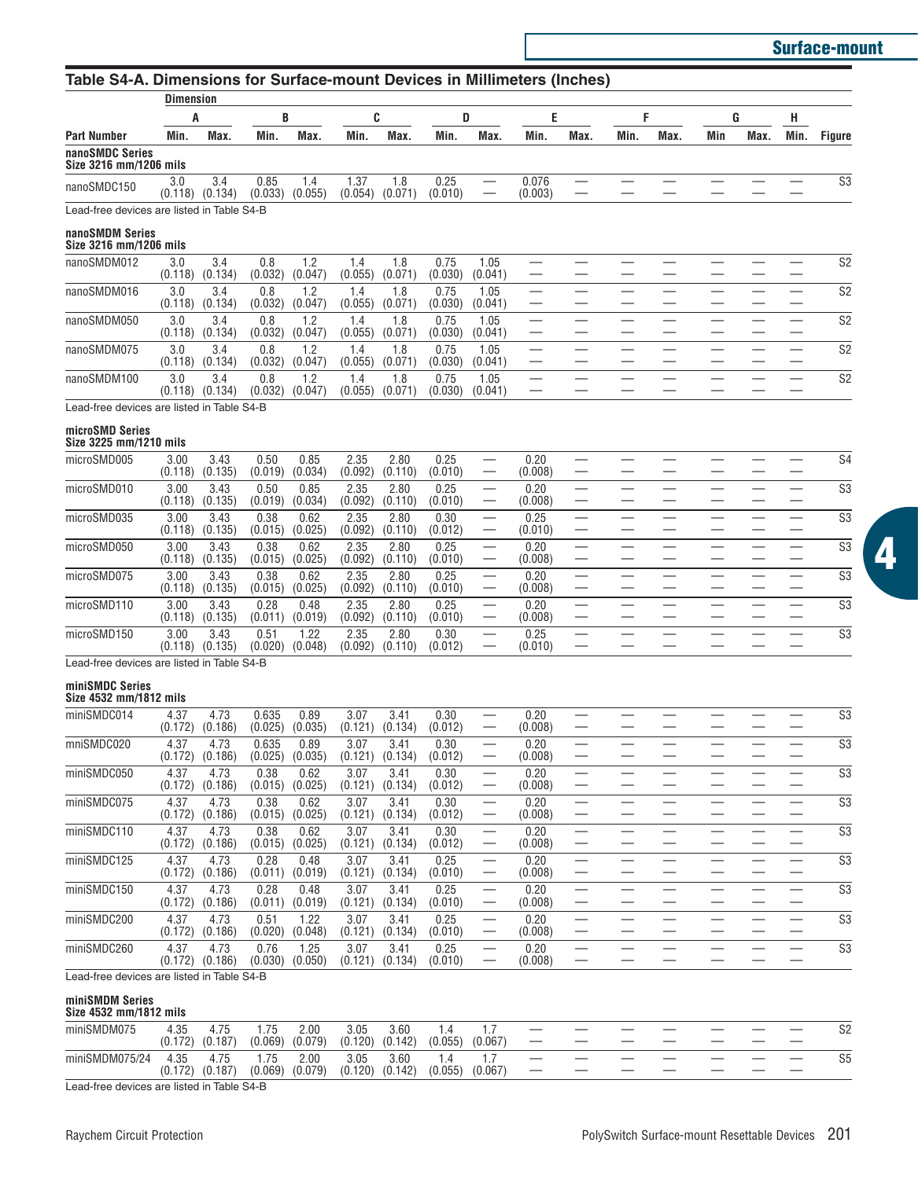## Table S4-A. Dimensions for Surface-mount Devices in Millimeters (Inches)

| | Dimension | | | | | | | | | | | | | | | | |
|---|---|---|---|---|---|---|---|---|---|---|---|---|---|---|---|---|---|
| | A | | B | | C | | D | | E | | F | | G | | H | | |
| Part Number | Min. | Max. | Min. | Max. | Min. | Max. | Min. | Max. | Min. | Max. | Min. | Max. | Min | Max. | Min. | | Figure |
| **nanoSMDC Series Size 3216 mm/1206 mils** | | | | | | | | | | | | | | | | | |
| nanoSMDC150 | 3.0 (0.118) | 3.4 (0.134) | 0.85 (0.033) | 1.4 (0.055) | 1.37 (0.054) | 1.8 (0.071) | 0.25 (0.010) | — | 0.076 (0.003) | — | — | — | — | — | — | | S3 |
| Lead-free devices are listed in Table S4-B | | | | | | | | | | | | | | | | | |
| **nanoSMDM Series Size 3216 mm/1206 mils** | | | | | | | | | | | | | | | | | |
| nanoSMDM012 | 3.0 (0.118) | 3.4 (0.134) | 0.8 (0.032) | 1.2 (0.047) | 1.4 (0.055) | 1.8 (0.071) | 0.75 (0.030) | 1.05 (0.041) | — | — | — | — | — | — | — | | S2 |
| nanoSMDM016 | 3.0 (0.118) | 3.4 (0.134) | 0.8 (0.032) | 1.2 (0.047) | 1.4 (0.055) | 1.8 (0.071) | 0.75 (0.030) | 1.05 (0.041) | — | — | — | — | — | — | — | | S2 |
| nanoSMDM050 | 3.0 (0.118) | 3.4 (0.134) | 0.8 (0.032) | 1.2 (0.047) | 1.4 (0.055) | 1.8 (0.071) | 0.75 (0.030) | 1.05 (0.041) | — | — | — | — | — | — | — | | S2 |
| nanoSMDM075 | 3.0 (0.118) | 3.4 (0.134) | 0.8 (0.032) | 1.2 (0.047) | 1.4 (0.055) | 1.8 (0.071) | 0.75 (0.030) | 1.05 (0.041) | — | — | — | — | — | — | — | | S2 |
| nanoSMDM100 | 3.0 (0.118) | 3.4 (0.134) | 0.8 (0.032) | 1.2 (0.047) | 1.4 (0.055) | 1.8 (0.071) | 0.75 (0.030) | 1.05 (0.041) | — | — | — | — | — | — | — | | S2 |
| Lead-free devices are listed in Table S4-B | | | | | | | | | | | | | | | | | |
| **microSMD Series Size 3225 mm/1210 mils** | | | | | | | | | | | | | | | | | |
| microSMD005 | 3.00 (0.118) | 3.43 (0.135) | 0.50 (0.019) | 0.85 (0.034) | 2.35 (0.092) | 2.80 (0.110) | 0.25 (0.010) | — | 0.20 (0.008) | — | — | — | — | — | — | | S4 |
| microSMD010 | 3.00 (0.118) | 3.43 (0.135) | 0.50 (0.019) | 0.85 (0.034) | 2.35 (0.092) | 2.80 (0.110) | 0.25 (0.010) | — | 0.20 (0.008) | — | — | — | — | — | — | | S3 |
| microSMD035 | 3.00 (0.118) | 3.43 (0.135) | 0.38 (0.015) | 0.62 (0.025) | 2.35 (0.092) | 2.80 (0.110) | 0.30 (0.012) | — | 0.25 (0.010) | — | — | — | — | — | — | | S3 |
| microSMD050 | 3.00 (0.118) | 3.43 (0.135) | 0.38 (0.015) | 0.62 (0.025) | 2.35 (0.092) | 2.80 (0.110) | 0.25 (0.010) | — | 0.20 (0.008) | — | — | — | — | — | — | | S3 |
| microSMD075 | 3.00 (0.118) | 3.43 (0.135) | 0.38 (0.015) | 0.62 (0.025) | 2.35 (0.092) | 2.80 (0.110) | 0.25 (0.010) | — | 0.20 (0.008) | — | — | — | — | — | — | | S3 |
| microSMD110 | 3.00 (0.118) | 3.43 (0.135) | 0.28 (0.011) | 0.48 (0.019) | 2.35 (0.092) | 2.80 (0.110) | 0.25 (0.010) | — | 0.20 (0.008) | — | — | — | — | — | — | | S3 |
| microSMD150 | 3.00 (0.118) | 3.43 (0.135) | 0.51 (0.020) | 1.22 (0.048) | 2.35 (0.092) | 2.80 (0.110) | 0.30 (0.012) | — | 0.25 (0.010) | — | — | — | — | — | — | | S3 |
| Lead-free devices are listed in Table S4-B | | | | | | | | | | | | | | | | | |
| **miniSMDC Series Size 4532 mm/1812 mils** | | | | | | | | | | | | | | | | | |
| miniSMDC014 | 4.37 (0.172) | 4.73 (0.186) | 0.635 (0.025) | 0.89 (0.035) | 3.07 (0.121) | 3.41 (0.134) | 0.30 (0.012) | — | 0.20 (0.008) | — | — | — | — | — | — | | S3 |
| mniSMDC020 | 4.37 (0.172) | 4.73 (0.186) | 0.635 (0.025) | 0.89 (0.035) | 3.07 (0.121) | 3.41 (0.134) | 0.30 (0.012) | — | 0.20 (0.008) | — | — | — | — | — | — | | S3 |
| miniSMDC050 | 4.37 (0.172) | 4.73 (0.186) | 0.38 (0.015) | 0.62 (0.025) | 3.07 (0.121) | 3.41 (0.134) | 0.30 (0.012) | — | 0.20 (0.008) | — | — | — | — | — | — | | S3 |
| miniSMDC075 | 4.37 (0.172) | 4.73 (0.186) | 0.38 (0.015) | 0.62 (0.025) | 3.07 (0.121) | 3.41 (0.134) | 0.30 (0.012) | — | 0.20 (0.008) | — | — | — | — | — | — | | S3 |
| miniSMDC110 | 4.37 (0.172) | 4.73 (0.186) | 0.38 (0.015) | 0.62 (0.025) | 3.07 (0.121) | 3.41 (0.134) | 0.30 (0.012) | — | 0.20 (0.008) | — | — | — | — | — | — | | S3 |
| miniSMDC125 | 4.37 (0.172) | 4.73 (0.186) | 0.28 (0.011) | 0.48 (0.019) | 3.07 (0.121) | 3.41 (0.134) | 0.25 (0.010) | — | 0.20 (0.008) | — | — | — | — | — | — | | S3 |
| miniSMDC150 | 4.37 (0.172) | 4.73 (0.186) | 0.28 (0.011) | 0.48 (0.019) | 3.07 (0.121) | 3.41 (0.134) | 0.25 (0.010) | — | 0.20 (0.008) | — | — | — | — | — | — | | S3 |
| miniSMDC200 | 4.37 (0.172) | 4.73 (0.186) | 0.51 (0.020) | 1.22 (0.048) | 3.07 (0.121) | 3.41 (0.134) | 0.25 (0.010) | — | 0.20 (0.008) | — | — | — | — | — | — | | S3 |
| miniSMDC260 | 4.37 (0.172) | 4.73 (0.186) | 0.76 (0.030) | 1.25 (0.050) | 3.07 (0.121) | 3.41 (0.134) | 0.25 (0.010) | — | 0.20 (0.008) | — | — | — | — | — | — | | S3 |
| Lead-free devices are listed in Table S4-B | | | | | | | | | | | | | | | | | |
| **miniSMDM Series Size 4532 mm/1812 mils** | | | | | | | | | | | | | | | | | |
| miniSMDM075 | 4.35 (0.172) | 4.75 (0.187) | 1.75 (0.069) | 2.00 (0.079) | 3.05 (0.120) | 3.60 (0.142) | 1.4 (0.055) | 1.7 (0.067) | — | — | — | — | — | — | — | | S2 |
| miniSMDM075/24 | 4.35 (0.172) | 4.75 (0.187) | 1.75 (0.069) | 2.00 (0.079) | 3.05 (0.120) | 3.60 (0.142) | 1.4 (0.055) | 1.7 (0.067) | — | — | — | — | — | — | — | | S5 |

Lead-free devices are listed in Table S4-B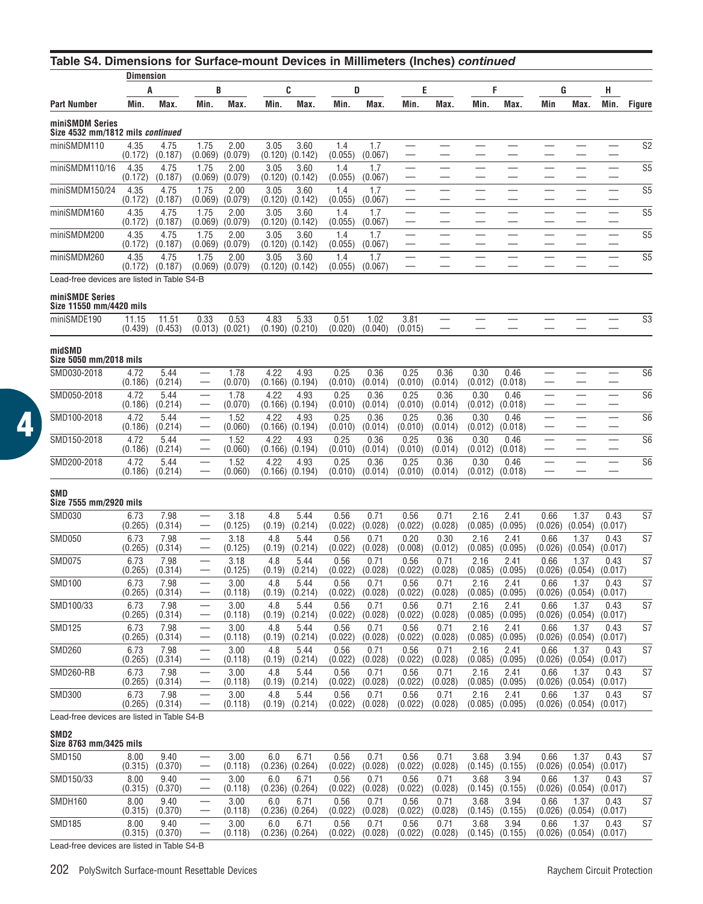## Table S4. Dimensions for Surface-mount Devices in Millimeters (Inches) *continued*

| | Dimension | | | | | | | | | | | | | | | |
|---|---|---|---|---|---|---|---|---|---|---|---|---|---|---|---|---|
| | A | | B | | C | | D | | E | | F | | G | | H | |
| Part Number | Min. | Max. | Min. | Max. | Min. | Max. | Min. | Max. | Min. | Max. | Min. | Max. | Min | Max. | Min. | Figure |
| **miniSMDM Series Size 4532 mm/1812 mils** *continued* | | | | | | | | | | | | | | | | |
| miniSMDM110 | 4.35 (0.172) | 4.75 (0.187) | 1.75 (0.069) | 2.00 (0.079) | 3.05 (0.120) | 3.60 (0.142) | 1.4 (0.055) | 1.7 (0.067) | — | — | — | — | — | — | — | S2 |
| miniSMDM110/16 | 4.35 (0.172) | 4.75 (0.187) | 1.75 (0.069) | 2.00 (0.079) | 3.05 (0.120) | 3.60 (0.142) | 1.4 (0.055) | 1.7 (0.067) | — | — | — | — | — | — | — | S5 |
| miniSMDM150/24 | 4.35 (0.172) | 4.75 (0.187) | 1.75 (0.069) | 2.00 (0.079) | 3.05 (0.120) | 3.60 (0.142) | 1.4 (0.055) | 1.7 (0.067) | — | — | — | — | — | — | — | S5 |
| miniSMDM160 | 4.35 (0.172) | 4.75 (0.187) | 1.75 (0.069) | 2.00 (0.079) | 3.05 (0.120) | 3.60 (0.142) | 1.4 (0.055) | 1.7 (0.067) | — | — | — | — | — | — | — | S5 |
| miniSMDM200 | 4.35 (0.172) | 4.75 (0.187) | 1.75 (0.069) | 2.00 (0.079) | 3.05 (0.120) | 3.60 (0.142) | 1.4 (0.055) | 1.7 (0.067) | — | — | — | — | — | — | — | S5 |
| miniSMDM260 | 4.35 (0.172) | 4.75 (0.187) | 1.75 (0.069) | 2.00 (0.079) | 3.05 (0.120) | 3.60 (0.142) | 1.4 (0.055) | 1.7 (0.067) | — | — | — | — | — | — | — | S5 |
| Lead-free devices are listed in Table S4-B | | | | | | | | | | | | | | | | |
| **miniSMDE Series Size 11550 mm/4420 mils** | | | | | | | | | | | | | | | | |
| miniSMDE190 | 11.15 (0.439) | 11.51 (0.453) | 0.33 (0.013) | 0.53 (0.021) | 4.83 (0.190) | 5.33 (0.210) | 0.51 (0.020) | 1.02 (0.040) | 3.81 (0.015) | — | — | — | — | — | — | S3 |
| **midSMD Size 5050 mm/2018 mils** | | | | | | | | | | | | | | | | |
| SMD030-2018 | 4.72 (0.186) | 5.44 (0.214) | — | 1.78 (0.070) | 4.22 (0.166) | 4.93 (0.194) | 0.25 (0.010) | 0.36 (0.014) | 0.25 (0.010) | 0.36 (0.014) | 0.30 (0.012) | 0.46 (0.018) | — | — | — | S6 |
| SMD050-2018 | 4.72 (0.186) | 5.44 (0.214) | — | 1.78 (0.070) | 4.22 (0.166) | 4.93 (0.194) | 0.25 (0.010) | 0.36 (0.014) | 0.25 (0.010) | 0.36 (0.014) | 0.30 (0.012) | 0.46 (0.018) | — | — | — | S6 |
| SMD100-2018 | 4.72 (0.186) | 5.44 (0.214) | — | 1.52 (0.060) | 4.22 (0.166) | 4.93 (0.194) | 0.25 (0.010) | 0.36 (0.014) | 0.25 (0.010) | 0.36 (0.014) | 0.30 (0.012) | 0.46 (0.018) | — | — | — | S6 |
| SMD150-2018 | 4.72 (0.186) | 5.44 (0.214) | — | 1.52 (0.060) | 4.22 (0.166) | 4.93 (0.194) | 0.25 (0.010) | 0.36 (0.014) | 0.25 (0.010) | 0.36 (0.014) | 0.30 (0.012) | 0.46 (0.018) | — | — | — | S6 |
| SMD200-2018 | 4.72 (0.186) | 5.44 (0.214) | — | 1.52 (0.060) | 4.22 (0.166) | 4.93 (0.194) | 0.25 (0.010) | 0.36 (0.014) | 0.25 (0.010) | 0.36 (0.014) | 0.30 (0.012) | 0.46 (0.018) | — | — | — | S6 |
| **SMD Size 7555 mm/2920 mils** | | | | | | | | | | | | | | | | |
| SMD030 | 6.73 (0.265) | 7.98 (0.314) | — | 3.18 (0.125) | 4.8 (0.19) | 5.44 (0.214) | 0.56 (0.022) | 0.71 (0.028) | 0.56 (0.022) | 0.71 (0.028) | 2.16 (0.085) | 2.41 (0.095) | 0.66 (0.026) | 1.37 (0.054) | 0.43 (0.017) | S7 |
| SMD050 | 6.73 (0.265) | 7.98 (0.314) | — | 3.18 (0.125) | 4.8 (0.19) | 5.44 (0.214) | 0.56 (0.022) | 0.71 (0.028) | 0.20 (0.008) | 0.30 (0.012) | 2.16 (0.085) | 2.41 (0.095) | 0.66 (0.026) | 1.37 (0.054) | 0.43 (0.017) | S7 |
| SMD075 | 6.73 (0.265) | 7.98 (0.314) | — | 3.18 (0.125) | 4.8 (0.19) | 5.44 (0.214) | 0.56 (0.022) | 0.71 (0.028) | 0.56 (0.022) | 0.71 (0.028) | 2.16 (0.085) | 2.41 (0.095) | 0.66 (0.026) | 1.37 (0.054) | 0.43 (0.017) | S7 |
| SMD100 | 6.73 (0.265) | 7.98 (0.314) | — | 3.00 (0.118) | 4.8 (0.19) | 5.44 (0.214) | 0.56 (0.022) | 0.71 (0.028) | 0.56 (0.022) | 0.71 (0.028) | 2.16 (0.085) | 2.41 (0.095) | 0.66 (0.026) | 1.37 (0.054) | 0.43 (0.017) | S7 |
| SMD100/33 | 6.73 (0.265) | 7.98 (0.314) | — | 3.00 (0.118) | 4.8 (0.19) | 5.44 (0.214) | 0.56 (0.022) | 0.71 (0.028) | 0.56 (0.022) | 0.71 (0.028) | 2.16 (0.085) | 2.41 (0.095) | 0.66 (0.026) | 1.37 (0.054) | 0.43 (0.017) | S7 |
| SMD125 | 6.73 (0.265) | 7.98 (0.314) | — | 3.00 (0.118) | 4.8 (0.19) | 5.44 (0.214) | 0.56 (0.022) | 0.71 (0.028) | 0.56 (0.022) | 0.71 (0.028) | 2.16 (0.085) | 2.41 (0.095) | 0.66 (0.026) | 1.37 (0.054) | 0.43 (0.017) | S7 |
| SMD260 | 6.73 (0.265) | 7.98 (0.314) | — | 3.00 (0.118) | 4.8 (0.19) | 5.44 (0.214) | 0.56 (0.022) | 0.71 (0.028) | 0.56 (0.022) | 0.71 (0.028) | 2.16 (0.085) | 2.41 (0.095) | 0.66 (0.026) | 1.37 (0.054) | 0.43 (0.017) | S7 |
| SMD260-RB | 6.73 (0.265) | 7.98 (0.314) | — | 3.00 (0.118) | 4.8 (0.19) | 5.44 (0.214) | 0.56 (0.022) | 0.71 (0.028) | 0.56 (0.022) | 0.71 (0.028) | 2.16 (0.085) | 2.41 (0.095) | 0.66 (0.026) | 1.37 (0.054) | 0.43 (0.017) | S7 |
| SMD300 | 6.73 (0.265) | 7.98 (0.314) | — | 3.00 (0.118) | 4.8 (0.19) | 5.44 (0.214) | 0.56 (0.022) | 0.71 (0.028) | 0.56 (0.022) | 0.71 (0.028) | 2.16 (0.085) | 2.41 (0.095) | 0.66 (0.026) | 1.37 (0.054) | 0.43 (0.017) | S7 |
| Lead-free devices are listed in Table S4-B | | | | | | | | | | | | | | | | |
| **SMD2 Size 8763 mm/3425 mils** | | | | | | | | | | | | | | | | |
| SMD150 | 8.00 (0.315) | 9.40 (0.370) | — | 3.00 (0.118) | 6.0 (0.236) | 6.71 (0.264) | 0.56 (0.022) | 0.71 (0.028) | 0.56 (0.022) | 0.71 (0.028) | 3.68 (0.145) | 3.94 (0.155) | 0.66 (0.026) | 1.37 (0.054) | 0.43 (0.017) | S7 |
| SMD150/33 | 8.00 (0.315) | 9.40 (0.370) | — | 3.00 (0.118) | 6.0 (0.236) | 6.71 (0.264) | 0.56 (0.022) | 0.71 (0.028) | 0.56 (0.022) | 0.71 (0.028) | 3.68 (0.145) | 3.94 (0.155) | 0.66 (0.026) | 1.37 (0.054) | 0.43 (0.017) | S7 |
| SMDH160 | 8.00 (0.315) | 9.40 (0.370) | — | 3.00 (0.118) | 6.0 (0.236) | 6.71 (0.264) | 0.56 (0.022) | 0.71 (0.028) | 0.56 (0.022) | 0.71 (0.028) | 3.68 (0.145) | 3.94 (0.155) | 0.66 (0.026) | 1.37 (0.054) | 0.43 (0.017) | S7 |
| SMD185 | 8.00 (0.315) | 9.40 (0.370) | — | 3.00 (0.118) | 6.0 (0.236) | 6.71 (0.264) | 0.56 (0.022) | 0.71 (0.028) | 0.56 (0.022) | 0.71 (0.028) | 3.68 (0.145) | 3.94 (0.155) | 0.66 (0.026) | 1.37 (0.054) | 0.43 (0.017) | S7 |
| Lead-free devices are listed in Table S4-B | | | | | | | | | | | | | | | | |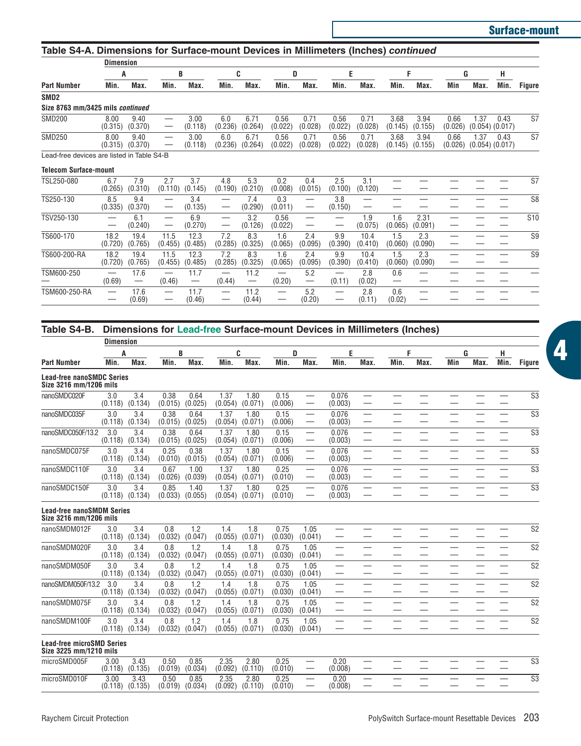## Table S4-A. Dimensions for Surface-mount Devices in Millimeters (Inches) *continued*

| | Dimension | | | | | | | | | | | | | | | | |
|---|---|---|---|---|---|---|---|---|---|---|---|---|---|---|---|---|---|
| | A | | B | | C | | D | | E | | F | | G | | H | |
| **Part Number** | **Min.** | **Max.** | **Min.** | **Max.** | **Min.** | **Max.** | **Min.** | **Max.** | **Min.** | **Max.** | **Min.** | **Max.** | **Min** | **Max.** | **Min.** | **Figure** |
| **SMD2** | | | | | | | | | | | | | | | | |
| **Size 8763 mm/3425 mils *continued*** | | | | | | | | | | | | | | | | |
| SMD200 | 8.00 (0.315) | 9.40 (0.370) | — | 3.00 (0.118) | 6.0 (0.236) | 6.71 (0.264) | 0.56 (0.022) | 0.71 (0.028) | 0.56 (0.022) | 0.71 (0.028) | 3.68 (0.145) | 3.94 (0.155) | 0.66 (0.026) | 1.37 (0.054) | 0.43 (0.017) | S7 |
| SMD250 | 8.00 (0.315) | 9.40 (0.370) | — | 3.00 (0.118) | 6.0 (0.236) | 6.71 (0.264) | 0.56 (0.022) | 0.71 (0.028) | 0.56 (0.022) | 0.71 (0.028) | 3.68 (0.145) | 3.94 (0.155) | 0.66 (0.026) | 1.37 (0.054) | 0.43 (0.017) | S7 |
| Lead-free devices are listed in Table S4-B | | | | | | | | | | | | | | | | |
| **Telecom Surface-mount** | | | | | | | | | | | | | | | | |
| TSL250-080 | 6.7 (0.265) | 7.9 (0.310) | 2.7 (0.110) | 3.7 (0.145) | 4.8 (0.190) | 5.3 (0.210) | 0.2 (0.008) | 0.4 (0.015) | 2.5 (0.100) | 3.1 (0.120) | — | — | — | — | — | S7 |
| TS250-130 | 8.5 (0.335) | 9.4 (0.370) | — | 3.4 (0.135) | — | 7.4 (0.290) | 0.3 (0.011) | — | 3.8 (0.150) | — | — | — | — | — | — | S8 |
| TSV250-130 | — | 6.1 (0.240) | — | 6.9 (0.270) | — | 3.2 (0.126) | 0.56 (0.022) | — | — | 1.9 (0.075) | 1.6 (0.065) | 2.31 (0.091) | — | — | — | S10 |
| TS600-170 | 18.2 (0.720) | 19.4 (0.765) | 11.5 (0.455) | 12.3 (0.485) | 7.2 (0.285) | 8.3 (0.325) | 1.6 (0.065) | 2.4 (0.095) | 9.9 (0.390) | 10.4 (0.410) | 1.5 (0.060) | 2.3 (0.090) | — | — | — | S9 |
| TS600-200-RA | 18.2 (0.720) | 19.4 (0.765) | 11.5 (0.455) | 12.3 (0.485) | 7.2 (0.285) | 8.3 (0.325) | 1.6 (0.065) | 2.4 (0.095) | 9.9 (0.390) | 10.4 (0.410) | 1.5 (0.060) | 2.3 (0.090) | — | — | — | S9 |
| TSM600-250 — | — (0.69) | 17.6 — | — (0.46) | 11.7 — | — (0.44) | 11.2 — | — (0.20) | 5.2 — | — (0.11) | 2.8 (0.02) | 0.6 — | — | — | — | — | — |
| TSM600-250-RA | — | 17.6 (0.69) | — | 11.7 (0.46) | — | 11.2 (0.44) | — | 5.2 (0.20) | — | 2.8 (0.11) | 0.6 (0.02) | — | — | — | — | — |

## Table S4-B. Dimensions for Lead-free Surface-mount Devices in Millimeters (Inches)

| | Dimension | | | | | | | | | | | | | | | | |
|---|---|---|---|---|---|---|---|---|---|---|---|---|---|---|---|---|---|
| | A | | B | | C | | D | | E | | F | | G | | H | |
| **Part Number** | **Min.** | **Max.** | **Min.** | **Max.** | **Min.** | **Max.** | **Min.** | **Max.** | **Min.** | **Max.** | **Min.** | **Max.** | **Min** | **Max.** | **Min.** | **Figure** |
| **Lead-free nanoSMDC Series Size 3216 mm/1206 mils** | | | | | | | | | | | | | | | | |
| nanoSMDC020F | 3.0 (0.118) | 3.4 (0.134) | 0.38 (0.015) | 0.64 (0.025) | 1.37 (0.054) | 1.80 (0.071) | 0.15 (0.006) | — | 0.076 (0.003) | — | — | — | — | — | — | S3 |
| nanoSMDC035F | 3.0 (0.118) | 3.4 (0.134) | 0.38 (0.015) | 0.64 (0.025) | 1.37 (0.054) | 1.80 (0.071) | 0.15 (0.006) | — | 0.076 (0.003) | — | — | — | — | — | — | S3 |
| nanoSMDC050F/13.2 | 3.0 (0.118) | 3.4 (0.134) | 0.38 (0.015) | 0.64 (0.025) | 1.37 (0.054) | 1.80 (0.071) | 0.15 (0.006) | — | 0.076 (0.003) | — | — | — | — | — | — | S3 |
| nanoSMDC075F | 3.0 (0.118) | 3.4 (0.134) | 0.25 (0.010) | 0.38 (0.015) | 1.37 (0.054) | 1.80 (0.071) | 0.15 (0.006) | — | 0.076 (0.003) | — | — | — | — | — | — | S3 |
| nanoSMDC110F | 3.0 (0.118) | 3.4 (0.134) | 0.67 (0.026) | 1.00 (0.039) | 1.37 (0.054) | 1.80 (0.071) | 0.25 (0.010) | — | 0.076 (0.003) | — | — | — | — | — | — | S3 |
| nanoSMDC150F | 3.0 (0.118) | 3.4 (0.134) | 0.85 (0.033) | 1.40 (0.055) | 1.37 (0.054) | 1.80 (0.071) | 0.25 (0.010) | — | 0.076 (0.003) | — | — | — | — | — | — | S3 |
| **Lead-free nanoSMDM Series Size 3216 mm/1206 mils** | | | | | | | | | | | | | | | | |
| nanoSMDM012F | 3.0 (0.118) | 3.4 (0.134) | 0.8 (0.032) | 1.2 (0.047) | 1.4 (0.055) | 1.8 (0.071) | 0.75 (0.030) | 1.05 (0.041) | — | — | — | — | — | — | — | S2 |
| nanoSMDM020F | 3.0 (0.118) | 3.4 (0.134) | 0.8 (0.032) | 1.2 (0.047) | 1.4 (0.055) | 1.8 (0.071) | 0.75 (0.030) | 1.05 (0.041) | — | — | — | — | — | — | — | S2 |
| nanoSMDM050F | 3.0 (0.118) | 3.4 (0.134) | 0.8 (0.032) | 1.2 (0.047) | 1.4 (0.055) | 1.8 (0.071) | 0.75 (0.030) | 1.05 (0.041) | — | — | — | — | — | — | — | S2 |
| nanoSMDM050F/13.2 | 3.0 (0.118) | 3.4 (0.134) | 0.8 (0.032) | 1.2 (0.047) | 1.4 (0.055) | 1.8 (0.071) | 0.75 (0.030) | 1.05 (0.041) | — | — | — | — | — | — | — | S2 |
| nanoSMDM075F | 3.0 (0.118) | 3.4 (0.134) | 0.8 (0.032) | 1.2 (0.047) | 1.4 (0.055) | 1.8 (0.071) | 0.75 (0.030) | 1.05 (0.041) | — | — | — | — | — | — | — | S2 |
| nanoSMDM100F | 3.0 (0.118) | 3.4 (0.134) | 0.8 (0.032) | 1.2 (0.047) | 1.4 (0.055) | 1.8 (0.071) | 0.75 (0.030) | 1.05 (0.041) | — | — | — | — | — | — | — | S2 |
| **Lead-free microSMD Series Size 3225 mm/1210 mils** | | | | | | | | | | | | | | | | |
| microSMD005F | 3.00 (0.118) | 3.43 (0.135) | 0.50 (0.019) | 0.85 (0.034) | 2.35 (0.092) | 2.80 (0.110) | 0.25 (0.010) | — | 0.20 (0.008) | — | — | — | — | — | — | S3 |
| microSMD010F | 3.00 (0.118) | 3.43 (0.135) | 0.50 (0.019) | 0.85 (0.034) | 2.35 (0.092) | 2.80 (0.110) | 0.25 (0.010) | — | 0.20 (0.008) | — | — | — | — | — | — | S3 |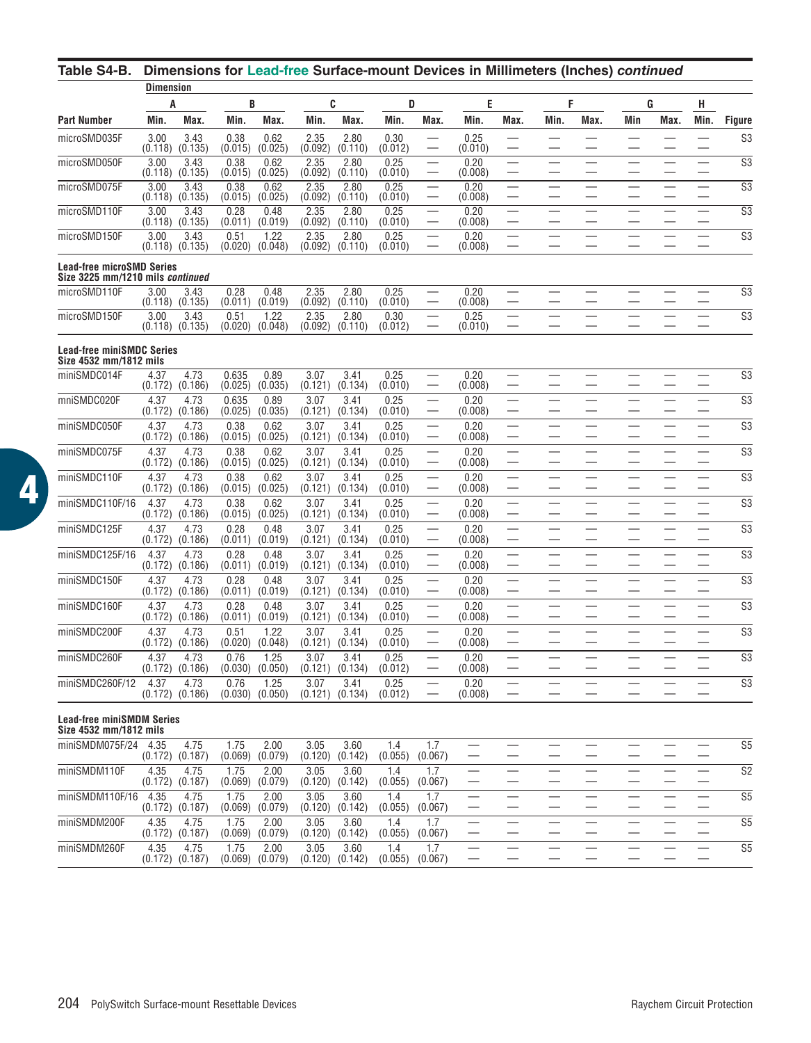## Table S4-B. Dimensions for Lead-free Surface-mount Devices in Millimeters (Inches) *continued*

| | Dimension | | | | | | | | | | | | | | | | |
|---|---|---|---|---|---|---|---|---|---|---|---|---|---|---|---|---|---|
| | A | | B | | C | | D | | E | | F | | G | | H | | |
| Part Number | Min. | Max. | Min. | Max. | Min. | Max. | Min. | Max. | Min. | Max. | Min. | Max. | Min | Max. | Min. | | Figure |
| microSMD035F | 3.00 (0.118) | 3.43 (0.135) | 0.38 (0.015) | 0.62 (0.025) | 2.35 (0.092) | 2.80 (0.110) | 0.30 (0.012) | — | 0.25 (0.010) | — | — | — | — | — | — | | S3 |
| microSMD050F | 3.00 (0.118) | 3.43 (0.135) | 0.38 (0.015) | 0.62 (0.025) | 2.35 (0.092) | 2.80 (0.110) | 0.25 (0.010) | — | 0.20 (0.008) | — | — | — | — | — | — | | S3 |
| microSMD075F | 3.00 (0.118) | 3.43 (0.135) | 0.38 (0.015) | 0.62 (0.025) | 2.35 (0.092) | 2.80 (0.110) | 0.25 (0.010) | — | 0.20 (0.008) | — | — | — | — | — | — | | S3 |
| microSMD110F | 3.00 (0.118) | 3.43 (0.135) | 0.28 (0.011) | 0.48 (0.019) | 2.35 (0.092) | 2.80 (0.110) | 0.25 (0.010) | — | 0.20 (0.008) | — | — | — | — | — | — | | S3 |
| microSMD150F | 3.00 (0.118) | 3.43 (0.135) | 0.51 (0.020) | 1.22 (0.048) | 2.35 (0.092) | 2.80 (0.110) | 0.25 (0.010) | — | 0.20 (0.008) | — | — | — | — | — | — | | S3 |
| **Lead-free microSMD Series Size 3225 mm/1210 mils *continued*** | | | | | | | | | | | | | | | | | |
| microSMD110F | 3.00 (0.118) | 3.43 (0.135) | 0.28 (0.011) | 0.48 (0.019) | 2.35 (0.092) | 2.80 (0.110) | 0.25 (0.010) | — | 0.20 (0.008) | — | — | — | — | — | — | | S3 |
| microSMD150F | 3.00 (0.118) | 3.43 (0.135) | 0.51 (0.020) | 1.22 (0.048) | 2.35 (0.092) | 2.80 (0.110) | 0.30 (0.012) | — | 0.25 (0.010) | — | — | — | — | — | — | | S3 |
| **Lead-free miniSMDC Series Size 4532 mm/1812 mils** | | | | | | | | | | | | | | | | | |
| miniSMDC014F | 4.37 (0.172) | 4.73 (0.186) | 0.635 (0.025) | 0.89 (0.035) | 3.07 (0.121) | 3.41 (0.134) | 0.25 (0.010) | — | 0.20 (0.008) | — | — | — | — | — | — | | S3 |
| mniSMDC020F | 4.37 (0.172) | 4.73 (0.186) | 0.635 (0.025) | 0.89 (0.035) | 3.07 (0.121) | 3.41 (0.134) | 0.25 (0.010) | — | 0.20 (0.008) | — | — | — | — | — | — | | S3 |
| miniSMDC050F | 4.37 (0.172) | 4.73 (0.186) | 0.38 (0.015) | 0.62 (0.025) | 3.07 (0.121) | 3.41 (0.134) | 0.25 (0.010) | — | 0.20 (0.008) | — | — | — | — | — | — | | S3 |
| miniSMDC075F | 4.37 (0.172) | 4.73 (0.186) | 0.38 (0.015) | 0.62 (0.025) | 3.07 (0.121) | 3.41 (0.134) | 0.25 (0.010) | — | 0.20 (0.008) | — | — | — | — | — | — | | S3 |
| miniSMDC110F | 4.37 (0.172) | 4.73 (0.186) | 0.38 (0.015) | 0.62 (0.025) | 3.07 (0.121) | 3.41 (0.134) | 0.25 (0.010) | — | 0.20 (0.008) | — | — | — | — | — | — | | S3 |
| miniSMDC110F/16 | 4.37 (0.172) | 4.73 (0.186) | 0.38 (0.015) | 0.62 (0.025) | 3.07 (0.121) | 3.41 (0.134) | 0.25 (0.010) | — | 0.20 (0.008) | — | — | — | — | — | — | | S3 |
| miniSMDC125F | 4.37 (0.172) | 4.73 (0.186) | 0.28 (0.011) | 0.48 (0.019) | 3.07 (0.121) | 3.41 (0.134) | 0.25 (0.010) | — | 0.20 (0.008) | — | — | — | — | — | — | | S3 |
| miniSMDC125F/16 | 4.37 (0.172) | 4.73 (0.186) | 0.28 (0.011) | 0.48 (0.019) | 3.07 (0.121) | 3.41 (0.134) | 0.25 (0.010) | — | 0.20 (0.008) | — | — | — | — | — | — | | S3 |
| miniSMDC150F | 4.37 (0.172) | 4.73 (0.186) | 0.28 (0.011) | 0.48 (0.019) | 3.07 (0.121) | 3.41 (0.134) | 0.25 (0.010) | — | 0.20 (0.008) | — | — | — | — | — | — | | S3 |
| miniSMDC160F | 4.37 (0.172) | 4.73 (0.186) | 0.28 (0.011) | 0.48 (0.019) | 3.07 (0.121) | 3.41 (0.134) | 0.25 (0.010) | — | 0.20 (0.008) | — | — | — | — | — | — | | S3 |
| miniSMDC200F | 4.37 (0.172) | 4.73 (0.186) | 0.51 (0.020) | 1.22 (0.048) | 3.07 (0.121) | 3.41 (0.134) | 0.25 (0.010) | — | 0.20 (0.008) | — | — | — | — | — | — | | S3 |
| miniSMDC260F | 4.37 (0.172) | 4.73 (0.186) | 0.76 (0.030) | 1.25 (0.050) | 3.07 (0.121) | 3.41 (0.134) | 0.25 (0.012) | — | 0.20 (0.008) | — | — | — | — | — | — | | S3 |
| miniSMDC260F/12 | 4.37 (0.172) | 4.73 (0.186) | 0.76 (0.030) | 1.25 (0.050) | 3.07 (0.121) | 3.41 (0.134) | 0.25 (0.012) | — | 0.20 (0.008) | — | — | — | — | — | — | | S3 |
| **Lead-free miniSMDM Series Size 4532 mm/1812 mils** | | | | | | | | | | | | | | | | | |
| miniSMDM075F/24 | 4.35 (0.172) | 4.75 (0.187) | 1.75 (0.069) | 2.00 (0.079) | 3.05 (0.120) | 3.60 (0.142) | 1.4 (0.055) | 1.7 (0.067) | — | — | — | — | — | — | — | | S5 |
| miniSMDM110F | 4.35 (0.172) | 4.75 (0.187) | 1.75 (0.069) | 2.00 (0.079) | 3.05 (0.120) | 3.60 (0.142) | 1.4 (0.055) | 1.7 (0.067) | — | — | — | — | — | — | — | | S2 |
| miniSMDM110F/16 | 4.35 (0.172) | 4.75 (0.187) | 1.75 (0.069) | 2.00 (0.079) | 3.05 (0.120) | 3.60 (0.142) | 1.4 (0.055) | 1.7 (0.067) | — | — | — | — | — | — | — | | S5 |
| miniSMDM200F | 4.35 (0.172) | 4.75 (0.187) | 1.75 (0.069) | 2.00 (0.079) | 3.05 (0.120) | 3.60 (0.142) | 1.4 (0.055) | 1.7 (0.067) | — | — | — | — | — | — | — | | S5 |
| miniSMDM260F | 4.35 (0.172) | 4.75 (0.187) | 1.75 (0.069) | 2.00 (0.079) | 3.05 (0.120) | 3.60 (0.142) | 1.4 (0.055) | 1.7 (0.067) | — | — | — | — | — | — | — | | S5 |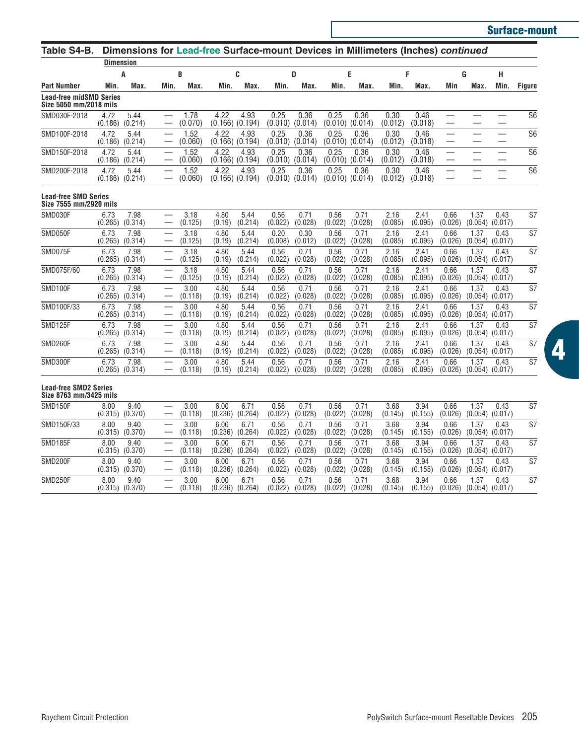## Table S4-B. Dimensions for Lead-free Surface-mount Devices in Millimeters (Inches) *continued*

| | Dimension | | | | | | | | | | | | | | | | |
|---|---|---|---|---|---|---|---|---|---|---|---|---|---|---|---|---|---|
| | A | | B | | C | | D | | E | | F | | G | | H | | |
| Part Number | Min. | Max. | Min. | Max. | Min. | Max. | Min. | Max. | Min. | Max. | Min. | Max. | Min | Max. | Min. | | Figure |
| **Lead-free midSMD Series Size 5050 mm/2018 mils** | | | | | | | | | | | | | | | | | |
| SMD030F-2018 | 4.72 (0.186) | 5.44 (0.214) | — | 1.78 (0.070) | 4.22 (0.166) | 4.93 (0.194) | 0.25 (0.010) | 0.36 (0.014) | 0.25 (0.010) | 0.36 (0.014) | 0.30 (0.012) | 0.46 (0.018) | — | — | — | | S6 |
| SMD100F-2018 | 4.72 (0.186) | 5.44 (0.214) | — | 1.52 (0.060) | 4.22 (0.166) | 4.93 (0.194) | 0.25 (0.010) | 0.36 (0.014) | 0.25 (0.010) | 0.36 (0.014) | 0.30 (0.012) | 0.46 (0.018) | — | — | — | | S6 |
| SMD150F-2018 | 4.72 (0.186) | 5.44 (0.214) | — | 1.52 (0.060) | 4.22 (0.166) | 4.93 (0.194) | 0.25 (0.010) | 0.36 (0.014) | 0.25 (0.010) | 0.36 (0.014) | 0.30 (0.012) | 0.46 (0.018) | — | — | — | | S6 |
| SMD200F-2018 | 4.72 (0.186) | 5.44 (0.214) | — | 1.52 (0.060) | 4.22 (0.166) | 4.93 (0.194) | 0.25 (0.010) | 0.36 (0.014) | 0.25 (0.010) | 0.36 (0.014) | 0.30 (0.012) | 0.46 (0.018) | — | — | — | | S6 |
| **Lead-free SMD Series Size 7555 mm/2920 mils** | | | | | | | | | | | | | | | | | |
| SMD030F | 6.73 (0.265) | 7.98 (0.314) | — | 3.18 (0.125) | 4.80 (0.19) | 5.44 (0.214) | 0.56 (0.022) | 0.71 (0.028) | 0.56 (0.022) | 0.71 (0.028) | 2.16 (0.085) | 2.41 (0.095) | 0.66 (0.026) | 1.37 (0.054) | 0.43 (0.017) | | S7 |
| SMD050F | 6.73 (0.265) | 7.98 (0.314) | — | 3.18 (0.125) | 4.80 (0.19) | 5.44 (0.214) | 0.20 (0.008) | 0.30 (0.012) | 0.56 (0.022) | 0.71 (0.028) | 2.16 (0.085) | 2.41 (0.095) | 0.66 (0.026) | 1.37 (0.054) | 0.43 (0.017) | | S7 |
| SMD075F | 6.73 (0.265) | 7.98 (0.314) | — | 3.18 (0.125) | 4.80 (0.19) | 5.44 (0.214) | 0.56 (0.022) | 0.71 (0.028) | 0.56 (0.022) | 0.71 (0.028) | 2.16 (0.085) | 2.41 (0.095) | 0.66 (0.026) | 1.37 (0.054) | 0.43 (0.017) | | S7 |
| SMD075F/60 | 6.73 (0.265) | 7.98 (0.314) | — | 3.18 (0.125) | 4.80 (0.19) | 5.44 (0.214) | 0.56 (0.022) | 0.71 (0.028) | 0.56 (0.022) | 0.71 (0.028) | 2.16 (0.085) | 2.41 (0.095) | 0.66 (0.026) | 1.37 (0.054) | 0.43 (0.017) | | S7 |
| SMD100F | 6.73 (0.265) | 7.98 (0.314) | — | 3.00 (0.118) | 4.80 (0.19) | 5.44 (0.214) | 0.56 (0.022) | 0.71 (0.028) | 0.56 (0.022) | 0.71 (0.028) | 2.16 (0.085) | 2.41 (0.095) | 0.66 (0.026) | 1.37 (0.054) | 0.43 (0.017) | | S7 |
| SMD100F/33 | 6.73 (0.265) | 7.98 (0.314) | — | 3.00 (0.118) | 4.80 (0.19) | 5.44 (0.214) | 0.56 (0.022) | 0.71 (0.028) | 0.56 (0.022) | 0.71 (0.028) | 2.16 (0.085) | 2.41 (0.095) | 0.66 (0.026) | 1.37 (0.054) | 0.43 (0.017) | | S7 |
| SMD125F | 6.73 (0.265) | 7.98 (0.314) | — | 3.00 (0.118) | 4.80 (0.19) | 5.44 (0.214) | 0.56 (0.022) | 0.71 (0.028) | 0.56 (0.022) | 0.71 (0.028) | 2.16 (0.085) | 2.41 (0.095) | 0.66 (0.026) | 1.37 (0.054) | 0.43 (0.017) | | S7 |
| SMD260F | 6.73 (0.265) | 7.98 (0.314) | — | 3.00 (0.118) | 4.80 (0.19) | 5.44 (0.214) | 0.56 (0.022) | 0.71 (0.028) | 0.56 (0.022) | 0.71 (0.028) | 2.16 (0.085) | 2.41 (0.095) | 0.66 (0.026) | 1.37 (0.054) | 0.43 (0.017) | | S7 |
| SMD300F | 6.73 (0.265) | 7.98 (0.314) | — | 3.00 (0.118) | 4.80 (0.19) | 5.44 (0.214) | 0.56 (0.022) | 0.71 (0.028) | 0.56 (0.022) | 0.71 (0.028) | 2.16 (0.085) | 2.41 (0.095) | 0.66 (0.026) | 1.37 (0.054) | 0.43 (0.017) | | S7 |
| **Lead-free SMD2 Series Size 8763 mm/3425 mils** | | | | | | | | | | | | | | | | | |
| SMD150F | 8.00 (0.315) | 9.40 (0.370) | — | 3.00 (0.118) | 6.00 (0.236) | 6.71 (0.264) | 0.56 (0.022) | 0.71 (0.028) | 0.56 (0.022) | 0.71 (0.028) | 3.68 (0.145) | 3.94 (0.155) | 0.66 (0.026) | 1.37 (0.054) | 0.43 (0.017) | | S7 |
| SMD150F/33 | 8.00 (0.315) | 9.40 (0.370) | — | 3.00 (0.118) | 6.00 (0.236) | 6.71 (0.264) | 0.56 (0.022) | 0.71 (0.028) | 0.56 (0.022) | 0.71 (0.028) | 3.68 (0.145) | 3.94 (0.155) | 0.66 (0.026) | 1.37 (0.054) | 0.43 (0.017) | | S7 |
| SMD185F | 8.00 (0.315) | 9.40 (0.370) | — | 3.00 (0.118) | 6.00 (0.236) | 6.71 (0.264) | 0.56 (0.022) | 0.71 (0.028) | 0.56 (0.022) | 0.71 (0.028) | 3.68 (0.145) | 3.94 (0.155) | 0.66 (0.026) | 1.37 (0.054) | 0.43 (0.017) | | S7 |
| SMD200F | 8.00 (0.315) | 9.40 (0.370) | — | 3.00 (0.118) | 6.00 (0.236) | 6.71 (0.264) | 0.56 (0.022) | 0.71 (0.028) | 0.56 (0.022) | 0.71 (0.028) | 3.68 (0.145) | 3.94 (0.155) | 0.66 (0.026) | 1.37 (0.054) | 0.43 (0.017) | | S7 |
| SMD250F | 8.00 (0.315) | 9.40 (0.370) | — | 3.00 (0.118) | 6.00 (0.236) | 6.71 (0.264) | 0.56 (0.022) | 0.71 (0.028) | 0.56 (0.022) | 0.71 (0.028) | 3.68 (0.145) | 3.94 (0.155) | 0.66 (0.026) | 1.37 (0.054) | 0.43 (0.017) | | S7 |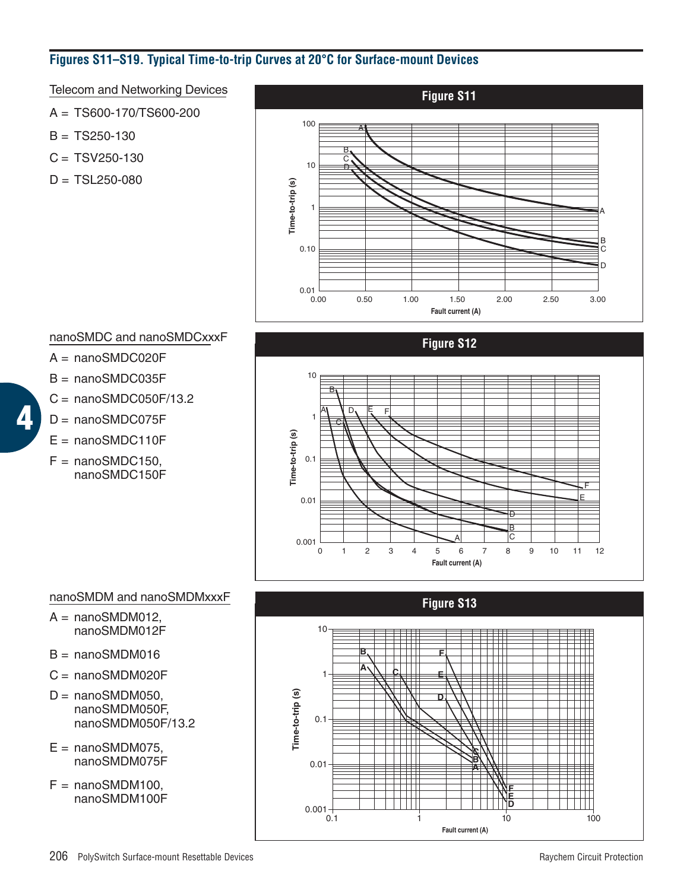## Figures S11–S19. Typical Time-to-trip Curves at 20°C for Surface-mount Devices

Telecom and Networking Devices

A = TS600-170/TS600-200

B = TS250-130

C = TSV250-130

D = TSL250-080

**Figure S11**

nanoSMDC and nanoSMDCxxxF

A = nanoSMDC020F

B = nanoSMDC035F

C = nanoSMDC050F/13.2

D = nanoSMDC075F

E = nanoSMDC110F

F = nanoSMDC150, nanoSMDC150F

**Figure S12**

nanoSMDM and nanoSMDMxxxF

A = nanoSMDM012, nanoSMDM012F

B = nanoSMDM016

C = nanoSMDM020F

D = nanoSMDM050, nanoSMDM050F, nanoSMDM050F/13.2

E = nanoSMDM075, nanoSMDM075F

F = nanoSMDM100, nanoSMDM100F

**Figure S13**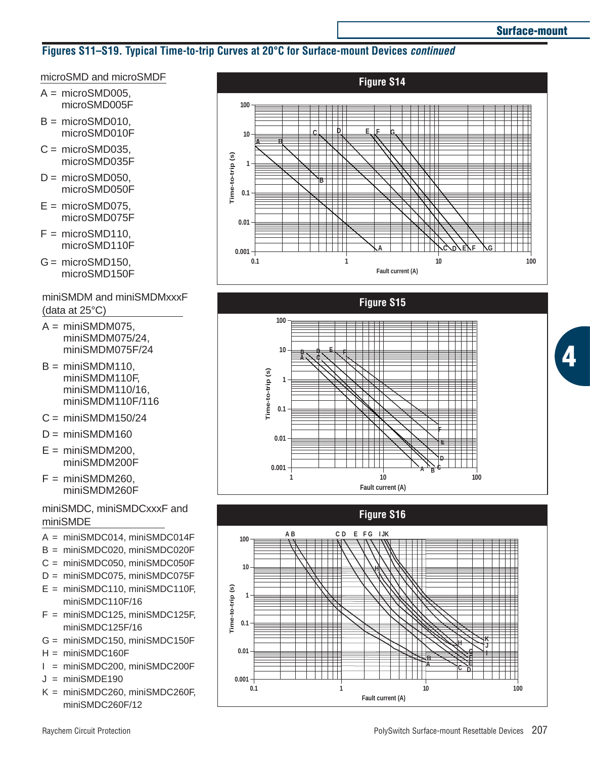## Figures S11–S19. Typical Time-to-trip Curves at 20°C for Surface-mount Devices *continued*

microSMD and microSMDF

- A = microSMD005, microSMD005F
- B = microSMD010, microSMD010F
- C = microSMD035, microSMD035F
- D = microSMD050, microSMD050F
- E = microSMD075, microSMD075F
- F = microSMD110, microSMD110F
- G = microSMD150, microSMD150F

**Figure S14**

miniSMDM and miniSMDMxxxF (data at 25°C)

- A = miniSMDM075, miniSMDM075/24, miniSMDM075F/24
- B = miniSMDM110, miniSMDM110F, miniSMDM110/16, miniSMDM110F/116
- C = miniSMDM150/24
- D = miniSMDM160
- E = miniSMDM200, miniSMDM200F
- F = miniSMDM260, miniSMDM260F

**Figure S15**

miniSMDC, miniSMDCxxxF and miniSMDE

- A = miniSMDC014, miniSMDC014F
- B = miniSMDC020, miniSMDC020F
- C = miniSMDC050, miniSMDC050F
- D = miniSMDC075, miniSMDC075F
- E = miniSMDC110, miniSMDC110F, miniSMDC110F/16
- F = miniSMDC125, miniSMDC125F, miniSMDC125F/16
- G = miniSMDC150, miniSMDC150F
- H = miniSMDC160F
- I = miniSMDC200, miniSMDC200F
- J = miniSMDE190
- K = miniSMDC260, miniSMDC260F, miniSMDC260F/12

**Figure S16**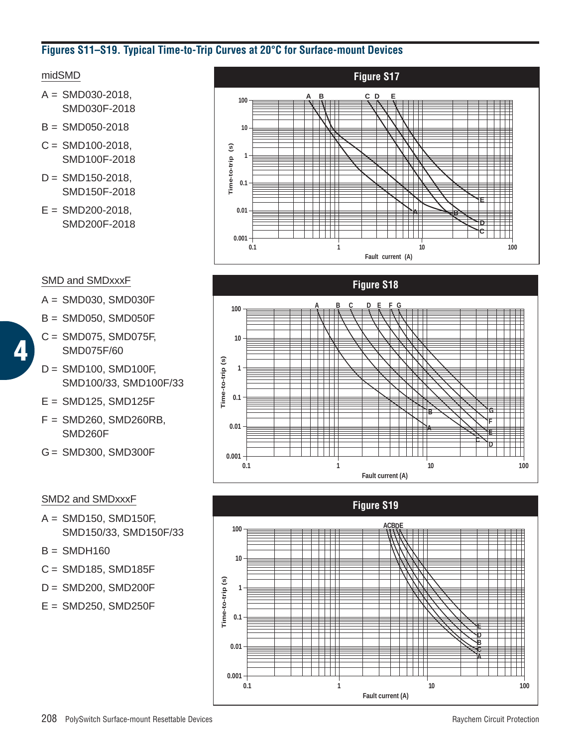## Figures S11–S19. Typical Time-to-Trip Curves at 20°C for Surface-mount Devices

### midSMD

A = SMD030-2018, SMD030F-2018

B = SMD050-2018

C = SMD100-2018, SMD100F-2018

D = SMD150-2018, SMD150F-2018

E = SMD200-2018, SMD200F-2018

**Figure S17**

### SMD and SMDxxxF

A = SMD030, SMD030F

B = SMD050, SMD050F

C = SMD075, SMD075F, SMD075F/60

D = SMD100, SMD100F, SMD100/33, SMD100F/33

E = SMD125, SMD125F

F = SMD260, SMD260RB, SMD260F

G = SMD300, SMD300F

**Figure S18**

### SMD2 and SMDxxxF

A = SMD150, SMD150F, SMD150/33, SMD150F/33

B = SMDH160

C = SMD185, SMD185F

D = SMD200, SMD200F

E = SMD250, SMD250F

**Figure S19**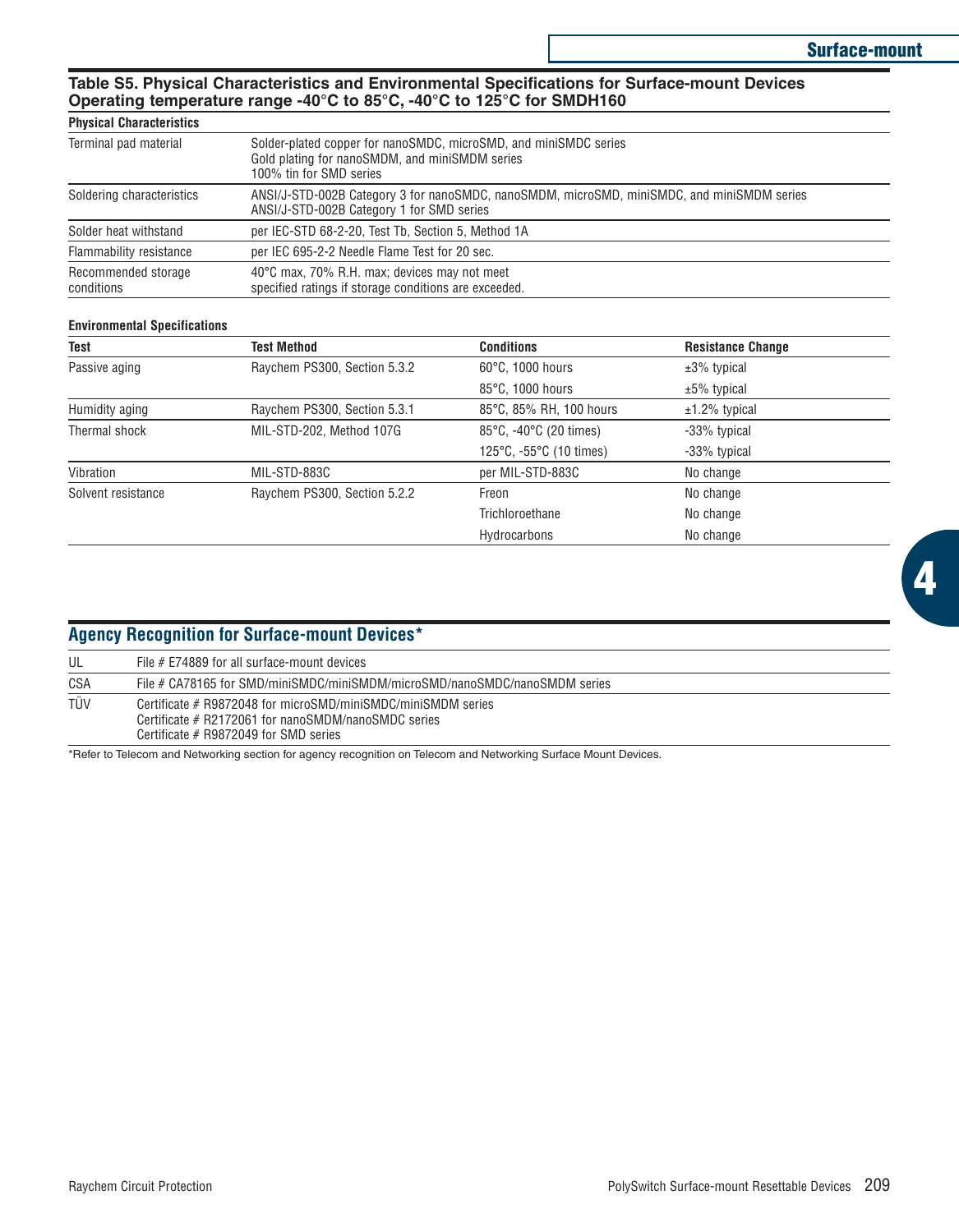## Table S5. Physical Characteristics and Environmental Specifications for Surface-mount Devices Operating temperature range -40°C to 85°C, -40°C to 125°C for SMDH160

| Physical Characteristics | |
|---|---|
| Terminal pad material | Solder-plated copper for nanoSMDC, microSMD, and miniSMDC series<br>Gold plating for nanoSMDM, and miniSMDM series<br>100% tin for SMD series |
| Soldering characteristics | ANSI/J-STD-002B Category 3 for nanoSMDC, nanoSMDM, microSMD, miniSMDC, and miniSMDM series<br>ANSI/J-STD-002B Category 1 for SMD series |
| Solder heat withstand | per IEC-STD 68-2-20, Test Tb, Section 5, Method 1A |
| Flammability resistance | per IEC 695-2-2 Needle Flame Test for 20 sec. |
| Recommended storage conditions | 40°C max, 70% R.H. max; devices may not meet specified ratings if storage conditions are exceeded. |

**Environmental Specifications**

| Test | Test Method | Conditions | Resistance Change |
|---|---|---|---|
| Passive aging | Raychem PS300, Section 5.3.2 | 60°C, 1000 hours | ±3% typical |
| | | 85°C, 1000 hours | ±5% typical |
| Humidity aging | Raychem PS300, Section 5.3.1 | 85°C, 85% RH, 100 hours | ±1.2% typical |
| Thermal shock | MIL-STD-202, Method 107G | 85°C, -40°C (20 times) | -33% typical |
| | | 125°C, -55°C (10 times) | -33% typical |
| Vibration | MIL-STD-883C | per MIL-STD-883C | No change |
| Solvent resistance | Raychem PS300, Section 5.2.2 | Freon | No change |
| | | Trichloroethane | No change |
| | | Hydrocarbons | No change |

## Agency Recognition for Surface-mount Devices*

| | |
|---|---|
| UL | File # E74889 for all surface-mount devices |
| CSA | File # CA78165 for SMD/miniSMDC/miniSMDM/microSMD/nanoSMDC/nanoSMDM series |
| TÜV | Certificate # R9872048 for microSMD/miniSMDC/miniSMDM series<br>Certificate # R2172061 for nanoSMDM/nanoSMDC series<br>Certificate # R9872049 for SMD series |

*Refer to Telecom and Networking section for agency recognition on Telecom and Networking Surface Mount Devices.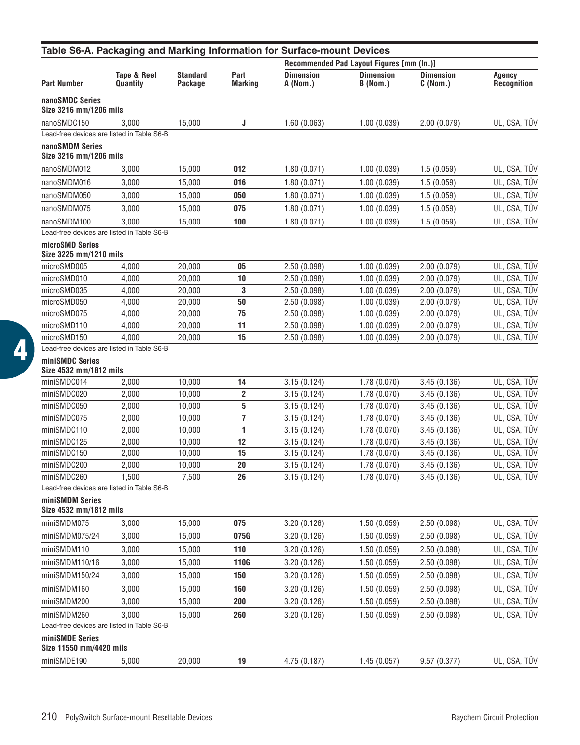## Table S6-A. Packaging and Marking Information for Surface-mount Devices

| Part Number | Tape & Reel Quantity | Standard Package | Part Marking | Recommended Pad Layout Figures [mm (In.)] Dimension A (Nom.) | Dimension B (Nom.) | Dimension C (Nom.) | Agency Recognition |
|---|---|---|---|---|---|---|---|
| **nanoSMDC Series Size 3216 mm/1206 mils** | | | | | | | |
| nanoSMDC150 | 3,000 | 15,000 | **J** | 1.60 (0.063) | 1.00 (0.039) | 2.00 (0.079) | UL, CSA, TÜV |
| Lead-free devices are listed in Table S6-B | | | | | | | |
| **nanoSMDM Series Size 3216 mm/1206 mils** | | | | | | | |
| nanoSMDM012 | 3,000 | 15,000 | **012** | 1.80 (0.071) | 1.00 (0.039) | 1.5 (0.059) | UL, CSA, TÜV |
| nanoSMDM016 | 3,000 | 15,000 | **016** | 1.80 (0.071) | 1.00 (0.039) | 1.5 (0.059) | UL, CSA, TÜV |
| nanoSMDM050 | 3,000 | 15,000 | **050** | 1.80 (0.071) | 1.00 (0.039) | 1.5 (0.059) | UL, CSA, TÜV |
| nanoSMDM075 | 3,000 | 15,000 | **075** | 1.80 (0.071) | 1.00 (0.039) | 1.5 (0.059) | UL, CSA, TÜV |
| nanoSMDM100 | 3,000 | 15,000 | **100** | 1.80 (0.071) | 1.00 (0.039) | 1.5 (0.059) | UL, CSA, TÜV |
| Lead-free devices are listed in Table S6-B | | | | | | | |
| **microSMD Series Size 3225 mm/1210 mils** | | | | | | | |
| microSMD005 | 4,000 | 20,000 | **05** | 2.50 (0.098) | 1.00 (0.039) | 2.00 (0.079) | UL, CSA, TÜV |
| microSMD010 | 4,000 | 20,000 | **10** | 2.50 (0.098) | 1.00 (0.039) | 2.00 (0.079) | UL, CSA, TÜV |
| microSMD035 | 4,000 | 20,000 | **3** | 2.50 (0.098) | 1.00 (0.039) | 2.00 (0.079) | UL, CSA, TÜV |
| microSMD050 | 4,000 | 20,000 | **50** | 2.50 (0.098) | 1.00 (0.039) | 2.00 (0.079) | UL, CSA, TÜV |
| microSMD075 | 4,000 | 20,000 | **75** | 2.50 (0.098) | 1.00 (0.039) | 2.00 (0.079) | UL, CSA, TÜV |
| microSMD110 | 4,000 | 20,000 | **11** | 2.50 (0.098) | 1.00 (0.039) | 2.00 (0.079) | UL, CSA, TÜV |
| microSMD150 | 4,000 | 20,000 | **15** | 2.50 (0.098) | 1.00 (0.039) | 2.00 (0.079) | UL, CSA, TÜV |
| Lead-free devices are listed in Table S6-B | | | | | | | |
| **miniSMDC Series Size 4532 mm/1812 mils** | | | | | | | |
| miniSMDC014 | 2,000 | 10,000 | **14** | 3.15 (0.124) | 1.78 (0.070) | 3.45 (0.136) | UL, CSA, TÜV |
| miniSMDC020 | 2,000 | 10,000 | **2** | 3.15 (0.124) | 1.78 (0.070) | 3.45 (0.136) | UL, CSA, TÜV |
| miniSMDC050 | 2,000 | 10,000 | **5** | 3.15 (0.124) | 1.78 (0.070) | 3.45 (0.136) | UL, CSA, TÜV |
| miniSMDC075 | 2,000 | 10,000 | **7** | 3.15 (0.124) | 1.78 (0.070) | 3.45 (0.136) | UL, CSA, TÜV |
| miniSMDC110 | 2,000 | 10,000 | **1** | 3.15 (0.124) | 1.78 (0.070) | 3.45 (0.136) | UL, CSA, TÜV |
| miniSMDC125 | 2,000 | 10,000 | **12** | 3.15 (0.124) | 1.78 (0.070) | 3.45 (0.136) | UL, CSA, TÜV |
| miniSMDC150 | 2,000 | 10,000 | **15** | 3.15 (0.124) | 1.78 (0.070) | 3.45 (0.136) | UL, CSA, TÜV |
| miniSMDC200 | 2,000 | 10,000 | **20** | 3.15 (0.124) | 1.78 (0.070) | 3.45 (0.136) | UL, CSA, TÜV |
| miniSMDC260 | 1,500 | 7,500 | **26** | 3.15 (0.124) | 1.78 (0.070) | 3.45 (0.136) | UL, CSA, TÜV |
| Lead-free devices are listed in Table S6-B | | | | | | | |
| **miniSMDM Series Size 4532 mm/1812 mils** | | | | | | | |
| miniSMDM075 | 3,000 | 15,000 | **075** | 3.20 (0.126) | 1.50 (0.059) | 2.50 (0.098) | UL, CSA, TÜV |
| miniSMDM075/24 | 3,000 | 15,000 | **075G** | 3.20 (0.126) | 1.50 (0.059) | 2.50 (0.098) | UL, CSA, TÜV |
| miniSMDM110 | 3,000 | 15,000 | **110** | 3.20 (0.126) | 1.50 (0.059) | 2.50 (0.098) | UL, CSA, TÜV |
| miniSMDM110/16 | 3,000 | 15,000 | **110G** | 3.20 (0.126) | 1.50 (0.059) | 2.50 (0.098) | UL, CSA, TÜV |
| miniSMDM150/24 | 3,000 | 15,000 | **150** | 3.20 (0.126) | 1.50 (0.059) | 2.50 (0.098) | UL, CSA, TÜV |
| miniSMDM160 | 3,000 | 15,000 | **160** | 3.20 (0.126) | 1.50 (0.059) | 2.50 (0.098) | UL, CSA, TÜV |
| miniSMDM200 | 3,000 | 15,000 | **200** | 3.20 (0.126) | 1.50 (0.059) | 2.50 (0.098) | UL, CSA, TÜV |
| miniSMDM260 | 3,000 | 15,000 | **260** | 3.20 (0.126) | 1.50 (0.059) | 2.50 (0.098) | UL, CSA, TÜV |
| Lead-free devices are listed in Table S6-B | | | | | | | |
| **miniSMDE Series Size 11550 mm/4420 mils** | | | | | | | |
| miniSMDE190 | 5,000 | 20,000 | **19** | 4.75 (0.187) | 1.45 (0.057) | 9.57 (0.377) | UL, CSA, TÜV |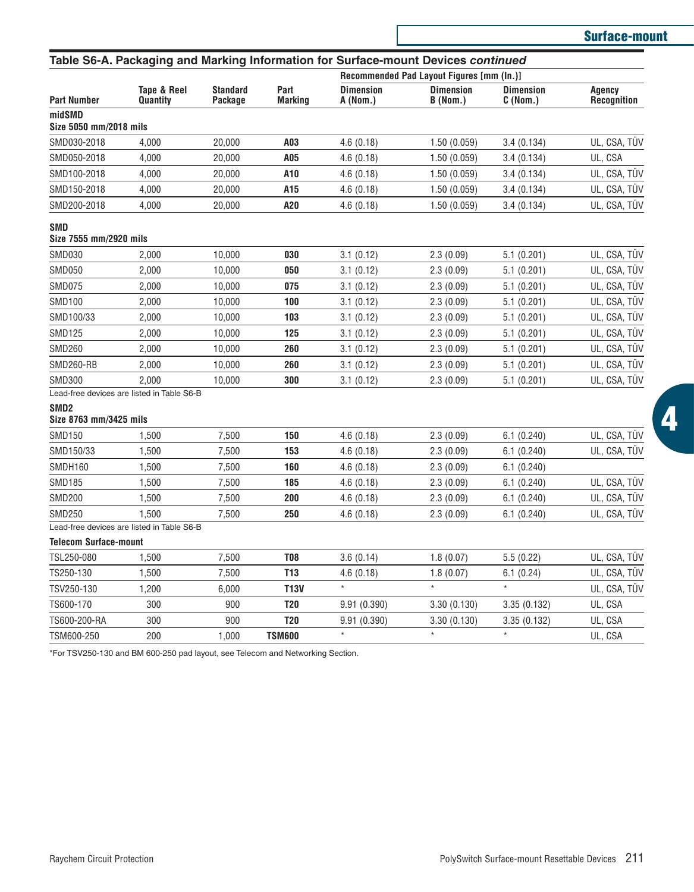## Table S6-A. Packaging and Marking Information for Surface-mount Devices *continued*

| Part Number | Tape & Reel Quantity | Standard Package | Part Marking | Recommended Pad Layout Figures [mm (In.)] Dimension A (Nom.) | Dimension B (Nom.) | Dimension C (Nom.) | Agency Recognition |
|---|---|---|---|---|---|---|---|
| **midSMD Size 5050 mm/2018 mils** | | | | | | | |
| SMD030-2018 | 4,000 | 20,000 | **A03** | 4.6 (0.18) | 1.50 (0.059) | 3.4 (0.134) | UL, CSA, TÜV |
| SMD050-2018 | 4,000 | 20,000 | **A05** | 4.6 (0.18) | 1.50 (0.059) | 3.4 (0.134) | UL, CSA |
| SMD100-2018 | 4,000 | 20,000 | **A10** | 4.6 (0.18) | 1.50 (0.059) | 3.4 (0.134) | UL, CSA, TÜV |
| SMD150-2018 | 4,000 | 20,000 | **A15** | 4.6 (0.18) | 1.50 (0.059) | 3.4 (0.134) | UL, CSA, TÜV |
| SMD200-2018 | 4,000 | 20,000 | **A20** | 4.6 (0.18) | 1.50 (0.059) | 3.4 (0.134) | UL, CSA, TÜV |
| **SMD Size 7555 mm/2920 mils** | | | | | | | |
| SMD030 | 2,000 | 10,000 | **030** | 3.1 (0.12) | 2.3 (0.09) | 5.1 (0.201) | UL, CSA, TÜV |
| SMD050 | 2,000 | 10,000 | **050** | 3.1 (0.12) | 2.3 (0.09) | 5.1 (0.201) | UL, CSA, TÜV |
| SMD075 | 2,000 | 10,000 | **075** | 3.1 (0.12) | 2.3 (0.09) | 5.1 (0.201) | UL, CSA, TÜV |
| SMD100 | 2,000 | 10,000 | **100** | 3.1 (0.12) | 2.3 (0.09) | 5.1 (0.201) | UL, CSA, TÜV |
| SMD100/33 | 2,000 | 10,000 | **103** | 3.1 (0.12) | 2.3 (0.09) | 5.1 (0.201) | UL, CSA, TÜV |
| SMD125 | 2,000 | 10,000 | **125** | 3.1 (0.12) | 2.3 (0.09) | 5.1 (0.201) | UL, CSA, TÜV |
| SMD260 | 2,000 | 10,000 | **260** | 3.1 (0.12) | 2.3 (0.09) | 5.1 (0.201) | UL, CSA, TÜV |
| SMD260-RB | 2,000 | 10,000 | **260** | 3.1 (0.12) | 2.3 (0.09) | 5.1 (0.201) | UL, CSA, TÜV |
| SMD300 | 2,000 | 10,000 | **300** | 3.1 (0.12) | 2.3 (0.09) | 5.1 (0.201) | UL, CSA, TÜV |
| Lead-free devices are listed in Table S6-B | | | | | | | |
| **SMD2 Size 8763 mm/3425 mils** | | | | | | | |
| SMD150 | 1,500 | 7,500 | **150** | 4.6 (0.18) | 2.3 (0.09) | 6.1 (0.240) | UL, CSA, TÜV |
| SMD150/33 | 1,500 | 7,500 | **153** | 4.6 (0.18) | 2.3 (0.09) | 6.1 (0.240) | UL, CSA, TÜV |
| SMDH160 | 1,500 | 7,500 | **160** | 4.6 (0.18) | 2.3 (0.09) | 6.1 (0.240) | |
| SMD185 | 1,500 | 7,500 | **185** | 4.6 (0.18) | 2.3 (0.09) | 6.1 (0.240) | UL, CSA, TÜV |
| SMD200 | 1,500 | 7,500 | **200** | 4.6 (0.18) | 2.3 (0.09) | 6.1 (0.240) | UL, CSA, TÜV |
| SMD250 | 1,500 | 7,500 | **250** | 4.6 (0.18) | 2.3 (0.09) | 6.1 (0.240) | UL, CSA, TÜV |
| Lead-free devices are listed in Table S6-B | | | | | | | |
| **Telecom Surface-mount** | | | | | | | |
| TSL250-080 | 1,500 | 7,500 | **T08** | 3.6 (0.14) | 1.8 (0.07) | 5.5 (0.22) | UL, CSA, TÜV |
| TS250-130 | 1,500 | 7,500 | **T13** | 4.6 (0.18) | 1.8 (0.07) | 6.1 (0.24) | UL, CSA, TÜV |
| TSV250-130 | 1,200 | 6,000 | **T13V** | * | * | * | UL, CSA, TÜV |
| TS600-170 | 300 | 900 | **T20** | 9.91 (0.390) | 3.30 (0.130) | 3.35 (0.132) | UL, CSA |
| TS600-200-RA | 300 | 900 | **T20** | 9.91 (0.390) | 3.30 (0.130) | 3.35 (0.132) | UL, CSA |
| TSM600-250 | 200 | 1,000 | **TSM600** | * | * | * | UL, CSA |

*For TSV250-130 and BM 600-250 pad layout, see Telecom and Networking Section.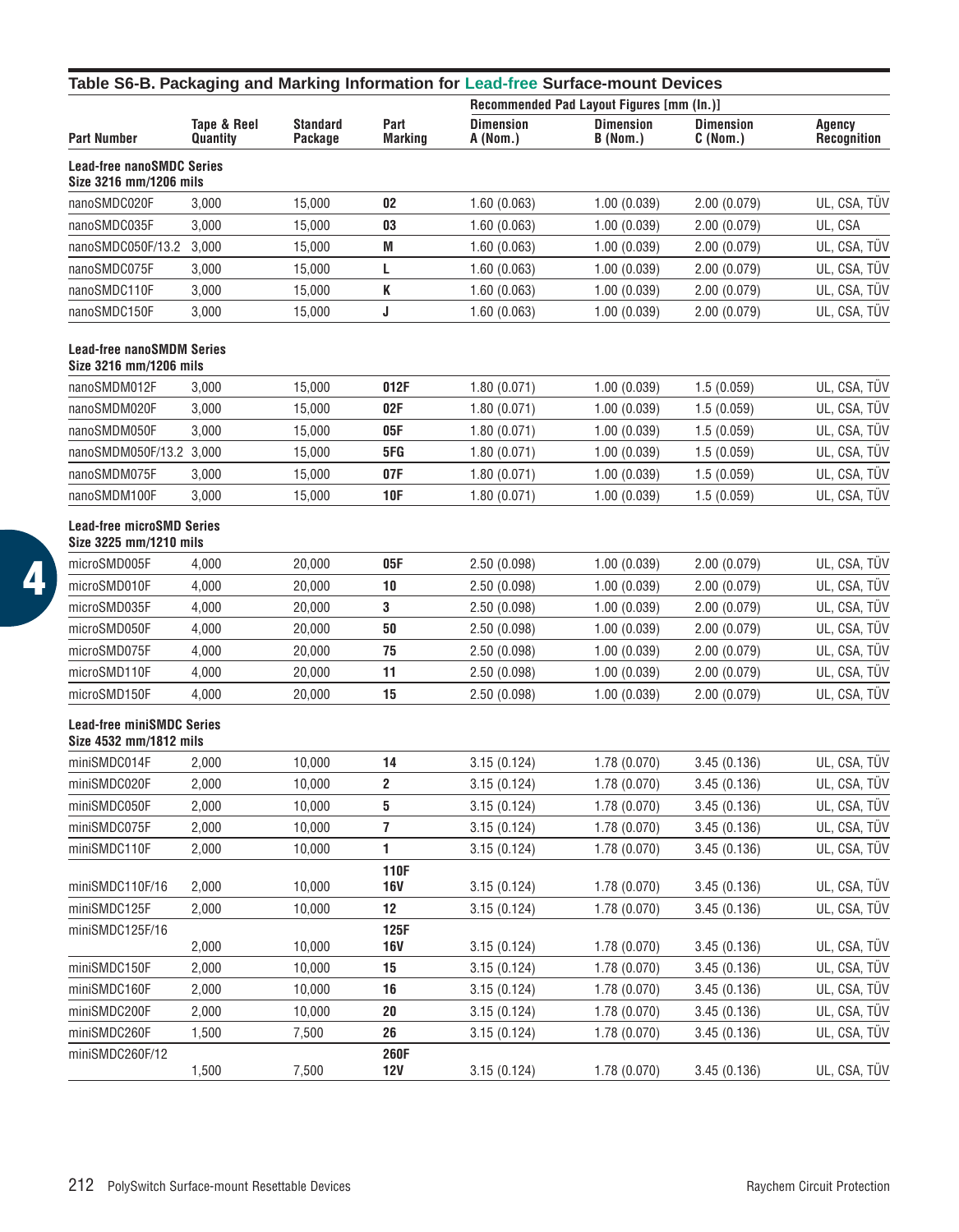## Table S6-B. Packaging and Marking Information for Lead-free Surface-mount Devices

| Part Number | Tape & Reel Quantity | Standard Package | Part Marking | Recommended Pad Layout Figures [mm (In.)] Dimension A (Nom.) | Dimension B (Nom.) | Dimension C (Nom.) | Agency Recognition |
|---|---|---|---|---|---|---|---|
| **Lead-free nanoSMDC Series Size 3216 mm/1206 mils** | | | | | | | |
| nanoSMDC020F | 3,000 | 15,000 | **02** | 1.60 (0.063) | 1.00 (0.039) | 2.00 (0.079) | UL, CSA, TÜV |
| nanoSMDC035F | 3,000 | 15,000 | **03** | 1.60 (0.063) | 1.00 (0.039) | 2.00 (0.079) | UL, CSA |
| nanoSMDC050F/13.2 | 3,000 | 15,000 | **M** | 1.60 (0.063) | 1.00 (0.039) | 2.00 (0.079) | UL, CSA, TÜV |
| nanoSMDC075F | 3,000 | 15,000 | **L** | 1.60 (0.063) | 1.00 (0.039) | 2.00 (0.079) | UL, CSA, TÜV |
| nanoSMDC110F | 3,000 | 15,000 | **K** | 1.60 (0.063) | 1.00 (0.039) | 2.00 (0.079) | UL, CSA, TÜV |
| nanoSMDC150F | 3,000 | 15,000 | **J** | 1.60 (0.063) | 1.00 (0.039) | 2.00 (0.079) | UL, CSA, TÜV |
| **Lead-free nanoSMDM Series Size 3216 mm/1206 mils** | | | | | | | |
| nanoSMDM012F | 3,000 | 15,000 | **012F** | 1.80 (0.071) | 1.00 (0.039) | 1.5 (0.059) | UL, CSA, TÜV |
| nanoSMDM020F | 3,000 | 15,000 | **02F** | 1.80 (0.071) | 1.00 (0.039) | 1.5 (0.059) | UL, CSA, TÜV |
| nanoSMDM050F | 3,000 | 15,000 | **05F** | 1.80 (0.071) | 1.00 (0.039) | 1.5 (0.059) | UL, CSA, TÜV |
| nanoSMDM050F/13.2 | 3,000 | 15,000 | **5FG** | 1.80 (0.071) | 1.00 (0.039) | 1.5 (0.059) | UL, CSA, TÜV |
| nanoSMDM075F | 3,000 | 15,000 | **07F** | 1.80 (0.071) | 1.00 (0.039) | 1.5 (0.059) | UL, CSA, TÜV |
| nanoSMDM100F | 3,000 | 15,000 | **10F** | 1.80 (0.071) | 1.00 (0.039) | 1.5 (0.059) | UL, CSA, TÜV |
| **Lead-free microSMD Series Size 3225 mm/1210 mils** | | | | | | | |
| microSMD005F | 4,000 | 20,000 | **05F** | 2.50 (0.098) | 1.00 (0.039) | 2.00 (0.079) | UL, CSA, TÜV |
| microSMD010F | 4,000 | 20,000 | **10** | 2.50 (0.098) | 1.00 (0.039) | 2.00 (0.079) | UL, CSA, TÜV |
| microSMD035F | 4,000 | 20,000 | **3** | 2.50 (0.098) | 1.00 (0.039) | 2.00 (0.079) | UL, CSA, TÜV |
| microSMD050F | 4,000 | 20,000 | **50** | 2.50 (0.098) | 1.00 (0.039) | 2.00 (0.079) | UL, CSA, TÜV |
| microSMD075F | 4,000 | 20,000 | **75** | 2.50 (0.098) | 1.00 (0.039) | 2.00 (0.079) | UL, CSA, TÜV |
| microSMD110F | 4,000 | 20,000 | **11** | 2.50 (0.098) | 1.00 (0.039) | 2.00 (0.079) | UL, CSA, TÜV |
| microSMD150F | 4,000 | 20,000 | **15** | 2.50 (0.098) | 1.00 (0.039) | 2.00 (0.079) | UL, CSA, TÜV |
| **Lead-free miniSMDC Series Size 4532 mm/1812 mils** | | | | | | | |
| miniSMDC014F | 2,000 | 10,000 | **14** | 3.15 (0.124) | 1.78 (0.070) | 3.45 (0.136) | UL, CSA, TÜV |
| miniSMDC020F | 2,000 | 10,000 | **2** | 3.15 (0.124) | 1.78 (0.070) | 3.45 (0.136) | UL, CSA, TÜV |
| miniSMDC050F | 2,000 | 10,000 | **5** | 3.15 (0.124) | 1.78 (0.070) | 3.45 (0.136) | UL, CSA, TÜV |
| miniSMDC075F | 2,000 | 10,000 | **7** | 3.15 (0.124) | 1.78 (0.070) | 3.45 (0.136) | UL, CSA, TÜV |
| miniSMDC110F | 2,000 | 10,000 | **1** | 3.15 (0.124) | 1.78 (0.070) | 3.45 (0.136) | UL, CSA, TÜV |
| miniSMDC110F/16 | 2,000 | 10,000 | **110F 16V** | 3.15 (0.124) | 1.78 (0.070) | 3.45 (0.136) | UL, CSA, TÜV |
| miniSMDC125F | 2,000 | 10,000 | **12** | 3.15 (0.124) | 1.78 (0.070) | 3.45 (0.136) | UL, CSA, TÜV |
| miniSMDC125F/16 | 2,000 | 10,000 | **125F 16V** | 3.15 (0.124) | 1.78 (0.070) | 3.45 (0.136) | UL, CSA, TÜV |
| miniSMDC150F | 2,000 | 10,000 | **15** | 3.15 (0.124) | 1.78 (0.070) | 3.45 (0.136) | UL, CSA, TÜV |
| miniSMDC160F | 2,000 | 10,000 | **16** | 3.15 (0.124) | 1.78 (0.070) | 3.45 (0.136) | UL, CSA, TÜV |
| miniSMDC200F | 2,000 | 10,000 | **20** | 3.15 (0.124) | 1.78 (0.070) | 3.45 (0.136) | UL, CSA, TÜV |
| miniSMDC260F | 1,500 | 7,500 | **26** | 3.15 (0.124) | 1.78 (0.070) | 3.45 (0.136) | UL, CSA, TÜV |
| miniSMDC260F/12 | 1,500 | 7,500 | **260F 12V** | 3.15 (0.124) | 1.78 (0.070) | 3.45 (0.136) | UL, CSA, TÜV |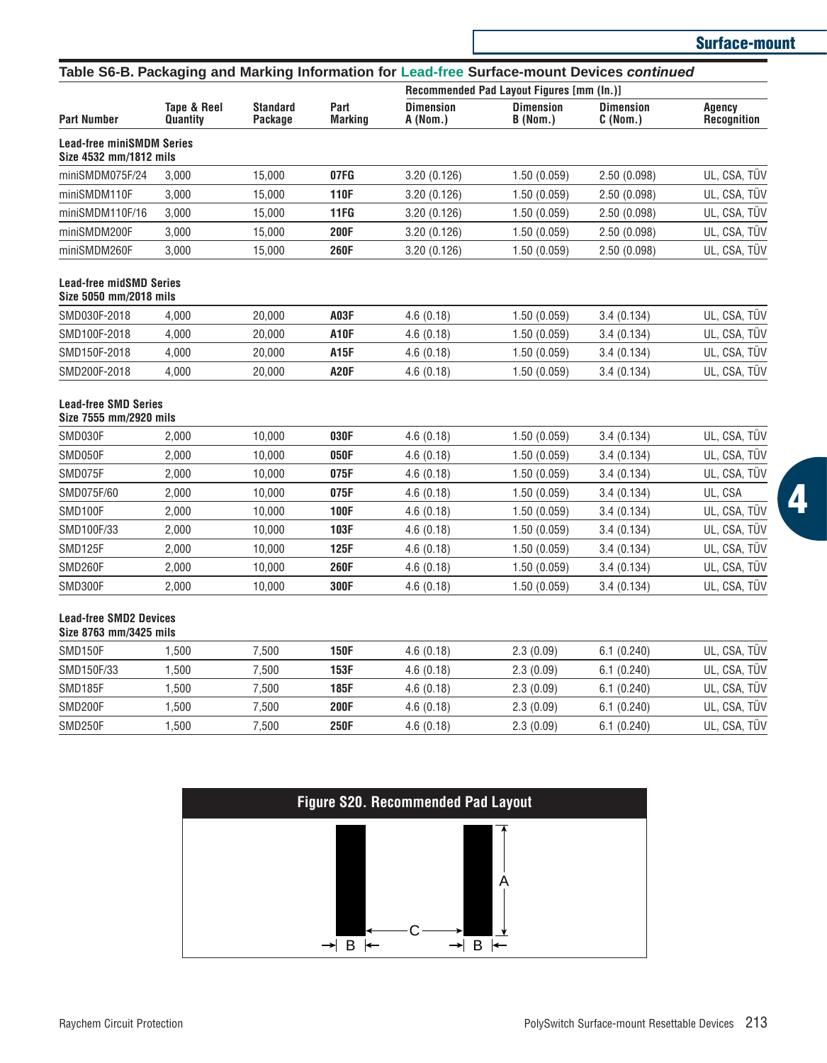## Table S6-B. Packaging and Marking Information for Lead-free Surface-mount Devices *continued*

| Part Number | Tape & Reel Quantity | Standard Package | Part Marking | Recommended Pad Layout Figures [mm (In.)] Dimension A (Nom.) | Dimension B (Nom.) | Dimension C (Nom.) | Agency Recognition |
|---|---|---|---|---|---|---|---|
| **Lead-free miniSMDM Series Size 4532 mm/1812 mils** | | | | | | | |
| miniSMDM075F/24 | 3,000 | 15,000 | **07FG** | 3.20 (0.126) | 1.50 (0.059) | 2.50 (0.098) | UL, CSA, TÜV |
| miniSMDM110F | 3,000 | 15,000 | **110F** | 3.20 (0.126) | 1.50 (0.059) | 2.50 (0.098) | UL, CSA, TÜV |
| miniSMDM110F/16 | 3,000 | 15,000 | **11FG** | 3.20 (0.126) | 1.50 (0.059) | 2.50 (0.098) | UL, CSA, TÜV |
| miniSMDM200F | 3,000 | 15,000 | **200F** | 3.20 (0.126) | 1.50 (0.059) | 2.50 (0.098) | UL, CSA, TÜV |
| miniSMDM260F | 3,000 | 15,000 | **260F** | 3.20 (0.126) | 1.50 (0.059) | 2.50 (0.098) | UL, CSA, TÜV |
| **Lead-free midSMD Series Size 5050 mm/2018 mils** | | | | | | | |
| SMD030F-2018 | 4,000 | 20,000 | **A03F** | 4.6 (0.18) | 1.50 (0.059) | 3.4 (0.134) | UL, CSA, TÜV |
| SMD100F-2018 | 4,000 | 20,000 | **A10F** | 4.6 (0.18) | 1.50 (0.059) | 3.4 (0.134) | UL, CSA, TÜV |
| SMD150F-2018 | 4,000 | 20,000 | **A15F** | 4.6 (0.18) | 1.50 (0.059) | 3.4 (0.134) | UL, CSA, TÜV |
| SMD200F-2018 | 4,000 | 20,000 | **A20F** | 4.6 (0.18) | 1.50 (0.059) | 3.4 (0.134) | UL, CSA, TÜV |
| **Lead-free SMD Series Size 7555 mm/2920 mils** | | | | | | | |
| SMD030F | 2,000 | 10,000 | **030F** | 4.6 (0.18) | 1.50 (0.059) | 3.4 (0.134) | UL, CSA, TÜV |
| SMD050F | 2,000 | 10,000 | **050F** | 4.6 (0.18) | 1.50 (0.059) | 3.4 (0.134) | UL, CSA, TÜV |
| SMD075F | 2,000 | 10,000 | **075F** | 4.6 (0.18) | 1.50 (0.059) | 3.4 (0.134) | UL, CSA, TÜV |
| SMD075F/60 | 2,000 | 10,000 | **075F** | 4.6 (0.18) | 1.50 (0.059) | 3.4 (0.134) | UL, CSA |
| SMD100F | 2,000 | 10,000 | **100F** | 4.6 (0.18) | 1.50 (0.059) | 3.4 (0.134) | UL, CSA, TÜV |
| SMD100F/33 | 2,000 | 10,000 | **103F** | 4.6 (0.18) | 1.50 (0.059) | 3.4 (0.134) | UL, CSA, TÜV |
| SMD125F | 2,000 | 10,000 | **125F** | 4.6 (0.18) | 1.50 (0.059) | 3.4 (0.134) | UL, CSA, TÜV |
| SMD260F | 2,000 | 10,000 | **260F** | 4.6 (0.18) | 1.50 (0.059) | 3.4 (0.134) | UL, CSA, TÜV |
| SMD300F | 2,000 | 10,000 | **300F** | 4.6 (0.18) | 1.50 (0.059) | 3.4 (0.134) | UL, CSA, TÜV |
| **Lead-free SMD2 Devices Size 8763 mm/3425 mils** | | | | | | | |
| SMD150F | 1,500 | 7,500 | **150F** | 4.6 (0.18) | 2.3 (0.09) | 6.1 (0.240) | UL, CSA, TÜV |
| SMD150F/33 | 1,500 | 7,500 | **153F** | 4.6 (0.18) | 2.3 (0.09) | 6.1 (0.240) | UL, CSA, TÜV |
| SMD185F | 1,500 | 7,500 | **185F** | 4.6 (0.18) | 2.3 (0.09) | 6.1 (0.240) | UL, CSA, TÜV |
| SMD200F | 1,500 | 7,500 | **200F** | 4.6 (0.18) | 2.3 (0.09) | 6.1 (0.240) | UL, CSA, TÜV |
| SMD250F | 1,500 | 7,500 | **250F** | 4.6 (0.18) | 2.3 (0.09) | 6.1 (0.240) | UL, CSA, TÜV |

**Figure S20. Recommended Pad Layout**

A

C

B B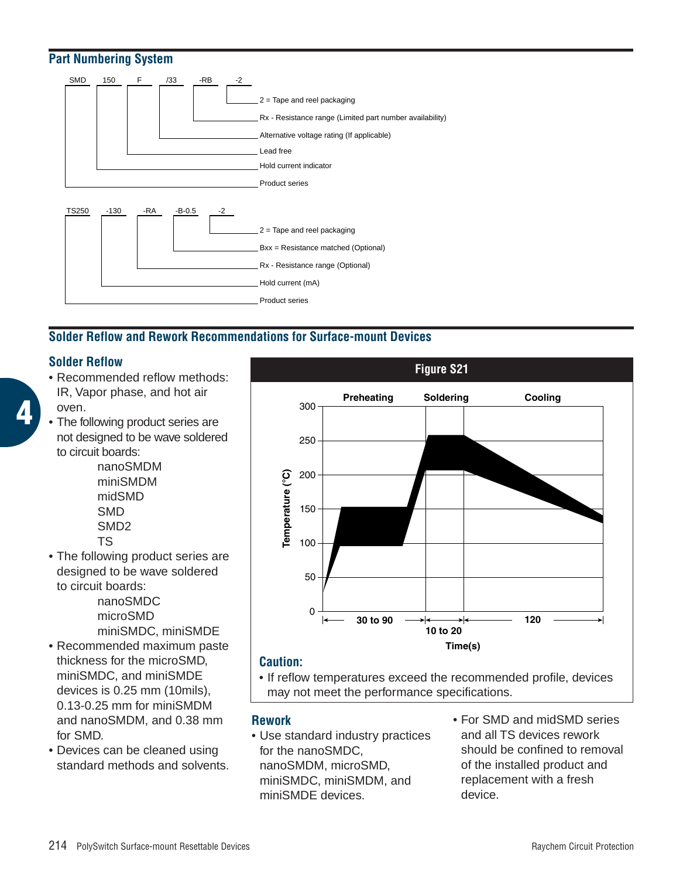## Part Numbering System

SMD 150 F /33 -RB -2

- 2 = Tape and reel packaging
- Rx - Resistance range (Limited part number availability)
- Alternative voltage rating (If applicable)
- Lead free
- Hold current indicator
- Product series

TS250 -130 -RA -B-0.5 -2

- 2 = Tape and reel packaging
- Bxx = Resistance matched (Optional)
- Rx - Resistance range (Optional)
- Hold current (mA)
- Product series

## Solder Reflow and Rework Recommendations for Surface-mount Devices

### Solder Reflow

- Recommended reflow methods: IR, Vapor phase, and hot air oven.
- The following product series are not designed to be wave soldered to circuit boards:
  - nanoSMDM
  - miniSMDM
  - midSMD
  - SMD
  - SMD2
  - TS
- The following product series are designed to be wave soldered to circuit boards:
  - nanoSMDC
  - microSMD
  - miniSMDC, miniSMDE
- Recommended maximum paste thickness for the microSMD, miniSMDC, and miniSMDE devices is 0.25 mm (10mils), 0.13-0.25 mm for miniSMDM and nanoSMDM, and 0.38 mm for SMD.
- Devices can be cleaned using standard methods and solvents.

**Figure S21**

Preheating | Soldering | Cooling

Temperature (°C): 0, 50, 100, 150, 200, 250, 300

Time(s): 30 to 90 | 10 to 20 | 120

### Caution:

- If reflow temperatures exceed the recommended profile, devices may not meet the performance specifications.

### Rework

- Use standard industry practices for the nanoSMDC, nanoSMDM, microSMD, miniSMDC, miniSMDM, and miniSMDE devices.
- For SMD and midSMD series and all TS devices rework should be confined to removal of the installed product and replacement with a fresh device.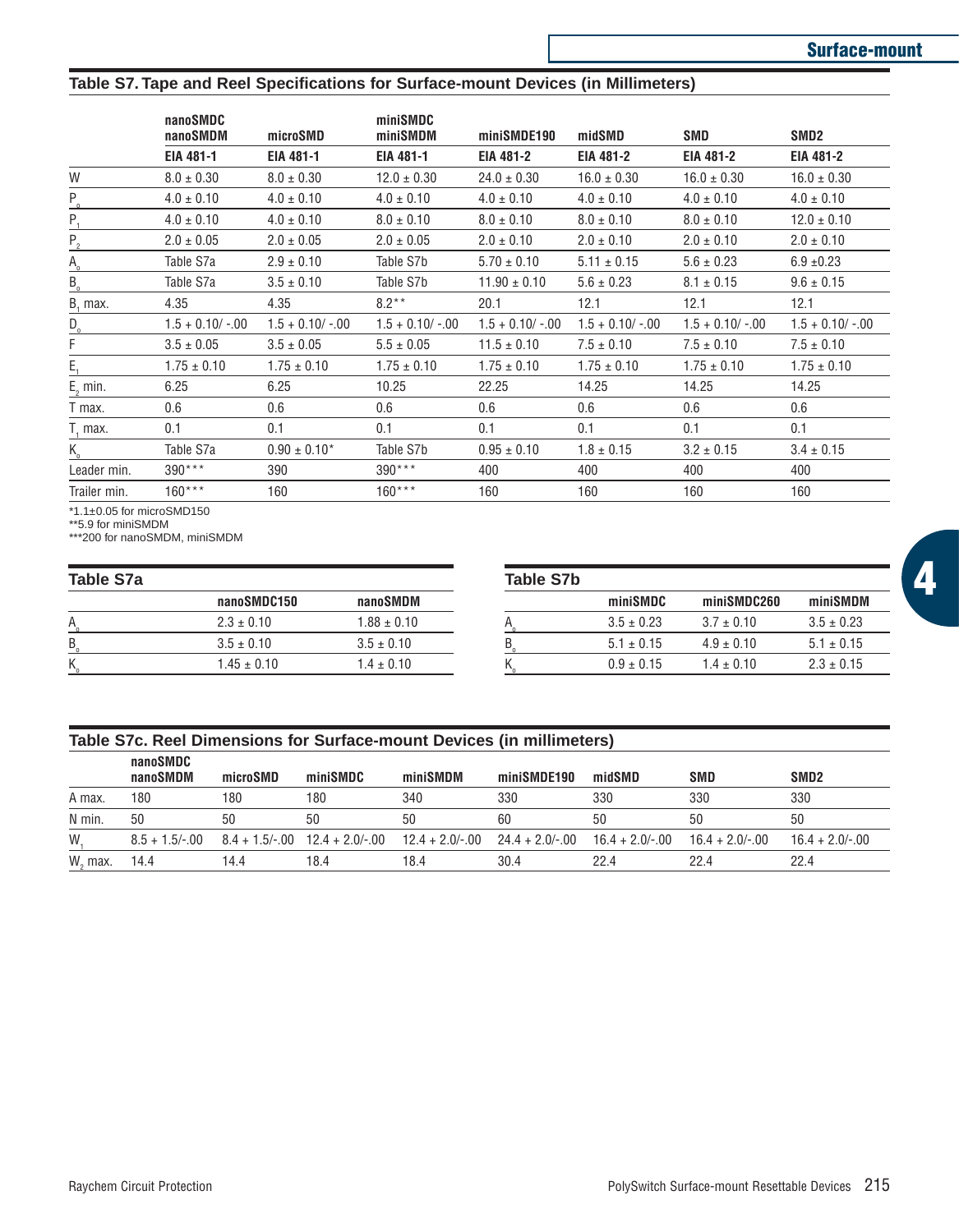## Table S7. Tape and Reel Specifications for Surface-mount Devices (in Millimeters)

| | nanoSMDC nanoSMDM | microSMD | miniSMDC miniSMDM | miniSMDE190 | midSMD | SMD | SMD2 |
|---|---|---|---|---|---|---|---|
| | EIA 481-1 | EIA 481-1 | EIA 481-1 | EIA 481-2 | EIA 481-2 | EIA 481-2 | EIA 481-2 |
| W | 8.0 ± 0.30 | 8.0 ± 0.30 | 12.0 ± 0.30 | 24.0 ± 0.30 | 16.0 ± 0.30 | 16.0 ± 0.30 | 16.0 ± 0.30 |
| $P_0$ | 4.0 ± 0.10 | 4.0 ± 0.10 | 4.0 ± 0.10 | 4.0 ± 0.10 | 4.0 ± 0.10 | 4.0 ± 0.10 | 4.0 ± 0.10 |
| $P_1$ | 4.0 ± 0.10 | 4.0 ± 0.10 | 8.0 ± 0.10 | 8.0 ± 0.10 | 8.0 ± 0.10 | 8.0 ± 0.10 | 12.0 ± 0.10 |
| $P_2$ | 2.0 ± 0.05 | 2.0 ± 0.05 | 2.0 ± 0.05 | 2.0 ± 0.10 | 2.0 ± 0.10 | 2.0 ± 0.10 | 2.0 ± 0.10 |
| $A_0$ | Table S7a | 2.9 ± 0.10 | Table S7b | 5.70 ± 0.10 | 5.11 ± 0.15 | 5.6 ± 0.23 | 6.9 ±0.23 |
| $B_0$ | Table S7a | 3.5 ± 0.10 | Table S7b | 11.90 ± 0.10 | 5.6 ± 0.23 | 8.1 ± 0.15 | 9.6 ± 0.15 |
| $B_1$ max. | 4.35 | 4.35 | 8.2** | 20.1 | 12.1 | 12.1 | 12.1 |
| $D_0$ | 1.5 + 0.10/ -.00 | 1.5 + 0.10/ -.00 | 1.5 + 0.10/ -.00 | 1.5 + 0.10/ -.00 | 1.5 + 0.10/ -.00 | 1.5 + 0.10/ -.00 | 1.5 + 0.10/ -.00 |
| F | 3.5 ± 0.05 | 3.5 ± 0.05 | 5.5 ± 0.05 | 11.5 ± 0.10 | 7.5 ± 0.10 | 7.5 ± 0.10 | 7.5 ± 0.10 |
| $E_1$ | 1.75 ± 0.10 | 1.75 ± 0.10 | 1.75 ± 0.10 | 1.75 ± 0.10 | 1.75 ± 0.10 | 1.75 ± 0.10 | 1.75 ± 0.10 |
| $E_2$ min. | 6.25 | 6.25 | 10.25 | 22.25 | 14.25 | 14.25 | 14.25 |
| T max. | 0.6 | 0.6 | 0.6 | 0.6 | 0.6 | 0.6 | 0.6 |
| $T_1$ max. | 0.1 | 0.1 | 0.1 | 0.1 | 0.1 | 0.1 | 0.1 |
| $K_0$ | Table S7a | 0.90 ± 0.10* | Table S7b | 0.95 ± 0.10 | 1.8 ± 0.15 | 3.2 ± 0.15 | 3.4 ± 0.15 |
| Leader min. | 390*** | 390 | 390*** | 400 | 400 | 400 | 400 |
| Trailer min. | 160*** | 160 | 160*** | 160 | 160 | 160 | 160 |

*1.1±0.05 for microSMD150
**5.9 for miniSMDM
***200 for nanoSMDM, miniSMDM

### Table S7a

| | nanoSMDC150 | nanoSMDM |
|---|---|---|
| $A_0$ | 2.3 ± 0.10 | 1.88 ± 0.10 |
| $B_0$ | 3.5 ± 0.10 | 3.5 ± 0.10 |
| $K_0$ | 1.45 ± 0.10 | 1.4 ± 0.10 |

### Table S7b

| | miniSMDC | miniSMDC260 | miniSMDM |
|---|---|---|---|
| $A_0$ | 3.5 ± 0.23 | 3.7 ± 0.10 | 3.5 ± 0.23 |
| $B_0$ | 5.1 ± 0.15 | 4.9 ± 0.10 | 5.1 ± 0.15 |
| $K_0$ | 0.9 ± 0.15 | 1.4 ± 0.10 | 2.3 ± 0.15 |

## Table S7c. Reel Dimensions for Surface-mount Devices (in millimeters)

| | nanoSMDC nanoSMDM | microSMD | miniSMDC | miniSMDM | miniSMDE190 | midSMD | SMD | SMD2 |
|---|---|---|---|---|---|---|---|---|
| A max. | 180 | 180 | 180 | 340 | 330 | 330 | 330 | 330 |
| N min. | 50 | 50 | 50 | 50 | 60 | 50 | 50 | 50 |
| $W_1$ | 8.5 + 1.5/-.00 | 8.4 + 1.5/-.00 | 12.4 + 2.0/-.00 | 12.4 + 2.0/-.00 | 24.4 + 2.0/-.00 | 16.4 + 2.0/-.00 | 16.4 + 2.0/-.00 | 16.4 + 2.0/-.00 |
| $W_2$ max. | 14.4 | 14.4 | 18.4 | 18.4 | 30.4 | 22.4 | 22.4 | 22.4 |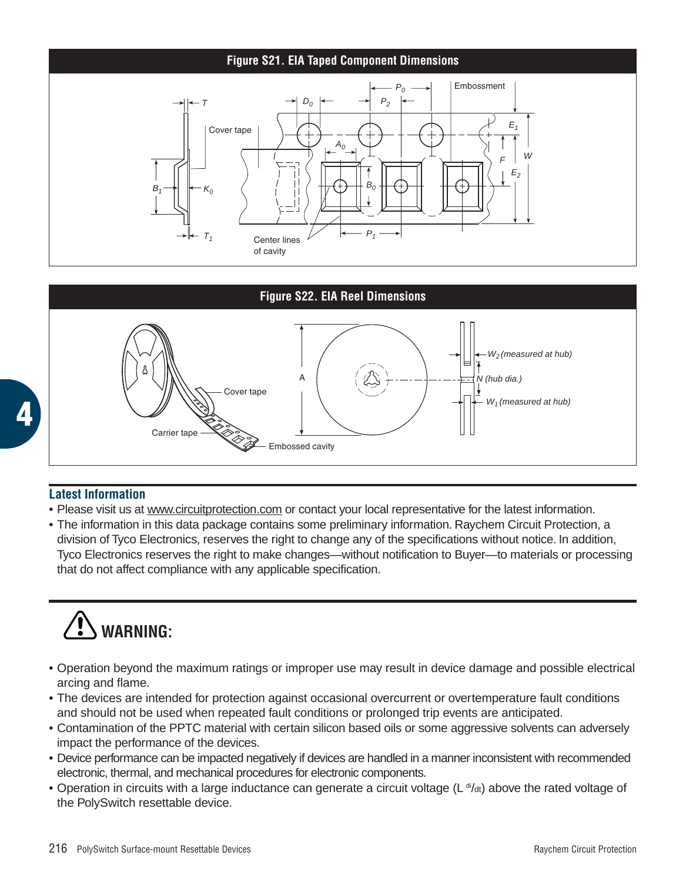## Figure S21. EIA Taped Component Dimensions

T

$D_0$

$P_0$

$P_2$

Embossment

Cover tape

$E_1$

$A_0$

F

W

$E_2$

$B_1$

$K_0$

$B_0$

$T_1$

Center lines of cavity

$P_1$

## Figure S22. EIA Reel Dimensions

A

$W_2$ (measured at hub)

N (hub dia.)

Cover tape

$W_1$ (measured at hub)

Carrier tape

Embossed cavity

## Latest Information

- Please visit us at www.circuitprotection.com or contact your local representative for the latest information.
- The information in this data package contains some preliminary information. Raychem Circuit Protection, a division of Tyco Electronics, reserves the right to change any of the specifications without notice. In addition, Tyco Electronics reserves the right to make changes—without notification to Buyer—to materials or processing that do not affect compliance with any applicable specification.

## WARNING:

- Operation beyond the maximum ratings or improper use may result in device damage and possible electrical arcing and flame.
- The devices are intended for protection against occasional overcurrent or overtemperature fault conditions and should not be used when repeated fault conditions or prolonged trip events are anticipated.
- Contamination of the PPTC material with certain silicon based oils or some aggressive solvents can adversely impact the performance of the devices.
- Device performance can be impacted negatively if devices are handled in a manner inconsistent with recommended electronic, thermal, and mechanical procedures for electronic components.
- Operation in circuits with a large inductance can generate a circuit voltage ($L\,^{di}/_{dt}$) above the rated voltage of the PolySwitch resettable device.